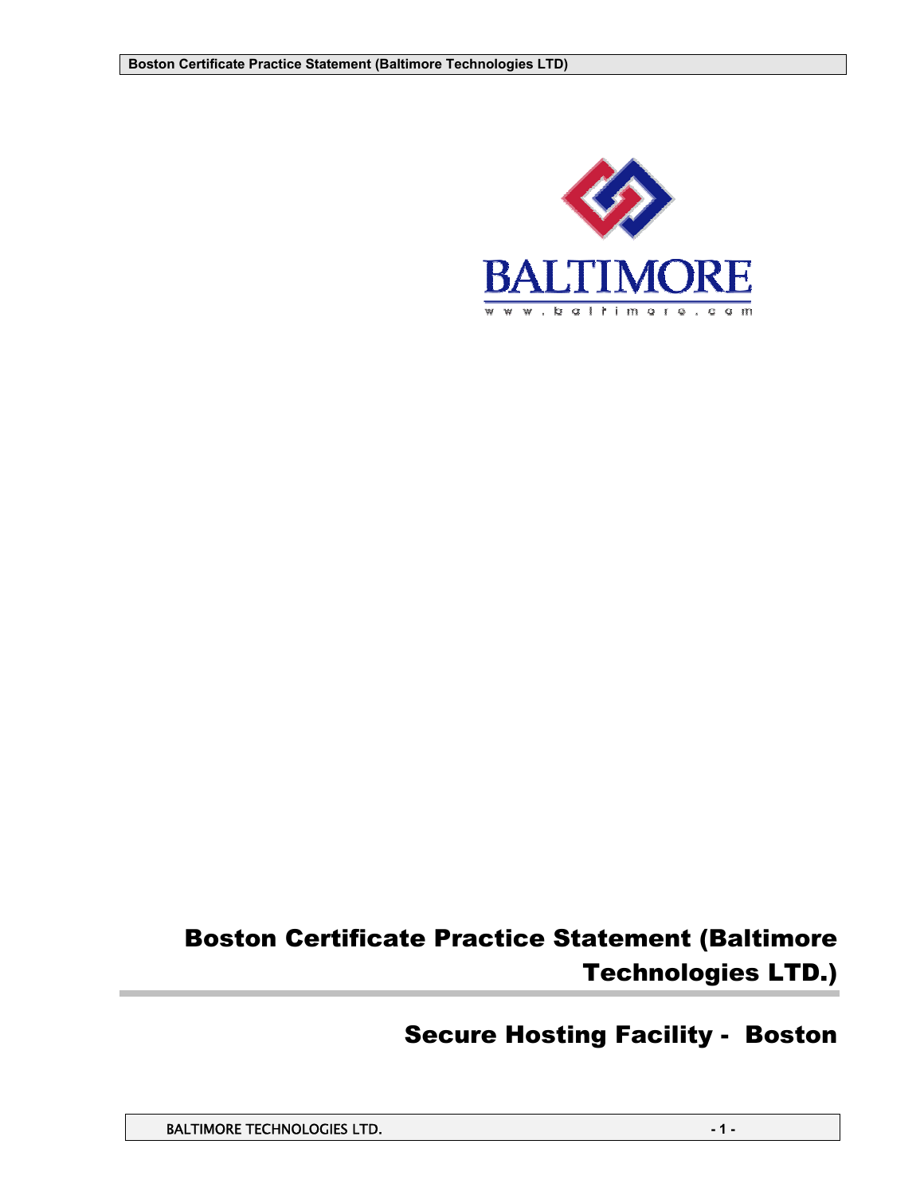# Boston Certificate Practice Statement (Baltimore Technologies LTD.)

## Secure Hosting Facility - Boston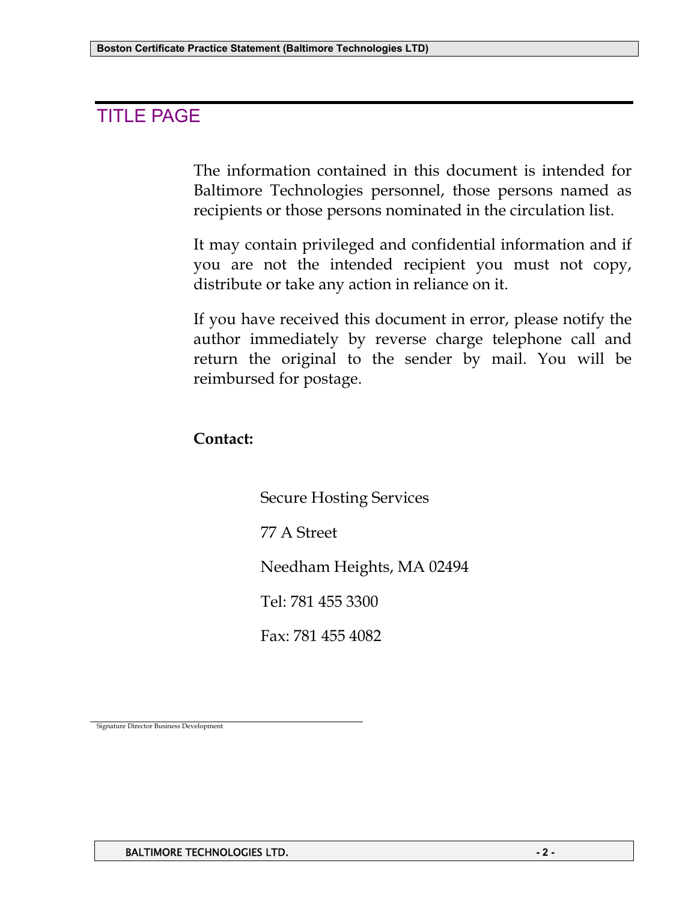# TITLE PAGE

The information contained in this document is intended for Baltimore Technologies personnel, those persons named as recipients or those persons nominated in the circulation list.

It may contain privileged and confidential information and if you are not the intended recipient you must not copy, distribute or take any action in reliance on it.

If you have received this document in error, please notify the author immediately by reverse charge telephone call and return the original to the sender by mail. You will be reimbursed for postage.

**Contact:**

Secure Hosting Services

77 A Street

Needham Heights, MA 02494

Tel: 781 455 3300

Fax: 781 455 4082

Signature Director Business Development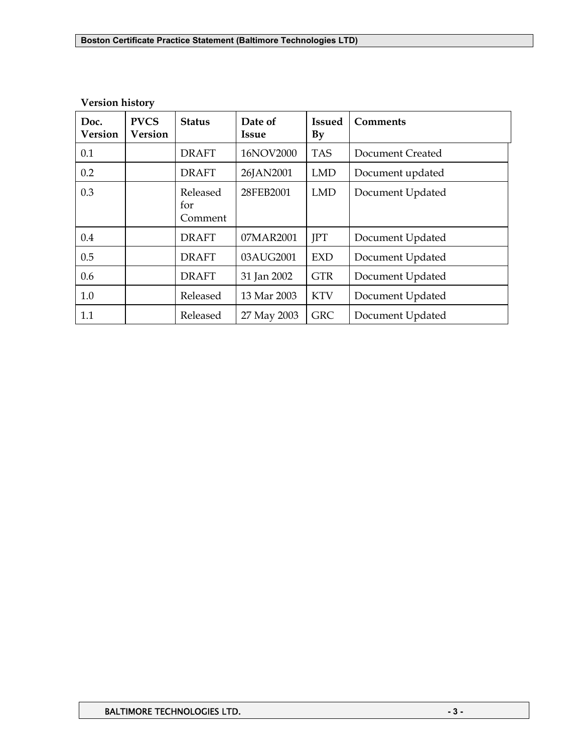**Version history**

| Doc. Version | PVCS Version | Status | Date of Issue | Issued By | Comments |
|---|---|---|---|---|---|
| 0.1 | | DRAFT | 16NOV2000 | TAS | Document Created |
| 0.2 | | DRAFT | 26JAN2001 | LMD | Document updated |
| 0.3 | | Released for Comment | 28FEB2001 | LMD | Document Updated |
| 0.4 | | DRAFT | 07MAR2001 | JPT | Document Updated |
| 0.5 | | DRAFT | 03AUG2001 | EXD | Document Updated |
| 0.6 | | DRAFT | 31 Jan 2002 | GTR | Document Updated |
| 1.0 | | Released | 13 Mar 2003 | KTV | Document Updated |
| 1.1 | | Released | 27 May 2003 | GRC | Document Updated |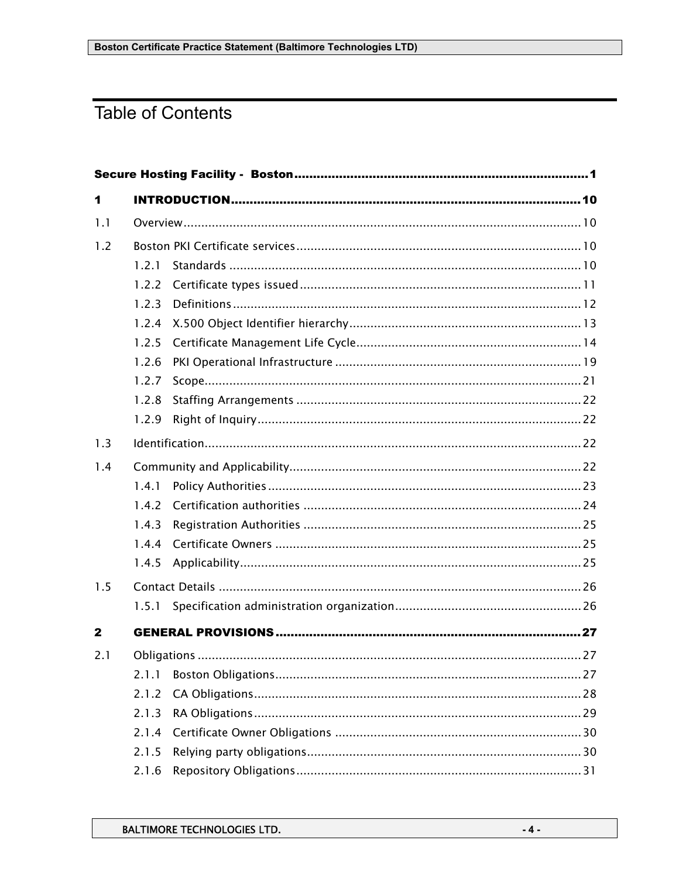# Table of Contents

**Secure Hosting Facility - Boston** ........................................ **1**

**1 INTRODUCTION** ........................................ **10**

1.1 Overview ........................................ 10

1.2 Boston PKI Certificate services ........................................ 10

- 1.2.1 Standards ........................................ 10
- 1.2.2 Certificate types issued ........................................ 11
- 1.2.3 Definitions ........................................ 12
- 1.2.4 X.500 Object Identifier hierarchy ........................................ 13
- 1.2.5 Certificate Management Life Cycle ........................................ 14
- 1.2.6 PKI Operational Infrastructure ........................................ 19
- 1.2.7 Scope ........................................ 21
- 1.2.8 Staffing Arrangements ........................................ 22
- 1.2.9 Right of Inquiry ........................................ 22

1.3 Identification ........................................ 22

1.4 Community and Applicability ........................................ 22

- 1.4.1 Policy Authorities ........................................ 23
- 1.4.2 Certification authorities ........................................ 24
- 1.4.3 Registration Authorities ........................................ 25
- 1.4.4 Certificate Owners ........................................ 25
- 1.4.5 Applicability ........................................ 25

1.5 Contact Details ........................................ 26

- 1.5.1 Specification administration organization ........................................ 26

**2 GENERAL PROVISIONS** ........................................ **27**

2.1 Obligations ........................................ 27

- 2.1.1 Boston Obligations ........................................ 27
- 2.1.2 CA Obligations ........................................ 28
- 2.1.3 RA Obligations ........................................ 29
- 2.1.4 Certificate Owner Obligations ........................................ 30
- 2.1.5 Relying party obligations ........................................ 30
- 2.1.6 Repository Obligations ........................................ 31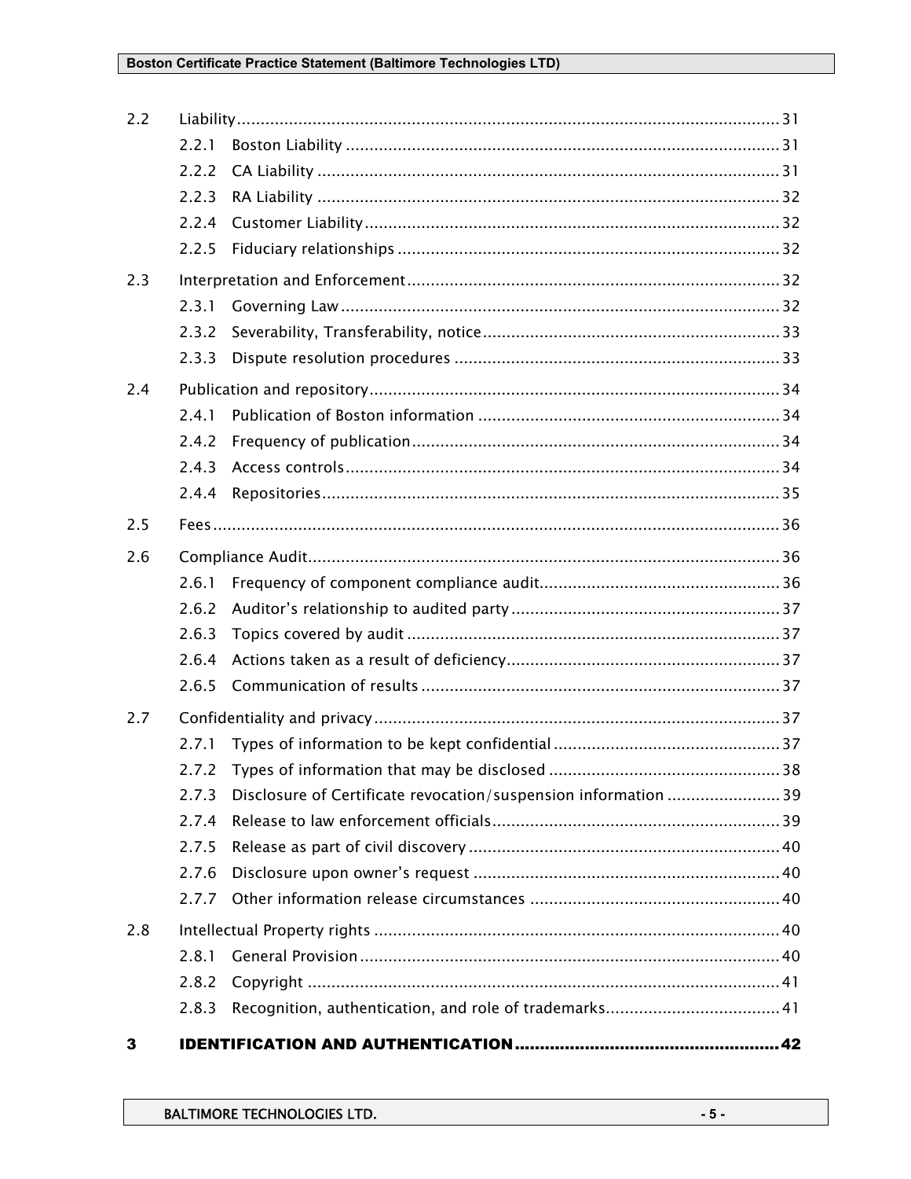2.2 Liability ........................................................................................................ 31

2.2.1 Boston Liability ........................................................................................ 31

2.2.2 CA Liability ............................................................................................. 31

2.2.3 RA Liability ............................................................................................. 32

2.2.4 Customer Liability .................................................................................... 32

2.2.5 Fiduciary relationships ............................................................................. 32

2.3 Interpretation and Enforcement ......................................................................... 32

2.3.1 Governing Law ......................................................................................... 32

2.3.2 Severability, Transferability, notice ........................................................... 33

2.3.3 Dispute resolution procedures ................................................................... 33

2.4 Publication and repository ................................................................................ 34

2.4.1 Publication of Boston information .............................................................. 34

2.4.2 Frequency of publication ........................................................................... 34

2.4.3 Access controls ........................................................................................ 34

2.4.4 Repositories ............................................................................................. 35

2.5 Fees .................................................................................................................. 36

2.6 Compliance Audit .............................................................................................. 36

2.6.1 Frequency of component compliance audit ................................................. 36

2.6.2 Auditor's relationship to audited party ....................................................... 37

2.6.3 Topics covered by audit ............................................................................ 37

2.6.4 Actions taken as a result of deficiency ....................................................... 37

2.6.5 Communication of results .......................................................................... 37

2.7 Confidentiality and privacy ................................................................................ 37

2.7.1 Types of information to be kept confidential .............................................. 37

2.7.2 Types of information that may be disclosed ............................................... 38

2.7.3 Disclosure of Certificate revocation/suspension information ....................... 39

2.7.4 Release to law enforcement officials .......................................................... 39

2.7.5 Release as part of civil discovery ............................................................... 40

2.7.6 Disclosure upon owner's request ............................................................... 40

2.7.7 Other information release circumstances ................................................... 40

2.8 Intellectual Property rights ................................................................................ 40

2.8.1 General Provision ...................................................................................... 40

2.8.2 Copyright ................................................................................................. 41

2.8.3 Recognition, authentication, and role of trademarks ................................... 41

**3 IDENTIFICATION AND AUTHENTICATION ................................................... 42**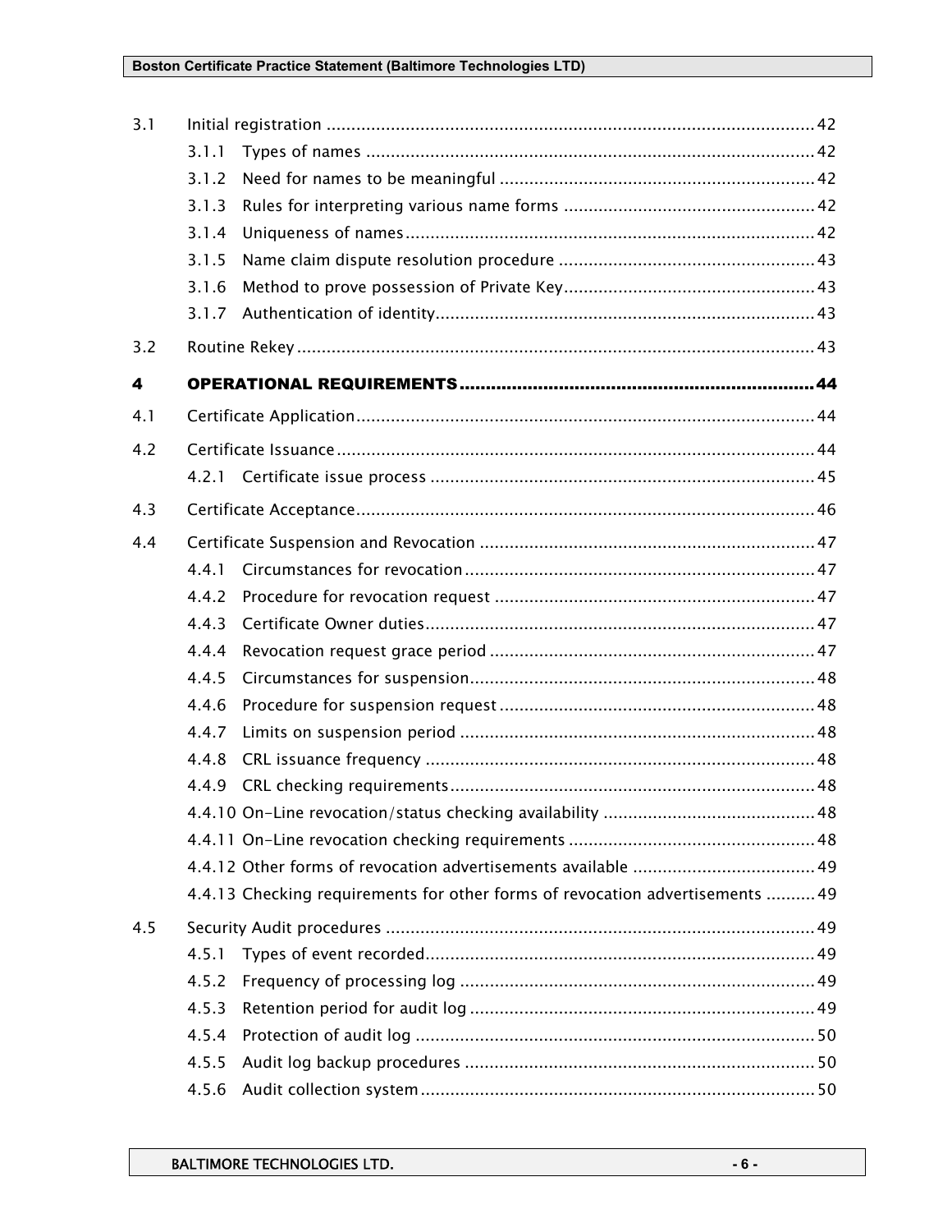3.1 Initial registration ........................................................................................ 42

3.1.1 Types of names ........................................................................................ 42

3.1.2 Need for names to be meaningful ................................................................ 42

3.1.3 Rules for interpreting various name forms .................................................. 42

3.1.4 Uniqueness of names.................................................................................. 42

3.1.5 Name claim dispute resolution procedure .................................................... 43

3.1.6 Method to prove possession of Private Key.................................................. 43

3.1.7 Authentication of identity............................................................................ 43

3.2 Routine Rekey ................................................................................................. 43

**4 OPERATIONAL REQUIREMENTS.................................................................... 44**

4.1 Certificate Application....................................................................................... 44

4.2 Certificate Issuance........................................................................................... 44

4.2.1 Certificate issue process ............................................................................. 45

4.3 Certificate Acceptance....................................................................................... 46

4.4 Certificate Suspension and Revocation ............................................................... 47

4.4.1 Circumstances for revocation....................................................................... 47

4.4.2 Procedure for revocation request ................................................................. 47

4.4.3 Certificate Owner duties............................................................................... 47

4.4.4 Revocation request grace period .................................................................. 47

4.4.5 Circumstances for suspension...................................................................... 48

4.4.6 Procedure for suspension request ................................................................ 48

4.4.7 Limits on suspension period ........................................................................ 48

4.4.8 CRL issuance frequency .............................................................................. 48

4.4.9 CRL checking requirements.......................................................................... 48

4.4.10 On-Line revocation/status checking availability ........................................... 48

4.4.11 On-Line revocation checking requirements .................................................. 48

4.4.12 Other forms of revocation advertisements available ..................................... 49

4.4.13 Checking requirements for other forms of revocation advertisements .......... 49

4.5 Security Audit procedures ................................................................................. 49

4.5.1 Types of event recorded.............................................................................. 49

4.5.2 Frequency of processing log ........................................................................ 49

4.5.3 Retention period for audit log ...................................................................... 49

4.5.4 Protection of audit log ................................................................................. 50

4.5.5 Audit log backup procedures ....................................................................... 50

4.5.6 Audit collection system................................................................................ 50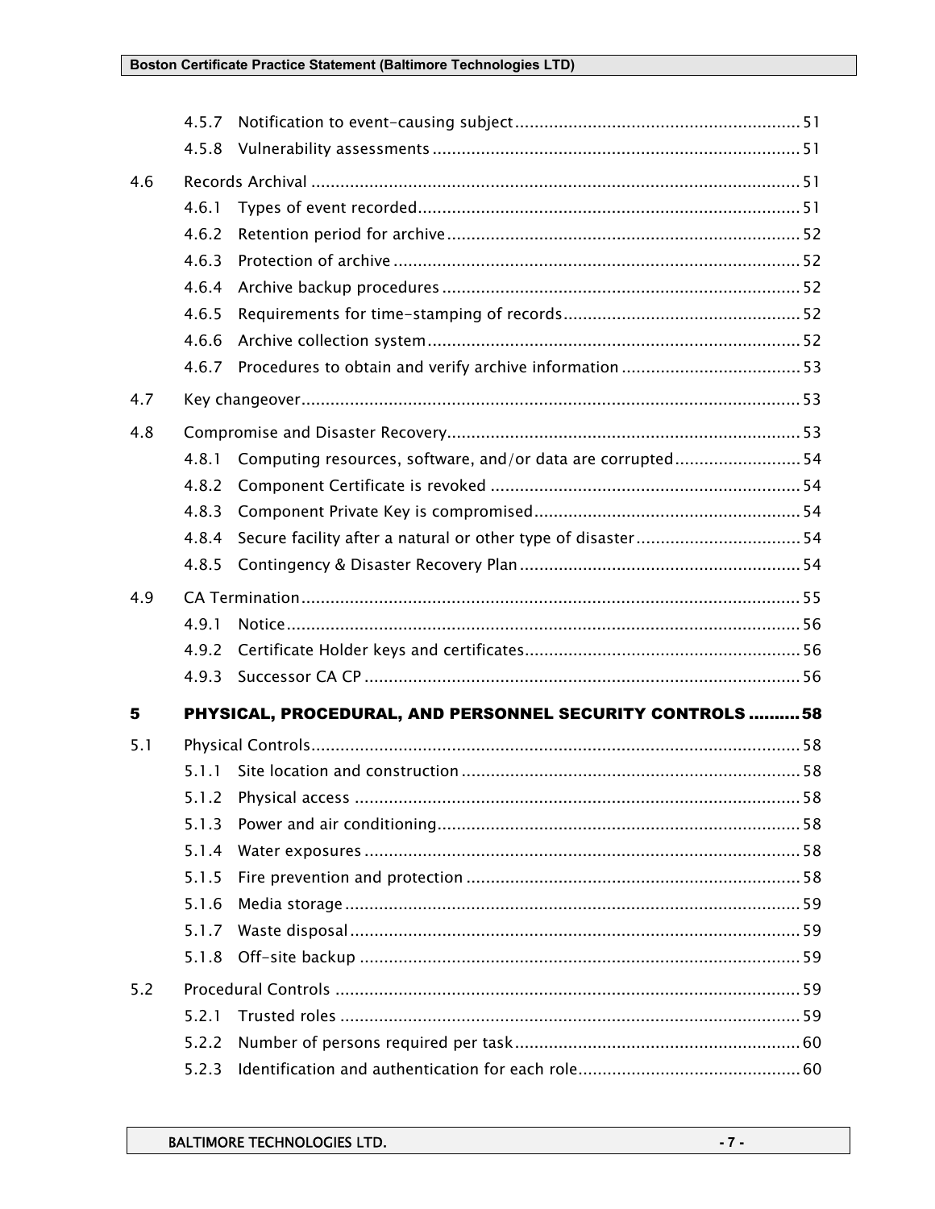4.5.7 Notification to event-causing subject .......................................................... 51
4.5.8 Vulnerability assessments ........................................................................... 51

4.6 Records Archival .................................................................................................... 51
4.6.1 Types of event recorded.............................................................................. 51
4.6.2 Retention period for archive ........................................................................ 52
4.6.3 Protection of archive ................................................................................... 52
4.6.4 Archive backup procedures ......................................................................... 52
4.6.5 Requirements for time-stamping of records................................................ 52
4.6.6 Archive collection system............................................................................ 52
4.6.7 Procedures to obtain and verify archive information ..................................... 53

4.7 Key changeover...................................................................................................... 53

4.8 Compromise and Disaster Recovery........................................................................ 53
4.8.1 Computing resources, software, and/or data are corrupted......................... 54
4.8.2 Component Certificate is revoked ............................................................... 54
4.8.3 Component Private Key is compromised...................................................... 54
4.8.4 Secure facility after a natural or other type of disaster.................................. 54
4.8.5 Contingency & Disaster Recovery Plan ......................................................... 54

4.9 CA Termination...................................................................................................... 55
4.9.1 Notice......................................................................................................... 56
4.9.2 Certificate Holder keys and certificates........................................................ 56
4.9.3 Successor CA CP ......................................................................................... 56

**5 PHYSICAL, PROCEDURAL, AND PERSONNEL SECURITY CONTROLS .......... 58**

5.1 Physical Controls.................................................................................................... 58
5.1.1 Site location and construction ..................................................................... 58
5.1.2 Physical access ........................................................................................... 58
5.1.3 Power and air conditioning.......................................................................... 58
5.1.4 Water exposures ......................................................................................... 58
5.1.5 Fire prevention and protection .................................................................... 58
5.1.6 Media storage............................................................................................. 59
5.1.7 Waste disposal............................................................................................ 59
5.1.8 Off-site backup ........................................................................................... 59

5.2 Procedural Controls ................................................................................................ 59
5.2.1 Trusted roles .............................................................................................. 59
5.2.2 Number of persons required per task .......................................................... 60
5.2.3 Identification and authentication for each role............................................. 60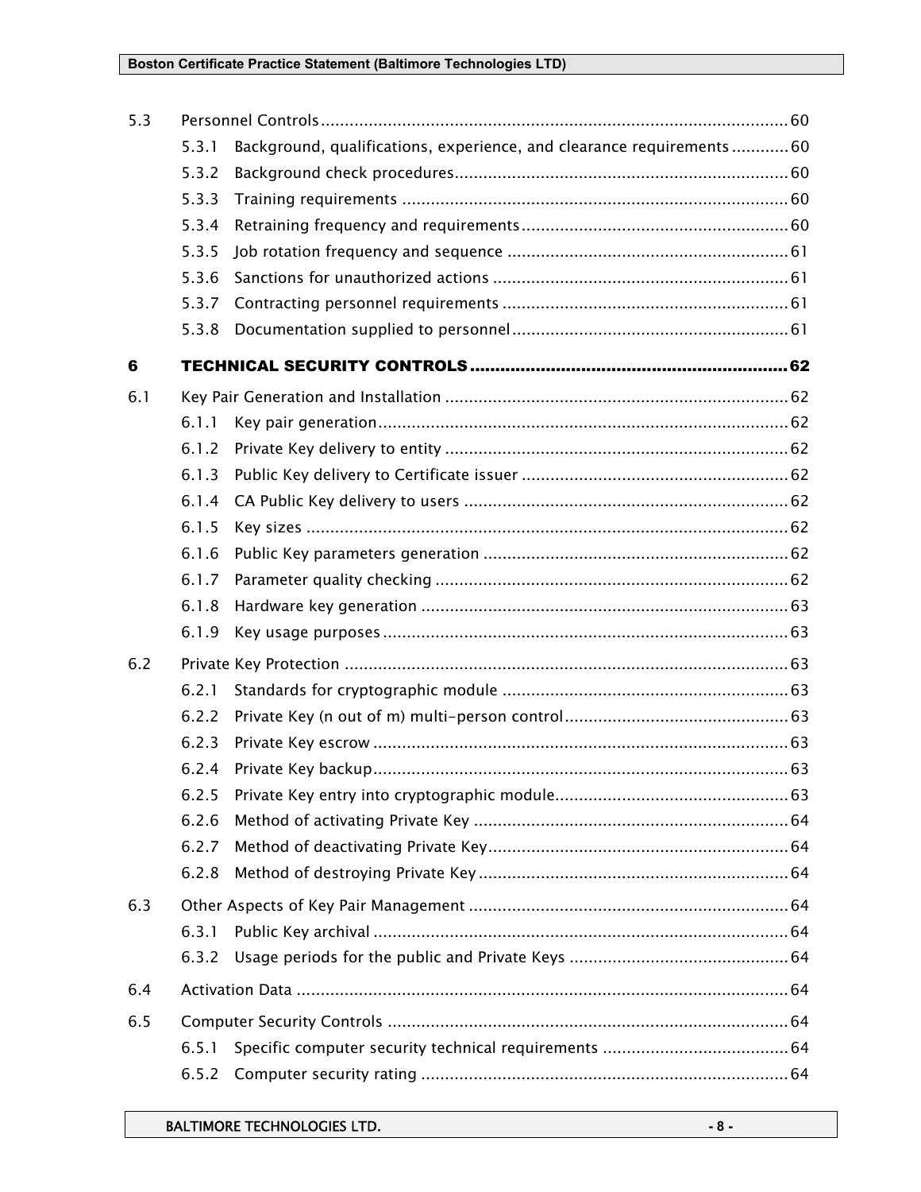5.3 Personnel Controls ........ 60
  5.3.1 Background, qualifications, experience, and clearance requirements ........ 60
  5.3.2 Background check procedures ........ 60
  5.3.3 Training requirements ........ 60
  5.3.4 Retraining frequency and requirements ........ 60
  5.3.5 Job rotation frequency and sequence ........ 61
  5.3.6 Sanctions for unauthorized actions ........ 61
  5.3.7 Contracting personnel requirements ........ 61
  5.3.8 Documentation supplied to personnel ........ 61

**6 TECHNICAL SECURITY CONTROLS ........ 62**

6.1 Key Pair Generation and Installation ........ 62
  6.1.1 Key pair generation ........ 62
  6.1.2 Private Key delivery to entity ........ 62
  6.1.3 Public Key delivery to Certificate issuer ........ 62
  6.1.4 CA Public Key delivery to users ........ 62
  6.1.5 Key sizes ........ 62
  6.1.6 Public Key parameters generation ........ 62
  6.1.7 Parameter quality checking ........ 62
  6.1.8 Hardware key generation ........ 63
  6.1.9 Key usage purposes ........ 63

6.2 Private Key Protection ........ 63
  6.2.1 Standards for cryptographic module ........ 63
  6.2.2 Private Key (n out of m) multi-person control ........ 63
  6.2.3 Private Key escrow ........ 63
  6.2.4 Private Key backup ........ 63
  6.2.5 Private Key entry into cryptographic module ........ 63
  6.2.6 Method of activating Private Key ........ 64
  6.2.7 Method of deactivating Private Key ........ 64
  6.2.8 Method of destroying Private Key ........ 64

6.3 Other Aspects of Key Pair Management ........ 64
  6.3.1 Public Key archival ........ 64
  6.3.2 Usage periods for the public and Private Keys ........ 64

6.4 Activation Data ........ 64

6.5 Computer Security Controls ........ 64
  6.5.1 Specific computer security technical requirements ........ 64
  6.5.2 Computer security rating ........ 64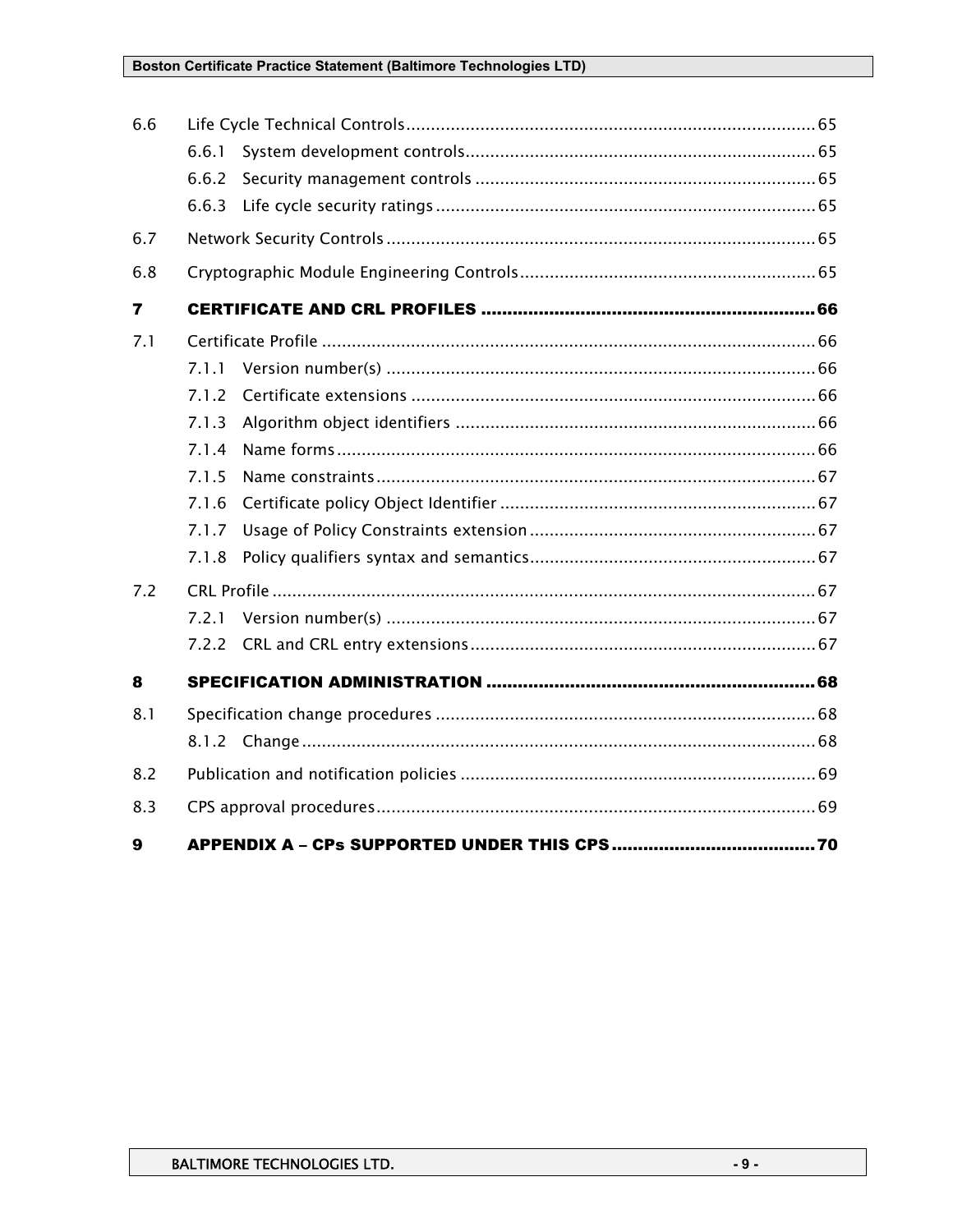6.6 Life Cycle Technical Controls .......... 65

  6.6.1 System development controls .......... 65

  6.6.2 Security management controls .......... 65

  6.6.3 Life cycle security ratings .......... 65

6.7 Network Security Controls .......... 65

6.8 Cryptographic Module Engineering Controls .......... 65

**7 CERTIFICATE AND CRL PROFILES .......... 66**

7.1 Certificate Profile .......... 66

  7.1.1 Version number(s) .......... 66

  7.1.2 Certificate extensions .......... 66

  7.1.3 Algorithm object identifiers .......... 66

  7.1.4 Name forms .......... 66

  7.1.5 Name constraints .......... 67

  7.1.6 Certificate policy Object Identifier .......... 67

  7.1.7 Usage of Policy Constraints extension .......... 67

  7.1.8 Policy qualifiers syntax and semantics .......... 67

7.2 CRL Profile .......... 67

  7.2.1 Version number(s) .......... 67

  7.2.2 CRL and CRL entry extensions .......... 67

**8 SPECIFICATION ADMINISTRATION .......... 68**

8.1 Specification change procedures .......... 68

  8.1.2 Change .......... 68

8.2 Publication and notification policies .......... 69

8.3 CPS approval procedures .......... 69

**9 APPENDIX A – CPs SUPPORTED UNDER THIS CPS .......... 70**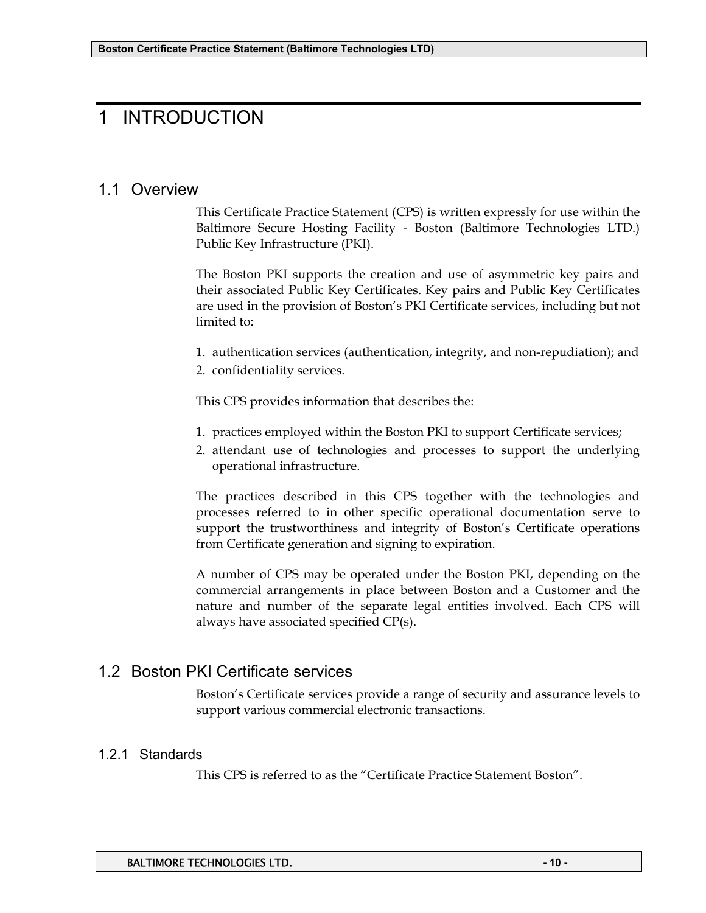# 1 INTRODUCTION

## 1.1 Overview

This Certificate Practice Statement (CPS) is written expressly for use within the Baltimore Secure Hosting Facility - Boston (Baltimore Technologies LTD.) Public Key Infrastructure (PKI).

The Boston PKI supports the creation and use of asymmetric key pairs and their associated Public Key Certificates. Key pairs and Public Key Certificates are used in the provision of Boston's PKI Certificate services, including but not limited to:

1. authentication services (authentication, integrity, and non-repudiation); and
2. confidentiality services.

This CPS provides information that describes the:

1. practices employed within the Boston PKI to support Certificate services;
2. attendant use of technologies and processes to support the underlying operational infrastructure.

The practices described in this CPS together with the technologies and processes referred to in other specific operational documentation serve to support the trustworthiness and integrity of Boston's Certificate operations from Certificate generation and signing to expiration.

A number of CPS may be operated under the Boston PKI, depending on the commercial arrangements in place between Boston and a Customer and the nature and number of the separate legal entities involved. Each CPS will always have associated specified CP(s).

## 1.2 Boston PKI Certificate services

Boston's Certificate services provide a range of security and assurance levels to support various commercial electronic transactions.

### 1.2.1 Standards

This CPS is referred to as the "Certificate Practice Statement Boston".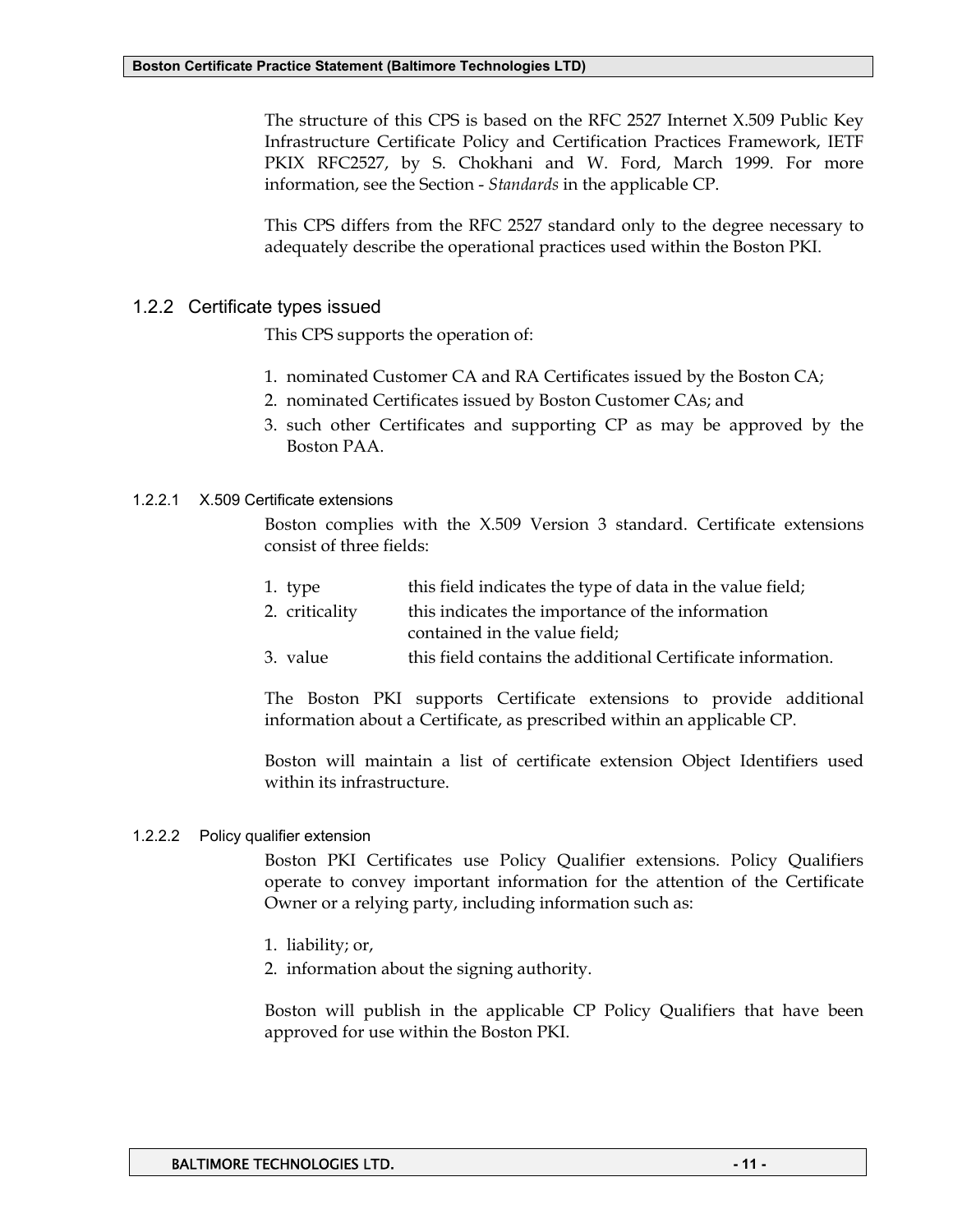The structure of this CPS is based on the RFC 2527 Internet X.509 Public Key Infrastructure Certificate Policy and Certification Practices Framework, IETF PKIX RFC2527, by S. Chokhani and W. Ford, March 1999. For more information, see the Section - *Standards* in the applicable CP.

This CPS differs from the RFC 2527 standard only to the degree necessary to adequately describe the operational practices used within the Boston PKI.

### 1.2.2 Certificate types issued

This CPS supports the operation of:

1. nominated Customer CA and RA Certificates issued by the Boston CA;
2. nominated Certificates issued by Boston Customer CAs; and
3. such other Certificates and supporting CP as may be approved by the Boston PAA.

#### 1.2.2.1 X.509 Certificate extensions

Boston complies with the X.509 Version 3 standard. Certificate extensions consist of three fields:

1. type — this field indicates the type of data in the value field;
2. criticality — this indicates the importance of the information contained in the value field;
3. value — this field contains the additional Certificate information.

The Boston PKI supports Certificate extensions to provide additional information about a Certificate, as prescribed within an applicable CP.

Boston will maintain a list of certificate extension Object Identifiers used within its infrastructure.

#### 1.2.2.2 Policy qualifier extension

Boston PKI Certificates use Policy Qualifier extensions. Policy Qualifiers operate to convey important information for the attention of the Certificate Owner or a relying party, including information such as:

1. liability; or,
2. information about the signing authority.

Boston will publish in the applicable CP Policy Qualifiers that have been approved for use within the Boston PKI.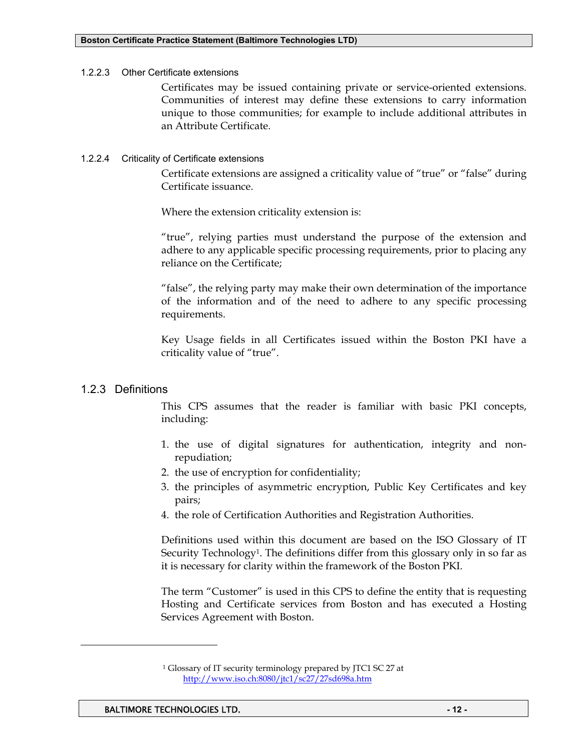#### 1.2.2.3 Other Certificate extensions

Certificates may be issued containing private or service-oriented extensions. Communities of interest may define these extensions to carry information unique to those communities; for example to include additional attributes in an Attribute Certificate.

#### 1.2.2.4 Criticality of Certificate extensions

Certificate extensions are assigned a criticality value of "true" or "false" during Certificate issuance.

Where the extension criticality extension is:

"true", relying parties must understand the purpose of the extension and adhere to any applicable specific processing requirements, prior to placing any reliance on the Certificate;

"false", the relying party may make their own determination of the importance of the information and of the need to adhere to any specific processing requirements.

Key Usage fields in all Certificates issued within the Boston PKI have a criticality value of "true".

### 1.2.3 Definitions

This CPS assumes that the reader is familiar with basic PKI concepts, including:

1. the use of digital signatures for authentication, integrity and non-repudiation;
2. the use of encryption for confidentiality;
3. the principles of asymmetric encryption, Public Key Certificates and key pairs;
4. the role of Certification Authorities and Registration Authorities.

Definitions used within this document are based on the ISO Glossary of IT Security Technology[1]. The definitions differ from this glossary only in so far as it is necessary for clarity within the framework of the Boston PKI.

The term "Customer" is used in this CPS to define the entity that is requesting Hosting and Certificate services from Boston and has executed a Hosting Services Agreement with Boston.

---

[1] Glossary of IT security terminology prepared by JTC1 SC 27 at http://www.iso.ch:8080/jtc1/sc27/27sd698a.htm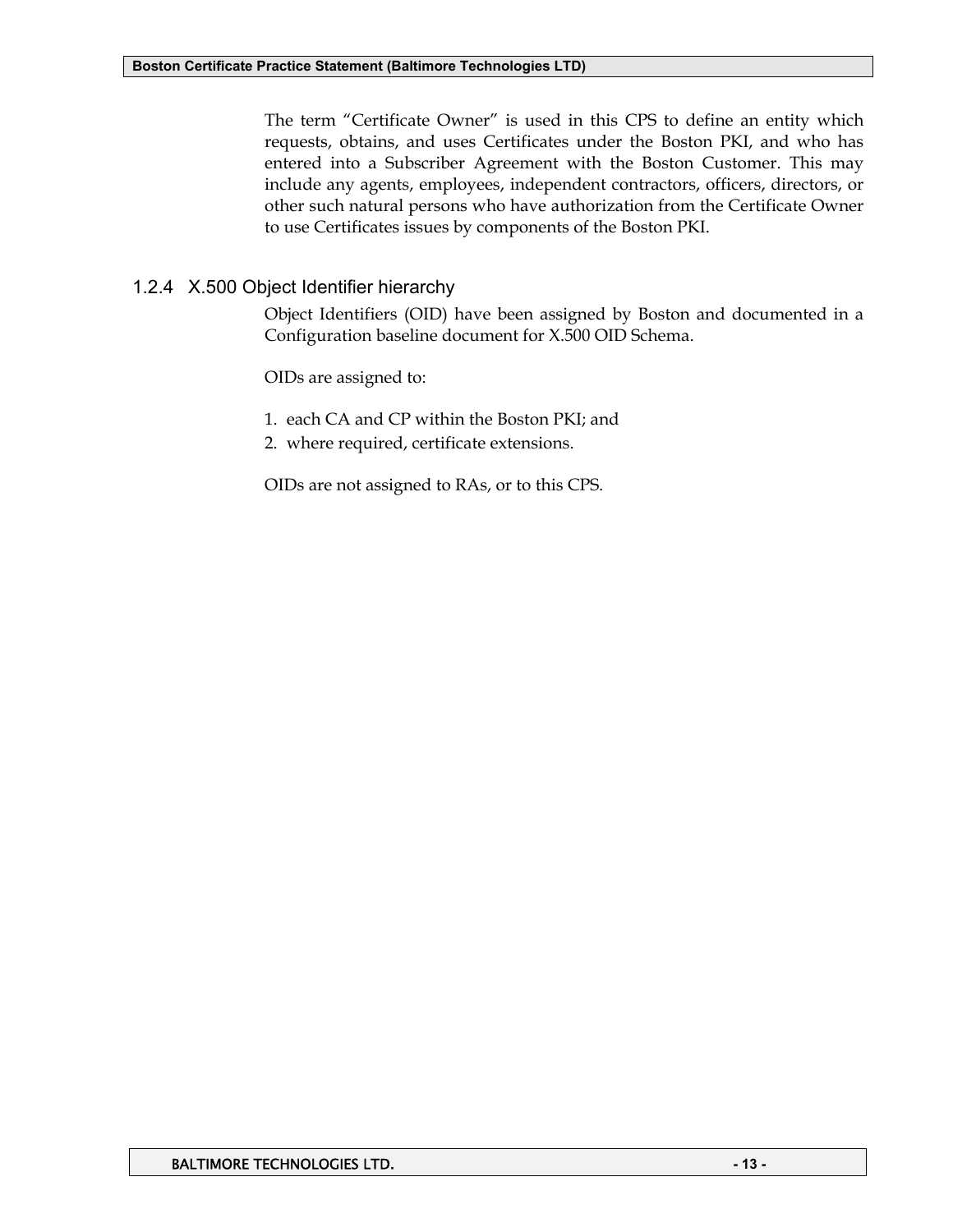The term "Certificate Owner" is used in this CPS to define an entity which requests, obtains, and uses Certificates under the Boston PKI, and who has entered into a Subscriber Agreement with the Boston Customer. This may include any agents, employees, independent contractors, officers, directors, or other such natural persons who have authorization from the Certificate Owner to use Certificates issues by components of the Boston PKI.

### 1.2.4 X.500 Object Identifier hierarchy

Object Identifiers (OID) have been assigned by Boston and documented in a Configuration baseline document for X.500 OID Schema.

OIDs are assigned to:

1. each CA and CP within the Boston PKI; and
2. where required, certificate extensions.

OIDs are not assigned to RAs, or to this CPS.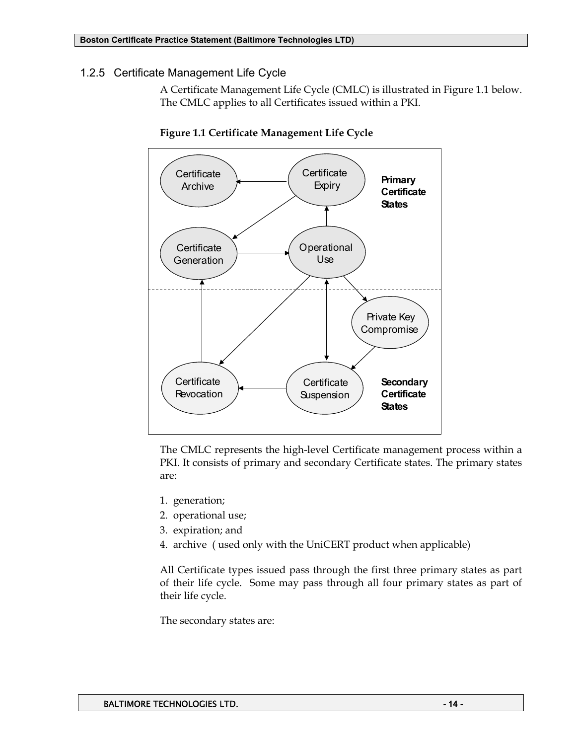### 1.2.5 Certificate Management Life Cycle

A Certificate Management Life Cycle (CMLC) is illustrated in Figure 1.1 below. The CMLC applies to all Certificates issued within a PKI.

**Figure 1.1 Certificate Management Life Cycle**

The CMLC represents the high-level Certificate management process within a PKI. It consists of primary and secondary Certificate states. The primary states are:

1. generation;
2. operational use;
3. expiration; and
4. archive ( used only with the UniCERT product when applicable)

All Certificate types issued pass through the first three primary states as part of their life cycle. Some may pass through all four primary states as part of their life cycle.

The secondary states are: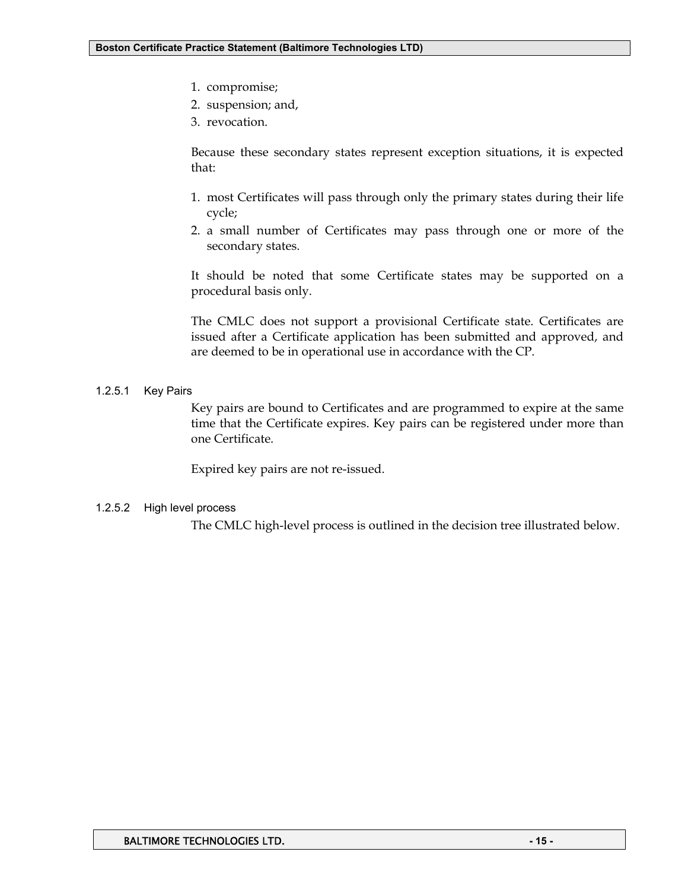1. compromise;
2. suspension; and,
3. revocation.

Because these secondary states represent exception situations, it is expected that:

1. most Certificates will pass through only the primary states during their life cycle;
2. a small number of Certificates may pass through one or more of the secondary states.

It should be noted that some Certificate states may be supported on a procedural basis only.

The CMLC does not support a provisional Certificate state. Certificates are issued after a Certificate application has been submitted and approved, and are deemed to be in operational use in accordance with the CP.

#### 1.2.5.1 Key Pairs

Key pairs are bound to Certificates and are programmed to expire at the same time that the Certificate expires. Key pairs can be registered under more than one Certificate.

Expired key pairs are not re-issued.

#### 1.2.5.2 High level process

The CMLC high-level process is outlined in the decision tree illustrated below.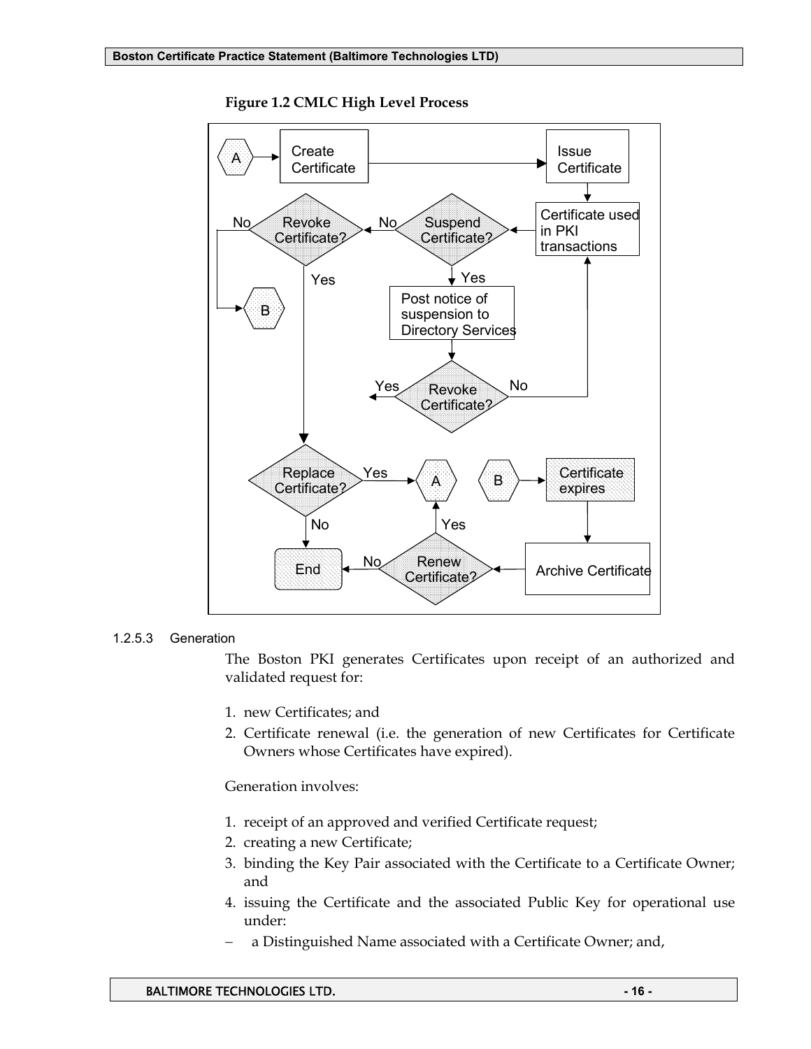**Figure 1.2 CMLC High Level Process**

1.2.5.3 Generation

The Boston PKI generates Certificates upon receipt of an authorized and validated request for:

1. new Certificates; and
2. Certificate renewal (i.e. the generation of new Certificates for Certificate Owners whose Certificates have expired).

Generation involves:

1. receipt of an approved and verified Certificate request;
2. creating a new Certificate;
3. binding the Key Pair associated with the Certificate to a Certificate Owner; and
4. issuing the Certificate and the associated Public Key for operational use under:

– a Distinguished Name associated with a Certificate Owner; and,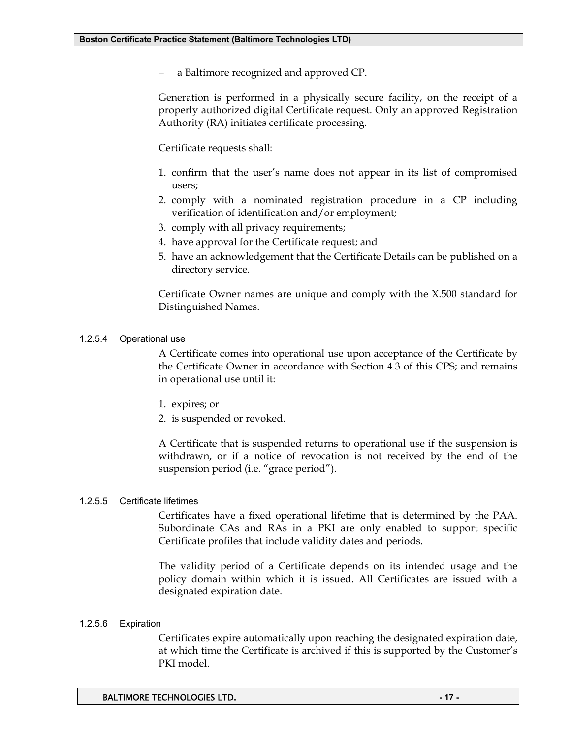– a Baltimore recognized and approved CP.

Generation is performed in a physically secure facility, on the receipt of a properly authorized digital Certificate request. Only an approved Registration Authority (RA) initiates certificate processing.

Certificate requests shall:

1. confirm that the user's name does not appear in its list of compromised users;
2. comply with a nominated registration procedure in a CP including verification of identification and/or employment;
3. comply with all privacy requirements;
4. have approval for the Certificate request; and
5. have an acknowledgement that the Certificate Details can be published on a directory service.

Certificate Owner names are unique and comply with the X.500 standard for Distinguished Names.

#### 1.2.5.4 Operational use

A Certificate comes into operational use upon acceptance of the Certificate by the Certificate Owner in accordance with Section 4.3 of this CPS; and remains in operational use until it:

1. expires; or
2. is suspended or revoked.

A Certificate that is suspended returns to operational use if the suspension is withdrawn, or if a notice of revocation is not received by the end of the suspension period (i.e. "grace period").

#### 1.2.5.5 Certificate lifetimes

Certificates have a fixed operational lifetime that is determined by the PAA. Subordinate CAs and RAs in a PKI are only enabled to support specific Certificate profiles that include validity dates and periods.

The validity period of a Certificate depends on its intended usage and the policy domain within which it is issued. All Certificates are issued with a designated expiration date.

#### 1.2.5.6 Expiration

Certificates expire automatically upon reaching the designated expiration date, at which time the Certificate is archived if this is supported by the Customer's PKI model.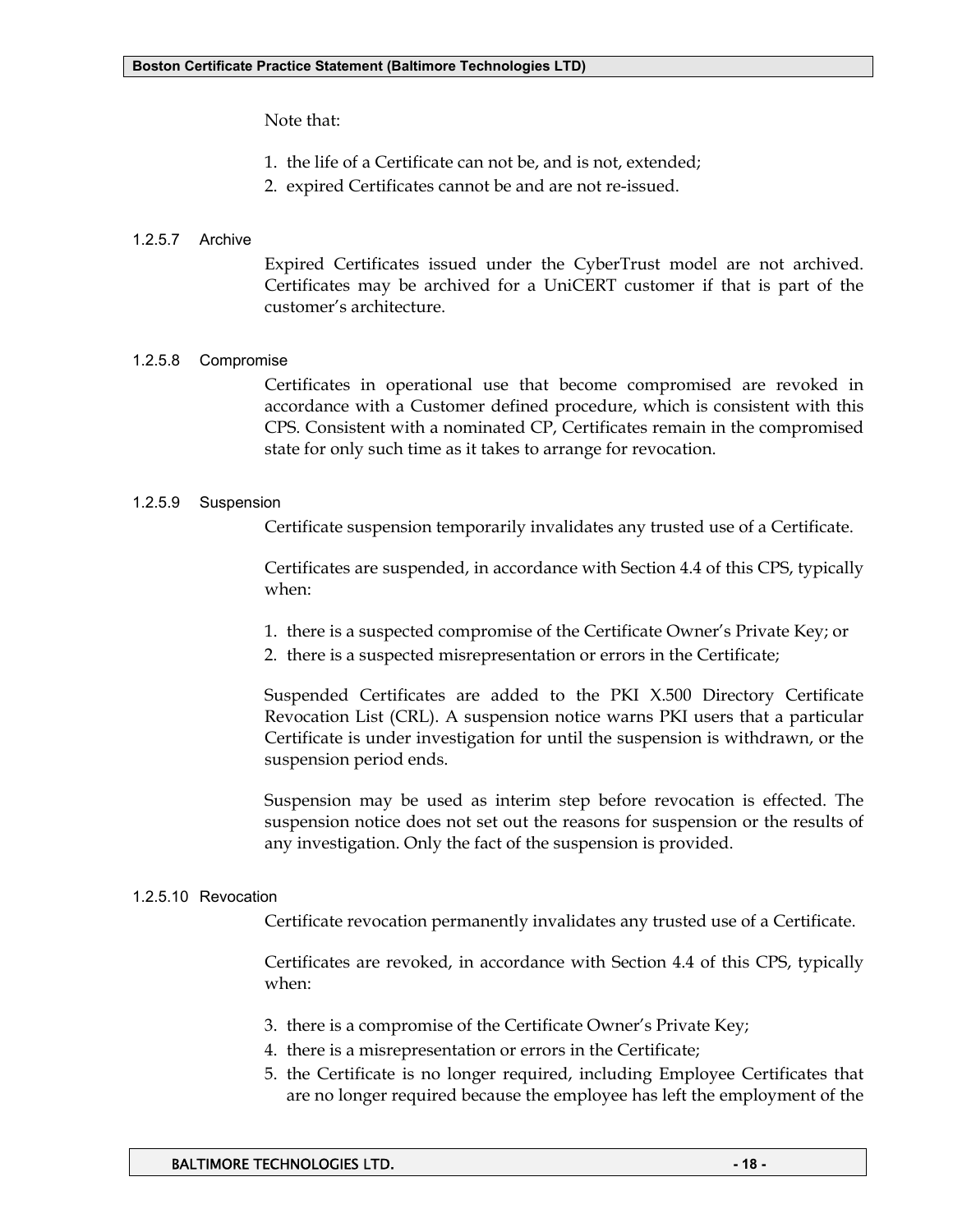Note that:

1. the life of a Certificate can not be, and is not, extended;
2. expired Certificates cannot be and are not re-issued.

#### 1.2.5.7 Archive

Expired Certificates issued under the CyberTrust model are not archived. Certificates may be archived for a UniCERT customer if that is part of the customer's architecture.

#### 1.2.5.8 Compromise

Certificates in operational use that become compromised are revoked in accordance with a Customer defined procedure, which is consistent with this CPS. Consistent with a nominated CP, Certificates remain in the compromised state for only such time as it takes to arrange for revocation.

#### 1.2.5.9 Suspension

Certificate suspension temporarily invalidates any trusted use of a Certificate.

Certificates are suspended, in accordance with Section 4.4 of this CPS, typically when:

1. there is a suspected compromise of the Certificate Owner's Private Key; or
2. there is a suspected misrepresentation or errors in the Certificate;

Suspended Certificates are added to the PKI X.500 Directory Certificate Revocation List (CRL). A suspension notice warns PKI users that a particular Certificate is under investigation for until the suspension is withdrawn, or the suspension period ends.

Suspension may be used as interim step before revocation is effected. The suspension notice does not set out the reasons for suspension or the results of any investigation. Only the fact of the suspension is provided.

#### 1.2.5.10 Revocation

Certificate revocation permanently invalidates any trusted use of a Certificate.

Certificates are revoked, in accordance with Section 4.4 of this CPS, typically when:

3. there is a compromise of the Certificate Owner's Private Key;
4. there is a misrepresentation or errors in the Certificate;
5. the Certificate is no longer required, including Employee Certificates that are no longer required because the employee has left the employment of the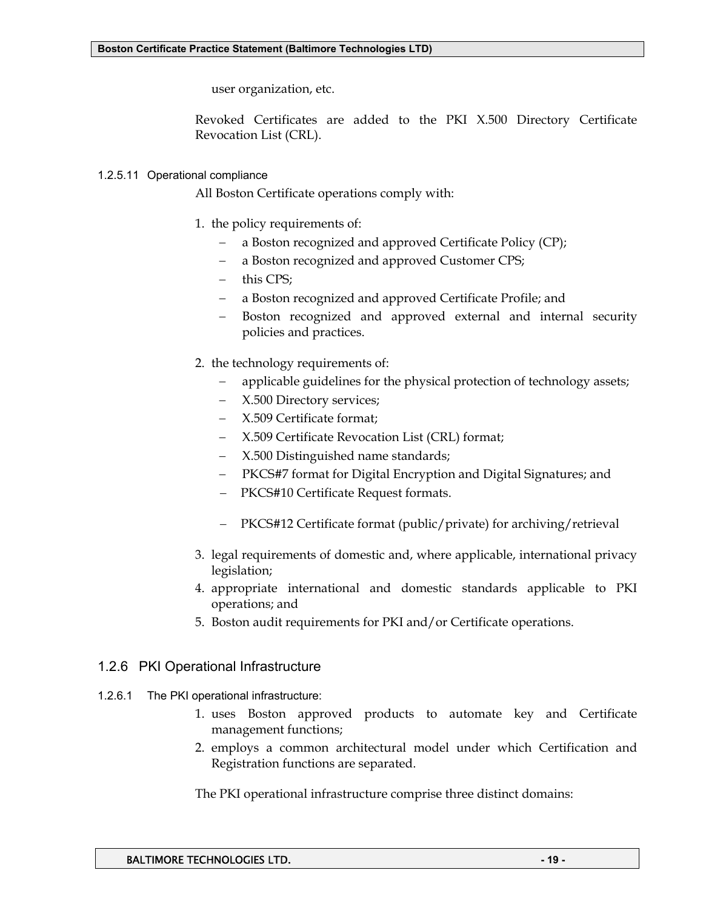user organization, etc.

Revoked Certificates are added to the PKI X.500 Directory Certificate Revocation List (CRL).

#### 1.2.5.11 Operational compliance

All Boston Certificate operations comply with:

1. the policy requirements of:
   - a Boston recognized and approved Certificate Policy (CP);
   - a Boston recognized and approved Customer CPS;
   - this CPS;
   - a Boston recognized and approved Certificate Profile; and
   - Boston recognized and approved external and internal security policies and practices.
2. the technology requirements of:
   - applicable guidelines for the physical protection of technology assets;
   - X.500 Directory services;
   - X.509 Certificate format;
   - X.509 Certificate Revocation List (CRL) format;
   - X.500 Distinguished name standards;
   - PKCS#7 format for Digital Encryption and Digital Signatures; and
   - PKCS#10 Certificate Request formats.
   - PKCS#12 Certificate format (public/private) for archiving/retrieval
3. legal requirements of domestic and, where applicable, international privacy legislation;
4. appropriate international and domestic standards applicable to PKI operations; and
5. Boston audit requirements for PKI and/or Certificate operations.

### 1.2.6 PKI Operational Infrastructure

#### 1.2.6.1 The PKI operational infrastructure:

1. uses Boston approved products to automate key and Certificate management functions;
2. employs a common architectural model under which Certification and Registration functions are separated.

The PKI operational infrastructure comprise three distinct domains: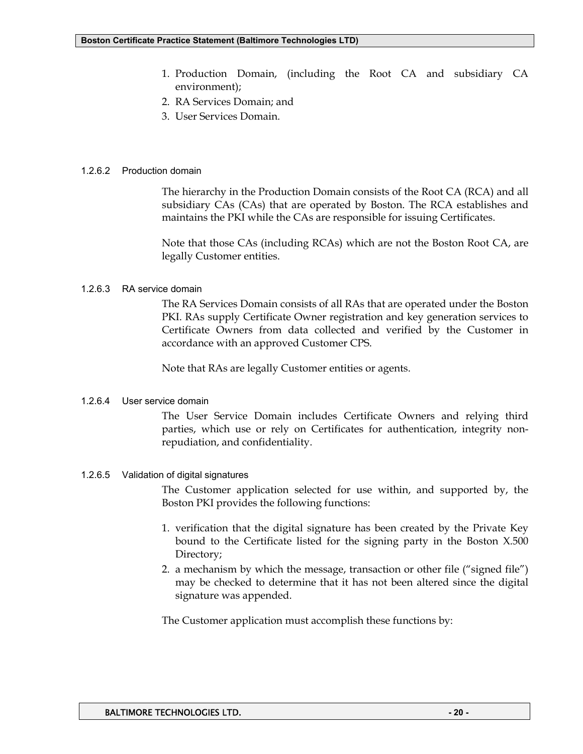1. Production Domain, (including the Root CA and subsidiary CA environment);
2. RA Services Domain; and
3. User Services Domain.

#### 1.2.6.2 Production domain

The hierarchy in the Production Domain consists of the Root CA (RCA) and all subsidiary CAs (CAs) that are operated by Boston. The RCA establishes and maintains the PKI while the CAs are responsible for issuing Certificates.

Note that those CAs (including RCAs) which are not the Boston Root CA, are legally Customer entities.

#### 1.2.6.3 RA service domain

The RA Services Domain consists of all RAs that are operated under the Boston PKI. RAs supply Certificate Owner registration and key generation services to Certificate Owners from data collected and verified by the Customer in accordance with an approved Customer CPS.

Note that RAs are legally Customer entities or agents.

#### 1.2.6.4 User service domain

The User Service Domain includes Certificate Owners and relying third parties, which use or rely on Certificates for authentication, integrity non-repudiation, and confidentiality.

#### 1.2.6.5 Validation of digital signatures

The Customer application selected for use within, and supported by, the Boston PKI provides the following functions:

1. verification that the digital signature has been created by the Private Key bound to the Certificate listed for the signing party in the Boston X.500 Directory;
2. a mechanism by which the message, transaction or other file (“signed file”) may be checked to determine that it has not been altered since the digital signature was appended.

The Customer application must accomplish these functions by: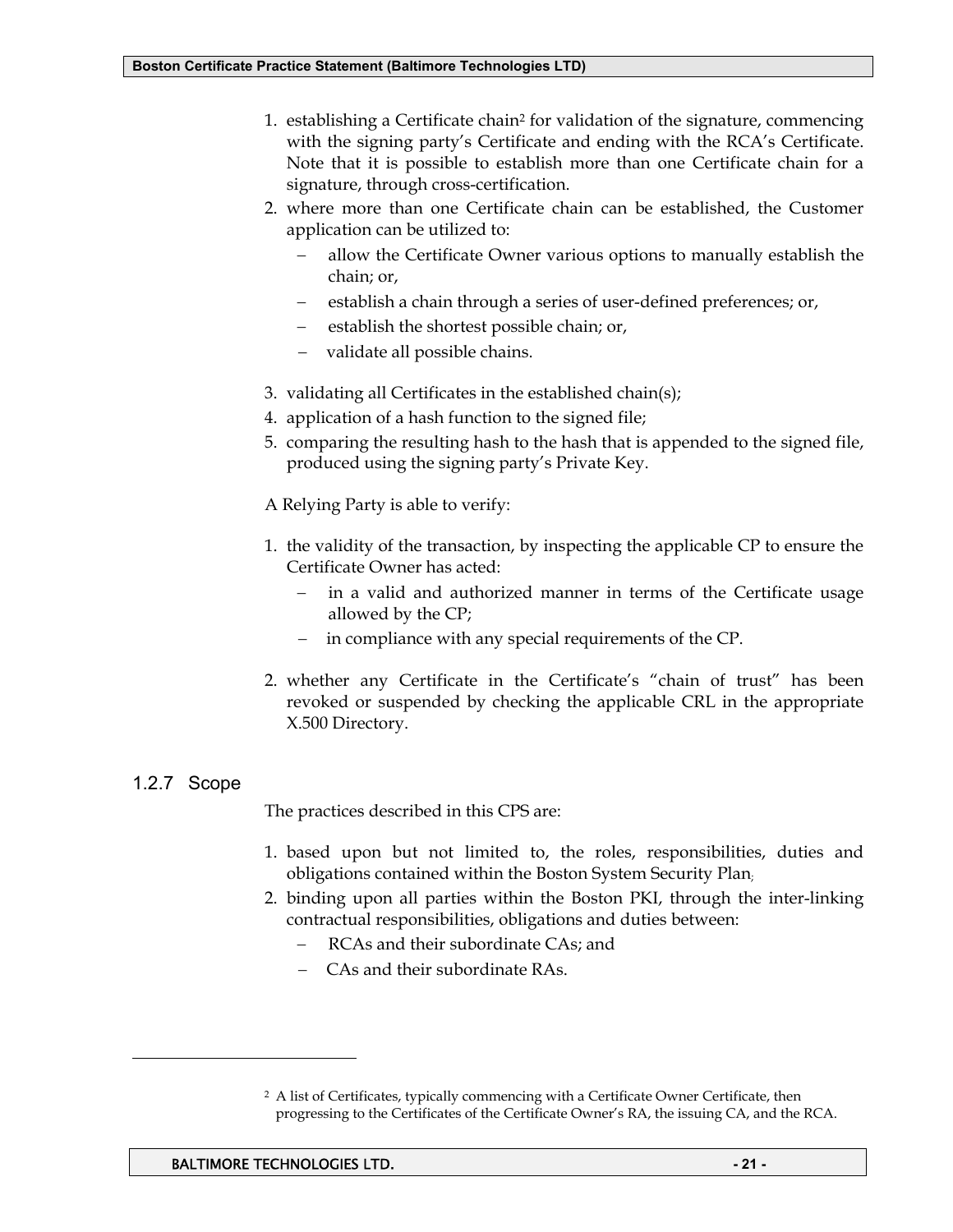1. establishing a Certificate chain[2] for validation of the signature, commencing with the signing party's Certificate and ending with the RCA's Certificate. Note that it is possible to establish more than one Certificate chain for a signature, through cross-certification.
2. where more than one Certificate chain can be established, the Customer application can be utilized to:
   - allow the Certificate Owner various options to manually establish the chain; or,
   - establish a chain through a series of user-defined preferences; or,
   - establish the shortest possible chain; or,
   - validate all possible chains.
3. validating all Certificates in the established chain(s);
4. application of a hash function to the signed file;
5. comparing the resulting hash to the hash that is appended to the signed file, produced using the signing party's Private Key.

A Relying Party is able to verify:

1. the validity of the transaction, by inspecting the applicable CP to ensure the Certificate Owner has acted:
   - in a valid and authorized manner in terms of the Certificate usage allowed by the CP;
   - in compliance with any special requirements of the CP.
2. whether any Certificate in the Certificate's "chain of trust" has been revoked or suspended by checking the applicable CRL in the appropriate X.500 Directory.

### 1.2.7 Scope

The practices described in this CPS are:

1. based upon but not limited to, the roles, responsibilities, duties and obligations contained within the Boston System Security Plan;
2. binding upon all parties within the Boston PKI, through the inter-linking contractual responsibilities, obligations and duties between:
   - RCAs and their subordinate CAs; and
   - CAs and their subordinate RAs.

---

[2] A list of Certificates, typically commencing with a Certificate Owner Certificate, then progressing to the Certificates of the Certificate Owner's RA, the issuing CA, and the RCA.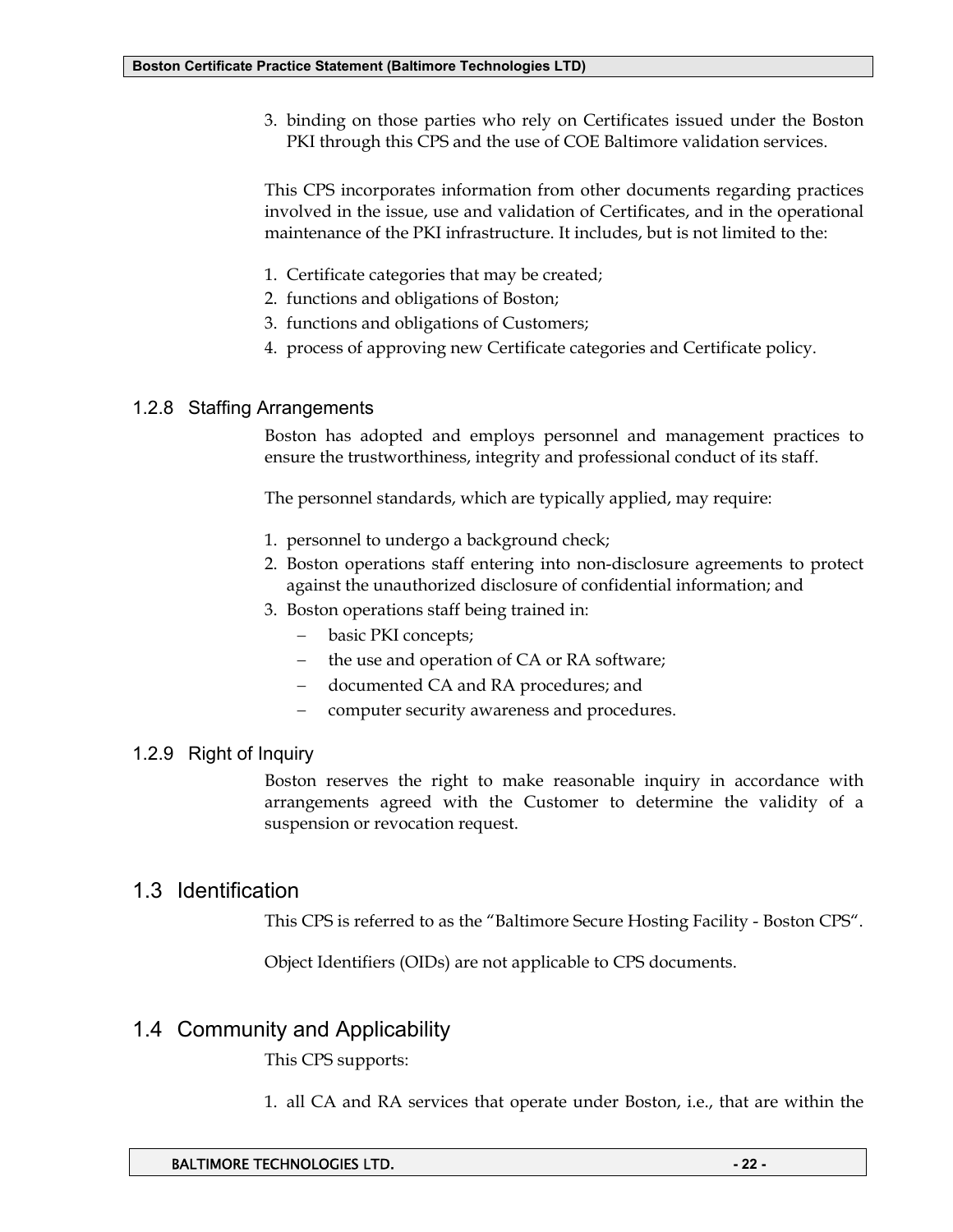3. binding on those parties who rely on Certificates issued under the Boston PKI through this CPS and the use of COE Baltimore validation services.

This CPS incorporates information from other documents regarding practices involved in the issue, use and validation of Certificates, and in the operational maintenance of the PKI infrastructure. It includes, but is not limited to the:

1. Certificate categories that may be created;
2. functions and obligations of Boston;
3. functions and obligations of Customers;
4. process of approving new Certificate categories and Certificate policy.

### 1.2.8 Staffing Arrangements

Boston has adopted and employs personnel and management practices to ensure the trustworthiness, integrity and professional conduct of its staff.

The personnel standards, which are typically applied, may require:

1. personnel to undergo a background check;
2. Boston operations staff entering into non-disclosure agreements to protect against the unauthorized disclosure of confidential information; and
3. Boston operations staff being trained in:
   - basic PKI concepts;
   - the use and operation of CA or RA software;
   - documented CA and RA procedures; and
   - computer security awareness and procedures.

### 1.2.9 Right of Inquiry

Boston reserves the right to make reasonable inquiry in accordance with arrangements agreed with the Customer to determine the validity of a suspension or revocation request.

## 1.3 Identification

This CPS is referred to as the "Baltimore Secure Hosting Facility - Boston CPS".

Object Identifiers (OIDs) are not applicable to CPS documents.

## 1.4 Community and Applicability

This CPS supports:

1. all CA and RA services that operate under Boston, i.e., that are within the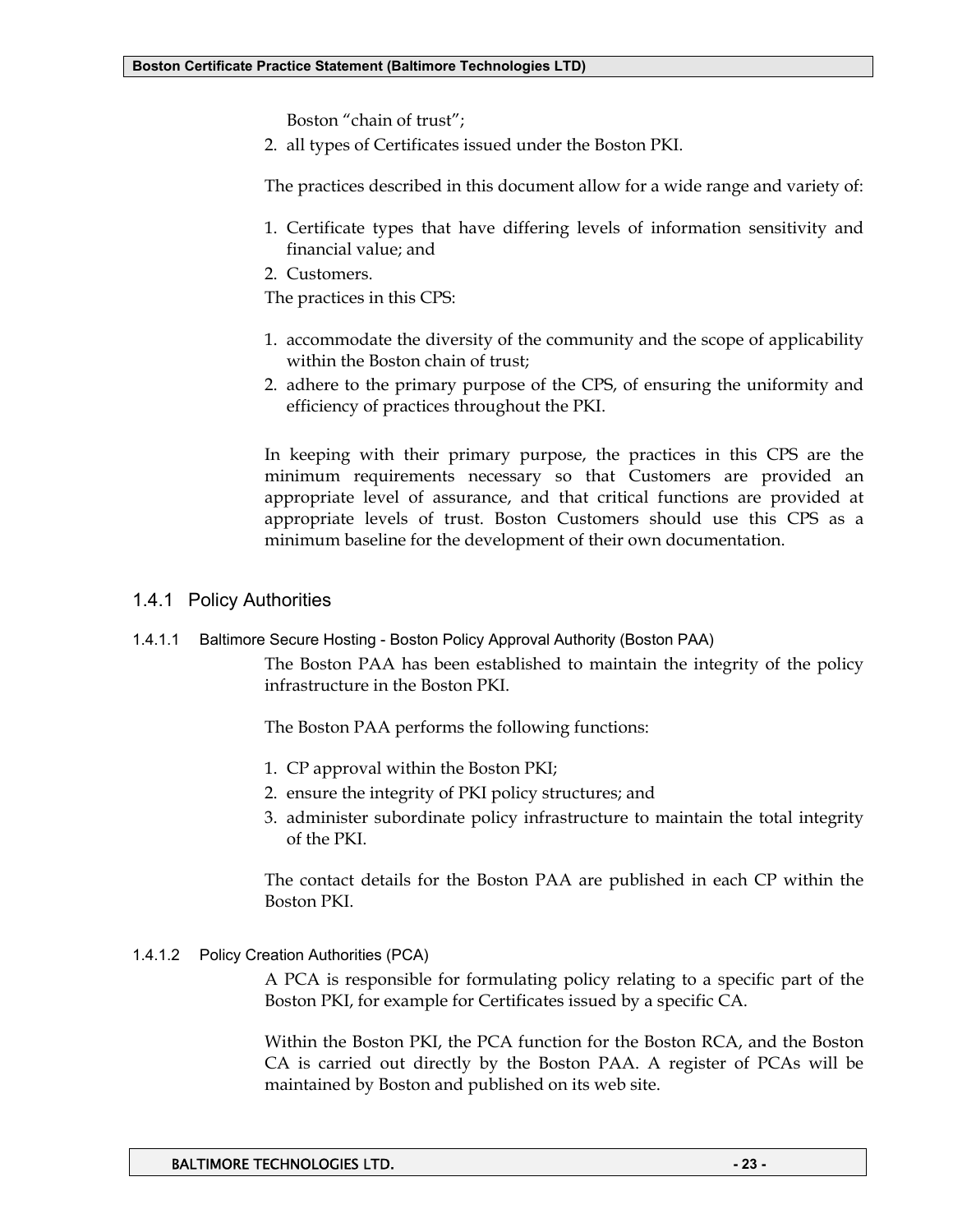Boston "chain of trust";
2. all types of Certificates issued under the Boston PKI.

The practices described in this document allow for a wide range and variety of:

1. Certificate types that have differing levels of information sensitivity and financial value; and
2. Customers.

The practices in this CPS:

1. accommodate the diversity of the community and the scope of applicability within the Boston chain of trust;
2. adhere to the primary purpose of the CPS, of ensuring the uniformity and efficiency of practices throughout the PKI.

In keeping with their primary purpose, the practices in this CPS are the minimum requirements necessary so that Customers are provided an appropriate level of assurance, and that critical functions are provided at appropriate levels of trust. Boston Customers should use this CPS as a minimum baseline for the development of their own documentation.

### 1.4.1 Policy Authorities

#### 1.4.1.1 Baltimore Secure Hosting - Boston Policy Approval Authority (Boston PAA)

The Boston PAA has been established to maintain the integrity of the policy infrastructure in the Boston PKI.

The Boston PAA performs the following functions:

1. CP approval within the Boston PKI;
2. ensure the integrity of PKI policy structures; and
3. administer subordinate policy infrastructure to maintain the total integrity of the PKI.

The contact details for the Boston PAA are published in each CP within the Boston PKI.

#### 1.4.1.2 Policy Creation Authorities (PCA)

A PCA is responsible for formulating policy relating to a specific part of the Boston PKI, for example for Certificates issued by a specific CA.

Within the Boston PKI, the PCA function for the Boston RCA, and the Boston CA is carried out directly by the Boston PAA. A register of PCAs will be maintained by Boston and published on its web site.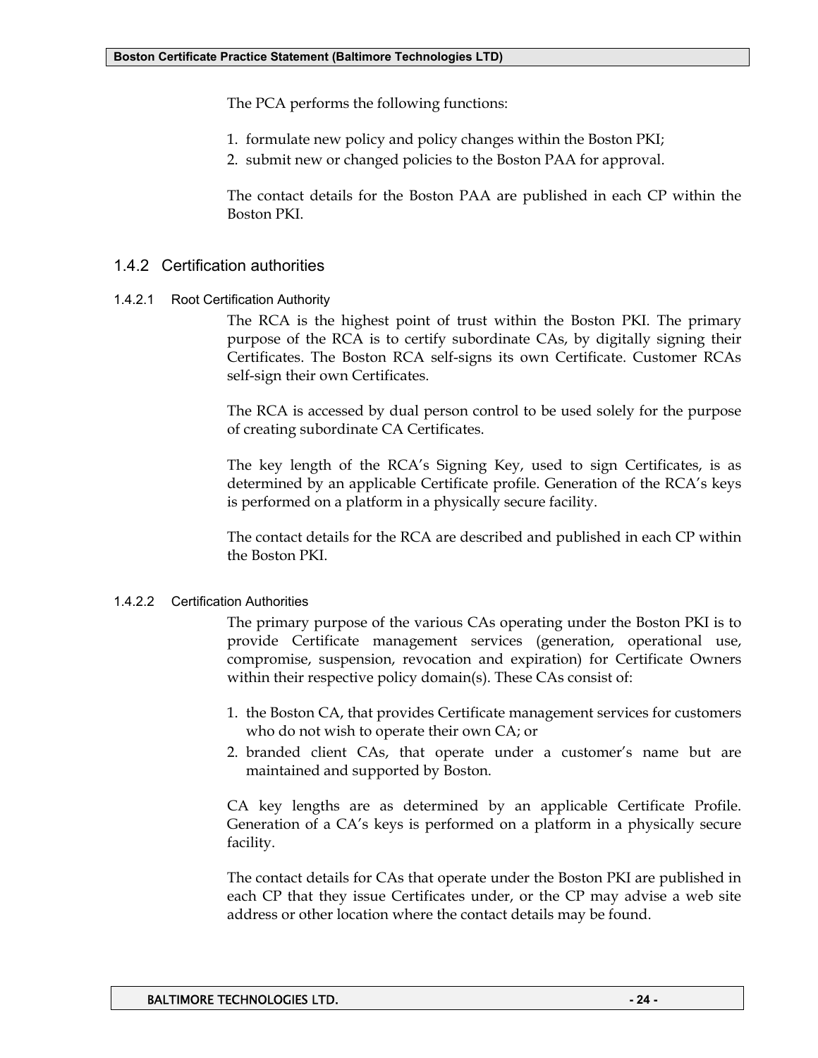The PCA performs the following functions:

1. formulate new policy and policy changes within the Boston PKI;
2. submit new or changed policies to the Boston PAA for approval.

The contact details for the Boston PAA are published in each CP within the Boston PKI.

### 1.4.2 Certification authorities

#### 1.4.2.1 Root Certification Authority

The RCA is the highest point of trust within the Boston PKI. The primary purpose of the RCA is to certify subordinate CAs, by digitally signing their Certificates. The Boston RCA self-signs its own Certificate. Customer RCAs self-sign their own Certificates.

The RCA is accessed by dual person control to be used solely for the purpose of creating subordinate CA Certificates.

The key length of the RCA's Signing Key, used to sign Certificates, is as determined by an applicable Certificate profile. Generation of the RCA's keys is performed on a platform in a physically secure facility.

The contact details for the RCA are described and published in each CP within the Boston PKI.

#### 1.4.2.2 Certification Authorities

The primary purpose of the various CAs operating under the Boston PKI is to provide Certificate management services (generation, operational use, compromise, suspension, revocation and expiration) for Certificate Owners within their respective policy domain(s). These CAs consist of:

1. the Boston CA, that provides Certificate management services for customers who do not wish to operate their own CA; or
2. branded client CAs, that operate under a customer's name but are maintained and supported by Boston.

CA key lengths are as determined by an applicable Certificate Profile. Generation of a CA's keys is performed on a platform in a physically secure facility.

The contact details for CAs that operate under the Boston PKI are published in each CP that they issue Certificates under, or the CP may advise a web site address or other location where the contact details may be found.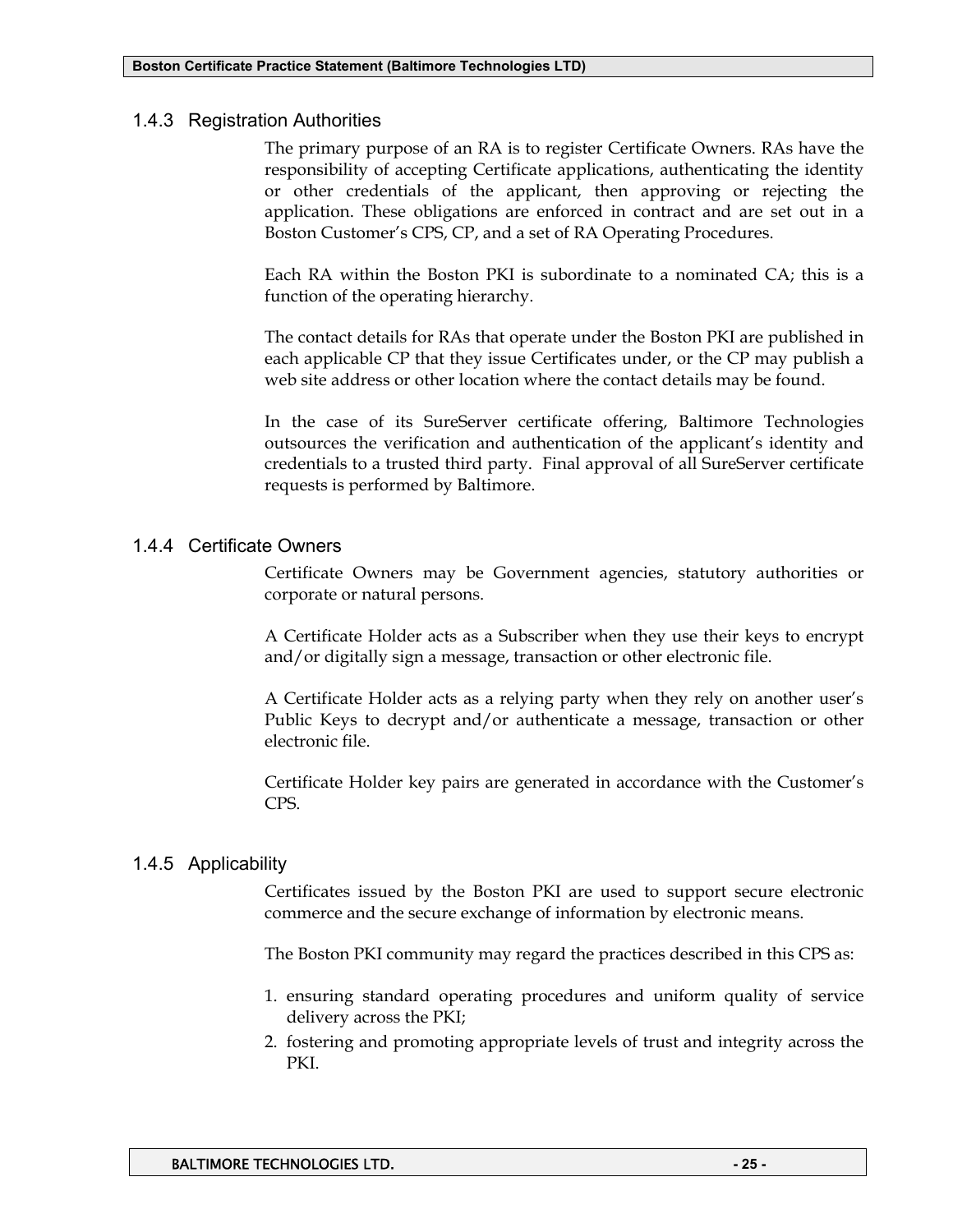### 1.4.3 Registration Authorities

The primary purpose of an RA is to register Certificate Owners. RAs have the responsibility of accepting Certificate applications, authenticating the identity or other credentials of the applicant, then approving or rejecting the application. These obligations are enforced in contract and are set out in a Boston Customer's CPS, CP, and a set of RA Operating Procedures.

Each RA within the Boston PKI is subordinate to a nominated CA; this is a function of the operating hierarchy.

The contact details for RAs that operate under the Boston PKI are published in each applicable CP that they issue Certificates under, or the CP may publish a web site address or other location where the contact details may be found.

In the case of its SureServer certificate offering, Baltimore Technologies outsources the verification and authentication of the applicant's identity and credentials to a trusted third party. Final approval of all SureServer certificate requests is performed by Baltimore.

### 1.4.4 Certificate Owners

Certificate Owners may be Government agencies, statutory authorities or corporate or natural persons.

A Certificate Holder acts as a Subscriber when they use their keys to encrypt and/or digitally sign a message, transaction or other electronic file.

A Certificate Holder acts as a relying party when they rely on another user's Public Keys to decrypt and/or authenticate a message, transaction or other electronic file.

Certificate Holder key pairs are generated in accordance with the Customer's CPS.

### 1.4.5 Applicability

Certificates issued by the Boston PKI are used to support secure electronic commerce and the secure exchange of information by electronic means.

The Boston PKI community may regard the practices described in this CPS as:

1. ensuring standard operating procedures and uniform quality of service delivery across the PKI;
2. fostering and promoting appropriate levels of trust and integrity across the PKI.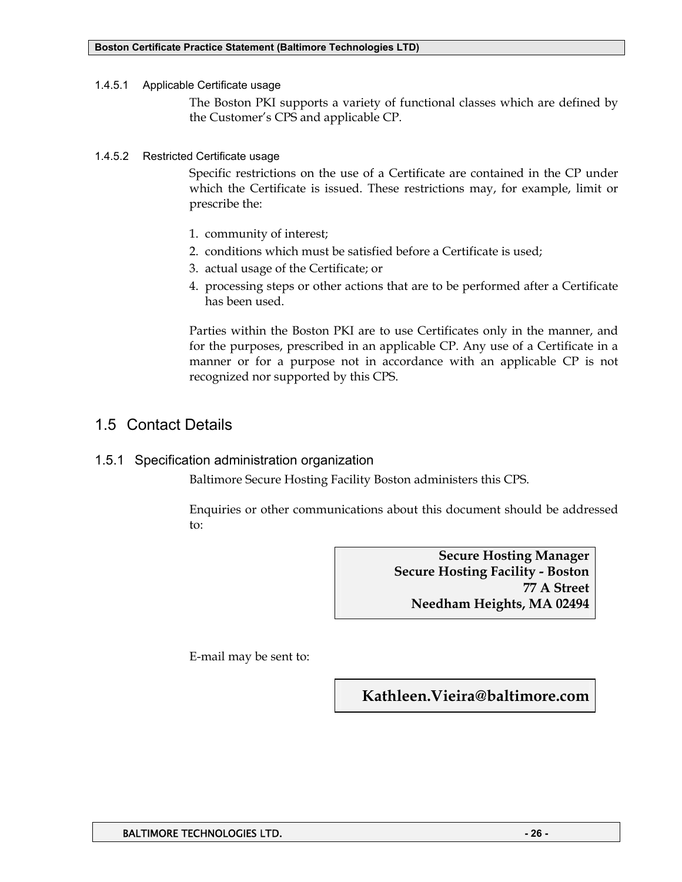#### 1.4.5.1 Applicable Certificate usage

The Boston PKI supports a variety of functional classes which are defined by the Customer's CPS and applicable CP.

#### 1.4.5.2 Restricted Certificate usage

Specific restrictions on the use of a Certificate are contained in the CP under which the Certificate is issued. These restrictions may, for example, limit or prescribe the:

1. community of interest;
2. conditions which must be satisfied before a Certificate is used;
3. actual usage of the Certificate; or
4. processing steps or other actions that are to be performed after a Certificate has been used.

Parties within the Boston PKI are to use Certificates only in the manner, and for the purposes, prescribed in an applicable CP. Any use of a Certificate in a manner or for a purpose not in accordance with an applicable CP is not recognized nor supported by this CPS.

## 1.5 Contact Details

### 1.5.1 Specification administration organization

Baltimore Secure Hosting Facility Boston administers this CPS.

Enquiries or other communications about this document should be addressed to:

**Secure Hosting Manager**
**Secure Hosting Facility - Boston**
**77 A Street**
**Needham Heights, MA 02494**

E-mail may be sent to:

**Kathleen.Vieira@baltimore.com**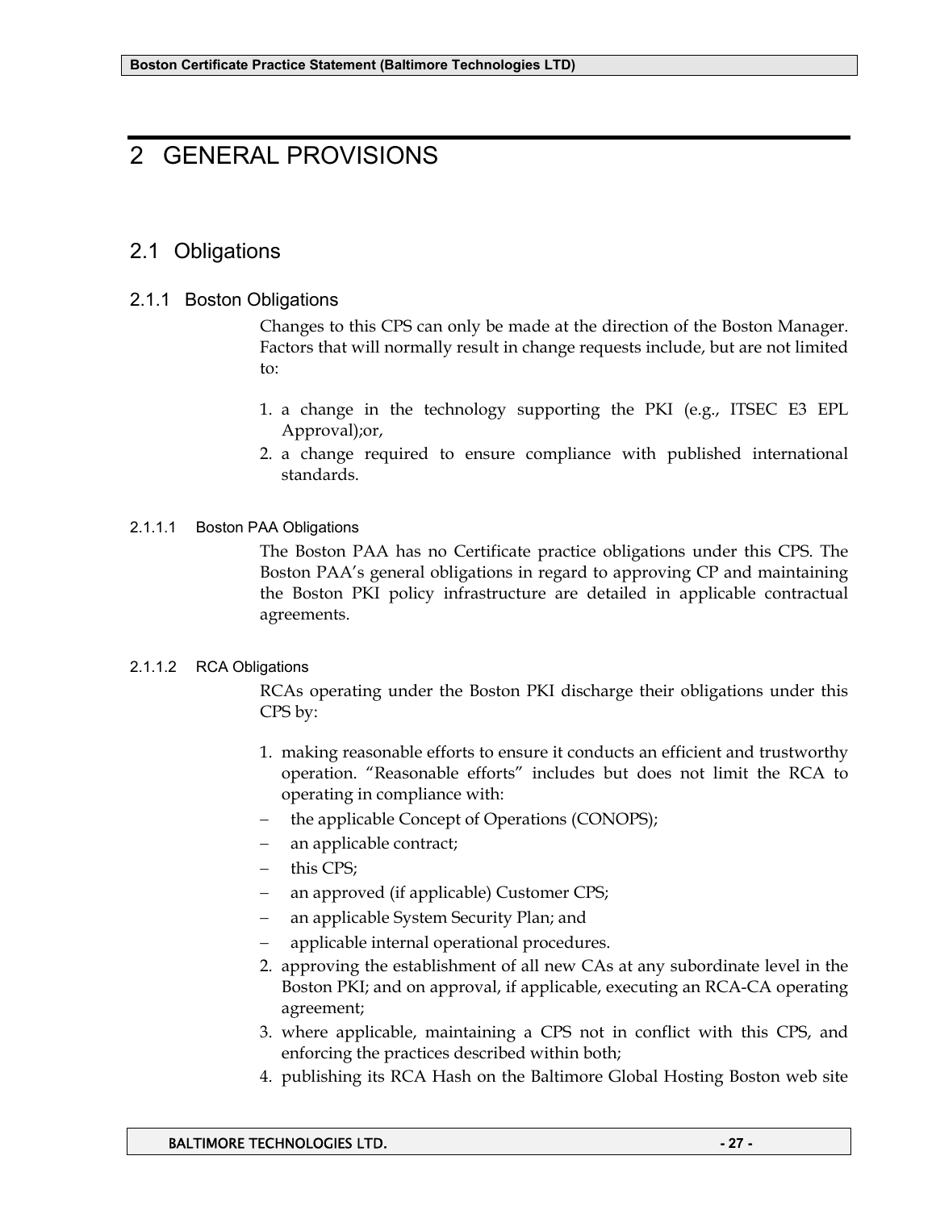# 2 GENERAL PROVISIONS

## 2.1 Obligations

### 2.1.1 Boston Obligations

Changes to this CPS can only be made at the direction of the Boston Manager. Factors that will normally result in change requests include, but are not limited to:

1. a change in the technology supporting the PKI (e.g., ITSEC E3 EPL Approval);or,
2. a change required to ensure compliance with published international standards.

#### 2.1.1.1 Boston PAA Obligations

The Boston PAA has no Certificate practice obligations under this CPS. The Boston PAA's general obligations in regard to approving CP and maintaining the Boston PKI policy infrastructure are detailed in applicable contractual agreements.

#### 2.1.1.2 RCA Obligations

RCAs operating under the Boston PKI discharge their obligations under this CPS by:

1. making reasonable efforts to ensure it conducts an efficient and trustworthy operation. "Reasonable efforts" includes but does not limit the RCA to operating in compliance with:
   - the applicable Concept of Operations (CONOPS);
   - an applicable contract;
   - this CPS;
   - an approved (if applicable) Customer CPS;
   - an applicable System Security Plan; and
   - applicable internal operational procedures.
2. approving the establishment of all new CAs at any subordinate level in the Boston PKI; and on approval, if applicable, executing an RCA-CA operating agreement;
3. where applicable, maintaining a CPS not in conflict with this CPS, and enforcing the practices described within both;
4. publishing its RCA Hash on the Baltimore Global Hosting Boston web site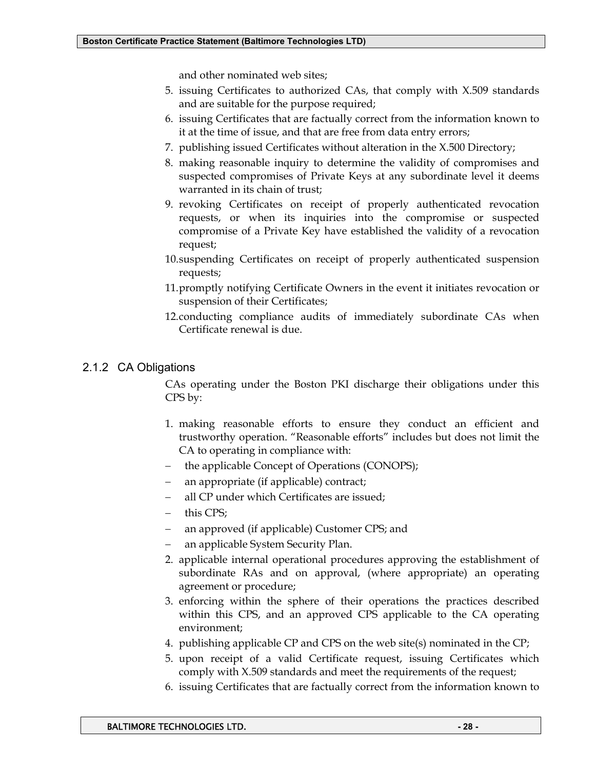and other nominated web sites;

5. issuing Certificates to authorized CAs, that comply with X.509 standards and are suitable for the purpose required;
6. issuing Certificates that are factually correct from the information known to it at the time of issue, and that are free from data entry errors;
7. publishing issued Certificates without alteration in the X.500 Directory;
8. making reasonable inquiry to determine the validity of compromises and suspected compromises of Private Keys at any subordinate level it deems warranted in its chain of trust;
9. revoking Certificates on receipt of properly authenticated revocation requests, or when its inquiries into the compromise or suspected compromise of a Private Key have established the validity of a revocation request;
10. suspending Certificates on receipt of properly authenticated suspension requests;
11. promptly notifying Certificate Owners in the event it initiates revocation or suspension of their Certificates;
12. conducting compliance audits of immediately subordinate CAs when Certificate renewal is due.

### 2.1.2 CA Obligations

CAs operating under the Boston PKI discharge their obligations under this CPS by:

1. making reasonable efforts to ensure they conduct an efficient and trustworthy operation. "Reasonable efforts" includes but does not limit the CA to operating in compliance with:
   - the applicable Concept of Operations (CONOPS);
   - an appropriate (if applicable) contract;
   - all CP under which Certificates are issued;
   - this CPS;
   - an approved (if applicable) Customer CPS; and
   - an applicable System Security Plan.
2. applicable internal operational procedures approving the establishment of subordinate RAs and on approval, (where appropriate) an operating agreement or procedure;
3. enforcing within the sphere of their operations the practices described within this CPS, and an approved CPS applicable to the CA operating environment;
4. publishing applicable CP and CPS on the web site(s) nominated in the CP;
5. upon receipt of a valid Certificate request, issuing Certificates which comply with X.509 standards and meet the requirements of the request;
6. issuing Certificates that are factually correct from the information known to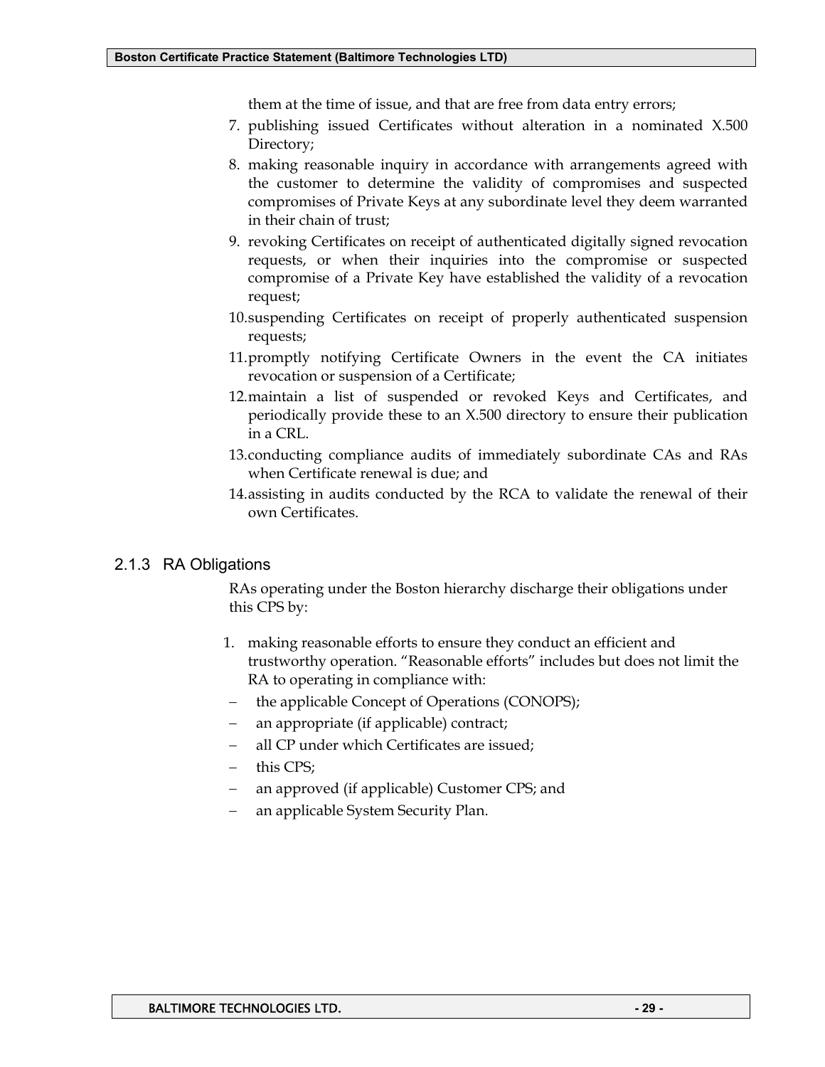them at the time of issue, and that are free from data entry errors;

7. publishing issued Certificates without alteration in a nominated X.500 Directory;
8. making reasonable inquiry in accordance with arrangements agreed with the customer to determine the validity of compromises and suspected compromises of Private Keys at any subordinate level they deem warranted in their chain of trust;
9. revoking Certificates on receipt of authenticated digitally signed revocation requests, or when their inquiries into the compromise or suspected compromise of a Private Key have established the validity of a revocation request;
10. suspending Certificates on receipt of properly authenticated suspension requests;
11. promptly notifying Certificate Owners in the event the CA initiates revocation or suspension of a Certificate;
12. maintain a list of suspended or revoked Keys and Certificates, and periodically provide these to an X.500 directory to ensure their publication in a CRL.
13. conducting compliance audits of immediately subordinate CAs and RAs when Certificate renewal is due; and
14. assisting in audits conducted by the RCA to validate the renewal of their own Certificates.

### 2.1.3 RA Obligations

RAs operating under the Boston hierarchy discharge their obligations under this CPS by:

1. making reasonable efforts to ensure they conduct an efficient and trustworthy operation. "Reasonable efforts" includes but does not limit the RA to operating in compliance with:
   - the applicable Concept of Operations (CONOPS);
   - an appropriate (if applicable) contract;
   - all CP under which Certificates are issued;
   - this CPS;
   - an approved (if applicable) Customer CPS; and
   - an applicable System Security Plan.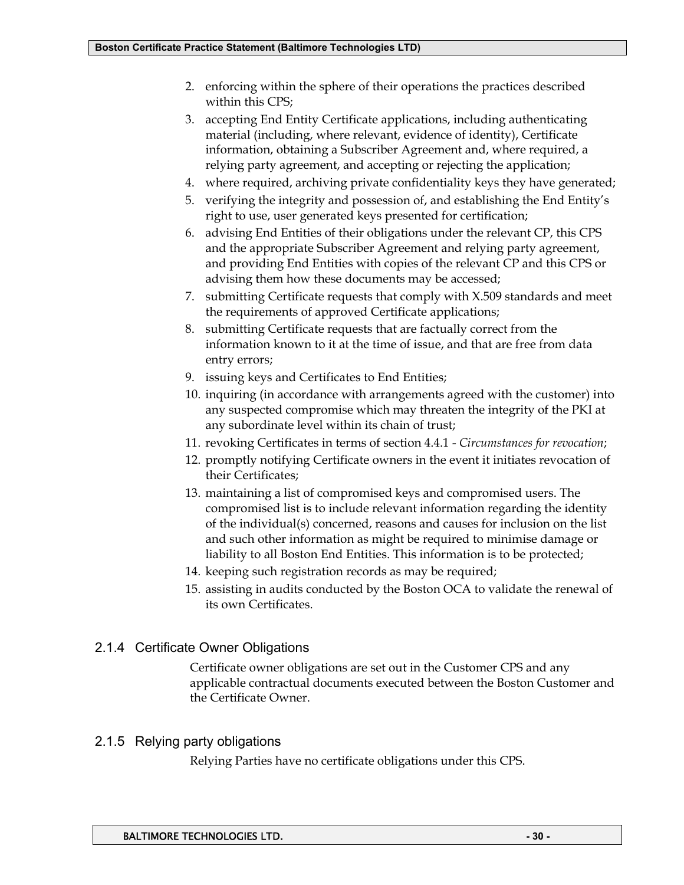2. enforcing within the sphere of their operations the practices described within this CPS;
3. accepting End Entity Certificate applications, including authenticating material (including, where relevant, evidence of identity), Certificate information, obtaining a Subscriber Agreement and, where required, a relying party agreement, and accepting or rejecting the application;
4. where required, archiving private confidentiality keys they have generated;
5. verifying the integrity and possession of, and establishing the End Entity's right to use, user generated keys presented for certification;
6. advising End Entities of their obligations under the relevant CP, this CPS and the appropriate Subscriber Agreement and relying party agreement, and providing End Entities with copies of the relevant CP and this CPS or advising them how these documents may be accessed;
7. submitting Certificate requests that comply with X.509 standards and meet the requirements of approved Certificate applications;
8. submitting Certificate requests that are factually correct from the information known to it at the time of issue, and that are free from data entry errors;
9. issuing keys and Certificates to End Entities;
10. inquiring (in accordance with arrangements agreed with the customer) into any suspected compromise which may threaten the integrity of the PKI at any subordinate level within its chain of trust;
11. revoking Certificates in terms of section 4.4.1 - *Circumstances for revocation*;
12. promptly notifying Certificate owners in the event it initiates revocation of their Certificates;
13. maintaining a list of compromised keys and compromised users. The compromised list is to include relevant information regarding the identity of the individual(s) concerned, reasons and causes for inclusion on the list and such other information as might be required to minimise damage or liability to all Boston End Entities. This information is to be protected;
14. keeping such registration records as may be required;
15. assisting in audits conducted by the Boston OCA to validate the renewal of its own Certificates.

### 2.1.4 Certificate Owner Obligations

Certificate owner obligations are set out in the Customer CPS and any applicable contractual documents executed between the Boston Customer and the Certificate Owner.

### 2.1.5 Relying party obligations

Relying Parties have no certificate obligations under this CPS.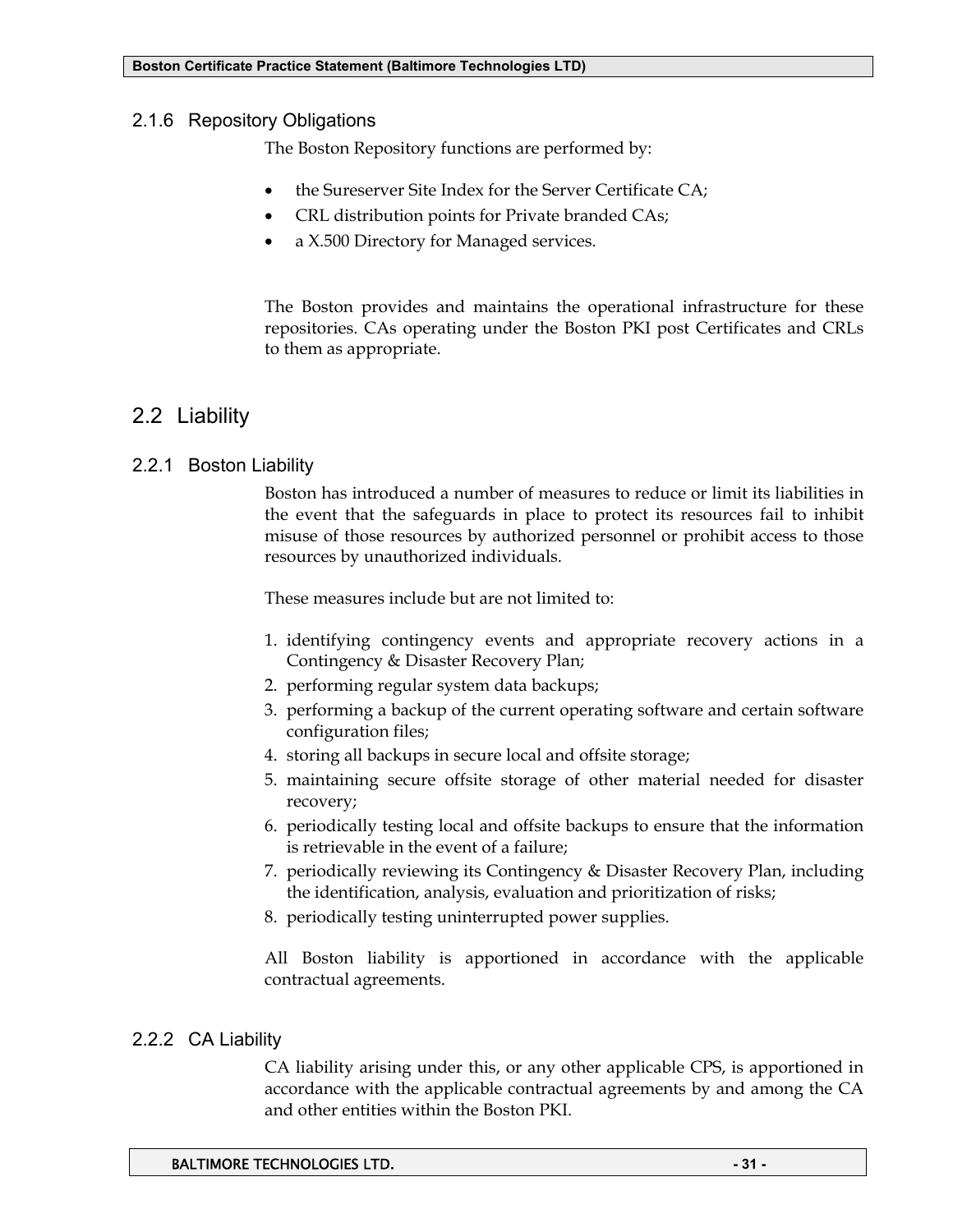### 2.1.6 Repository Obligations

The Boston Repository functions are performed by:

- the Sureserver Site Index for the Server Certificate CA;
- CRL distribution points for Private branded CAs;
- a X.500 Directory for Managed services.

The Boston provides and maintains the operational infrastructure for these repositories. CAs operating under the Boston PKI post Certificates and CRLs to them as appropriate.

## 2.2 Liability

### 2.2.1 Boston Liability

Boston has introduced a number of measures to reduce or limit its liabilities in the event that the safeguards in place to protect its resources fail to inhibit misuse of those resources by authorized personnel or prohibit access to those resources by unauthorized individuals.

These measures include but are not limited to:

1. identifying contingency events and appropriate recovery actions in a Contingency & Disaster Recovery Plan;
2. performing regular system data backups;
3. performing a backup of the current operating software and certain software configuration files;
4. storing all backups in secure local and offsite storage;
5. maintaining secure offsite storage of other material needed for disaster recovery;
6. periodically testing local and offsite backups to ensure that the information is retrievable in the event of a failure;
7. periodically reviewing its Contingency & Disaster Recovery Plan, including the identification, analysis, evaluation and prioritization of risks;
8. periodically testing uninterrupted power supplies.

All Boston liability is apportioned in accordance with the applicable contractual agreements.

### 2.2.2 CA Liability

CA liability arising under this, or any other applicable CPS, is apportioned in accordance with the applicable contractual agreements by and among the CA and other entities within the Boston PKI.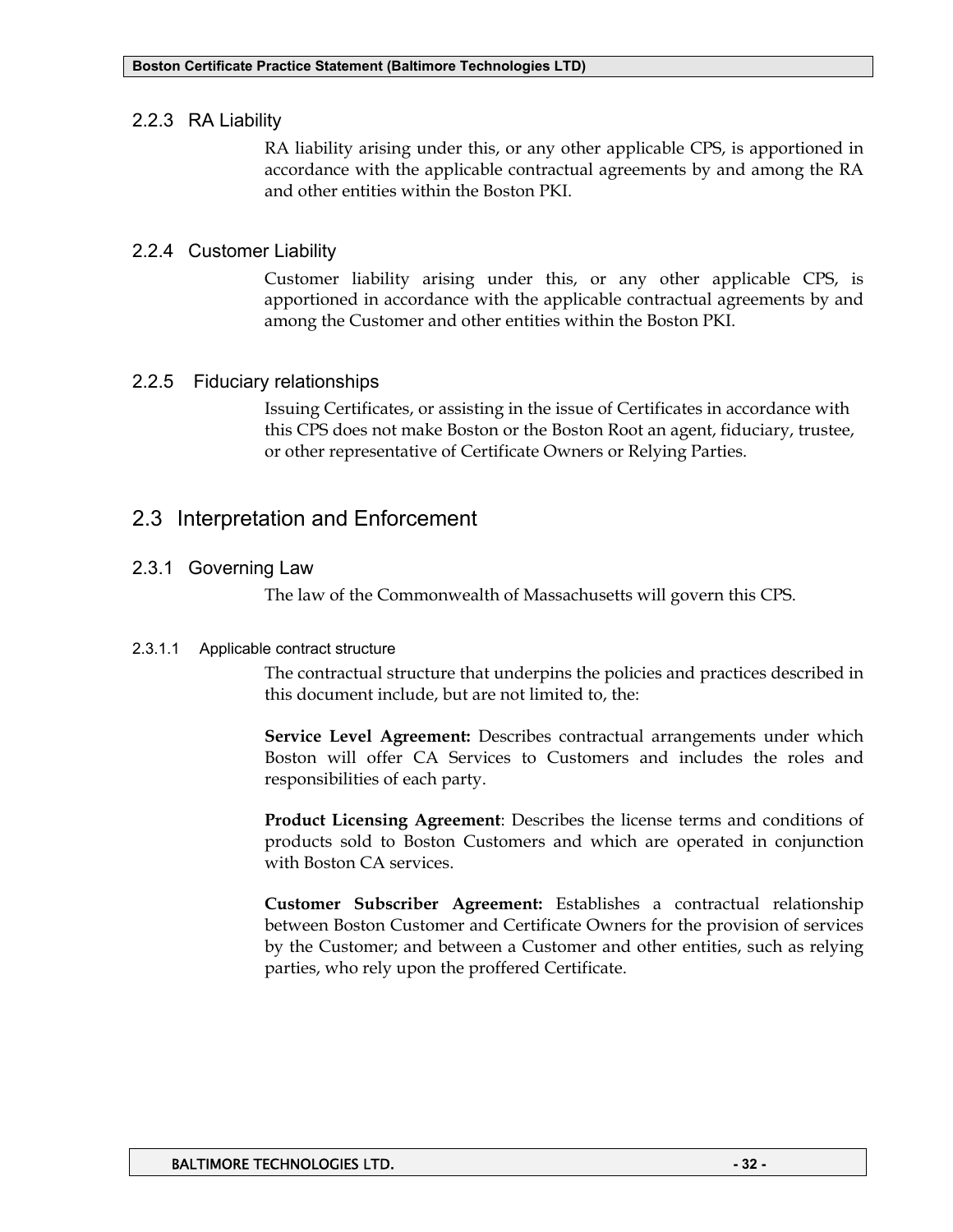### 2.2.3 RA Liability

RA liability arising under this, or any other applicable CPS, is apportioned in accordance with the applicable contractual agreements by and among the RA and other entities within the Boston PKI.

### 2.2.4 Customer Liability

Customer liability arising under this, or any other applicable CPS, is apportioned in accordance with the applicable contractual agreements by and among the Customer and other entities within the Boston PKI.

### 2.2.5 Fiduciary relationships

Issuing Certificates, or assisting in the issue of Certificates in accordance with this CPS does not make Boston or the Boston Root an agent, fiduciary, trustee, or other representative of Certificate Owners or Relying Parties.

## 2.3 Interpretation and Enforcement

### 2.3.1 Governing Law

The law of the Commonwealth of Massachusetts will govern this CPS.

#### 2.3.1.1 Applicable contract structure

The contractual structure that underpins the policies and practices described in this document include, but are not limited to, the:

**Service Level Agreement:** Describes contractual arrangements under which Boston will offer CA Services to Customers and includes the roles and responsibilities of each party.

**Product Licensing Agreement**: Describes the license terms and conditions of products sold to Boston Customers and which are operated in conjunction with Boston CA services.

**Customer Subscriber Agreement:** Establishes a contractual relationship between Boston Customer and Certificate Owners for the provision of services by the Customer; and between a Customer and other entities, such as relying parties, who rely upon the proffered Certificate.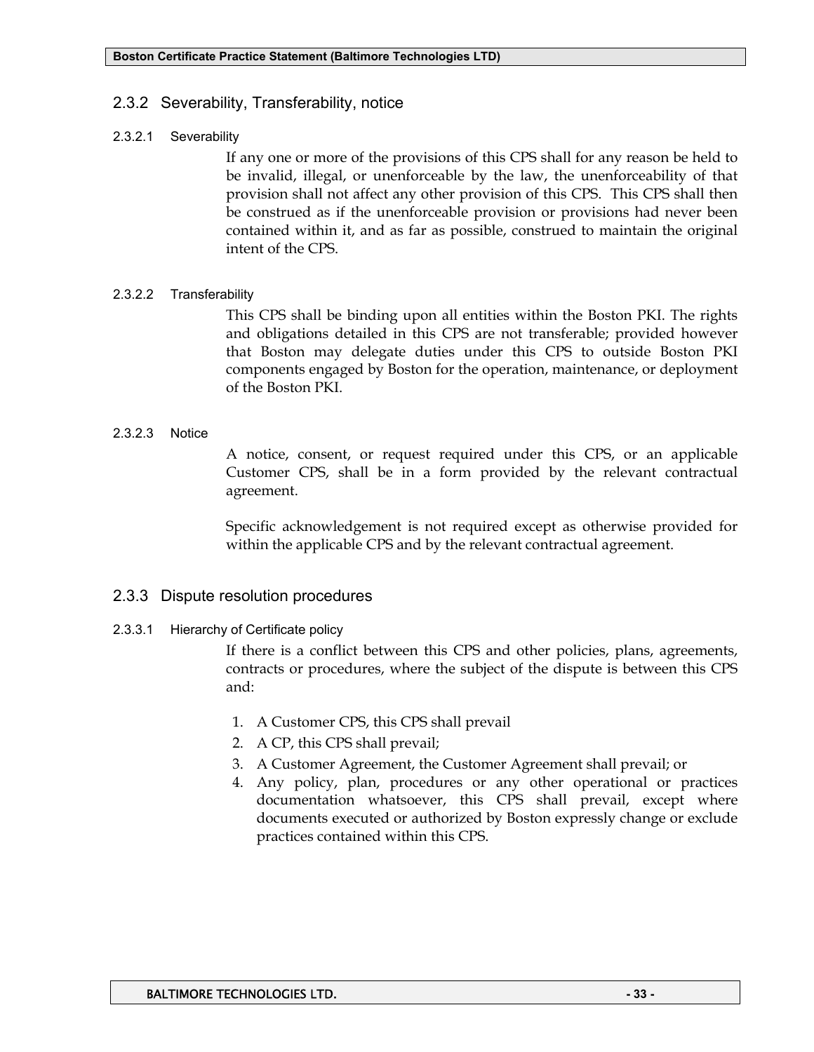### 2.3.2 Severability, Transferability, notice

#### 2.3.2.1 Severability

If any one or more of the provisions of this CPS shall for any reason be held to be invalid, illegal, or unenforceable by the law, the unenforceability of that provision shall not affect any other provision of this CPS. This CPS shall then be construed as if the unenforceable provision or provisions had never been contained within it, and as far as possible, construed to maintain the original intent of the CPS.

#### 2.3.2.2 Transferability

This CPS shall be binding upon all entities within the Boston PKI. The rights and obligations detailed in this CPS are not transferable; provided however that Boston may delegate duties under this CPS to outside Boston PKI components engaged by Boston for the operation, maintenance, or deployment of the Boston PKI.

#### 2.3.2.3 Notice

A notice, consent, or request required under this CPS, or an applicable Customer CPS, shall be in a form provided by the relevant contractual agreement.

Specific acknowledgement is not required except as otherwise provided for within the applicable CPS and by the relevant contractual agreement.

### 2.3.3 Dispute resolution procedures

#### 2.3.3.1 Hierarchy of Certificate policy

If there is a conflict between this CPS and other policies, plans, agreements, contracts or procedures, where the subject of the dispute is between this CPS and:

1. A Customer CPS, this CPS shall prevail
2. A CP, this CPS shall prevail;
3. A Customer Agreement, the Customer Agreement shall prevail; or
4. Any policy, plan, procedures or any other operational or practices documentation whatsoever, this CPS shall prevail, except where documents executed or authorized by Boston expressly change or exclude practices contained within this CPS.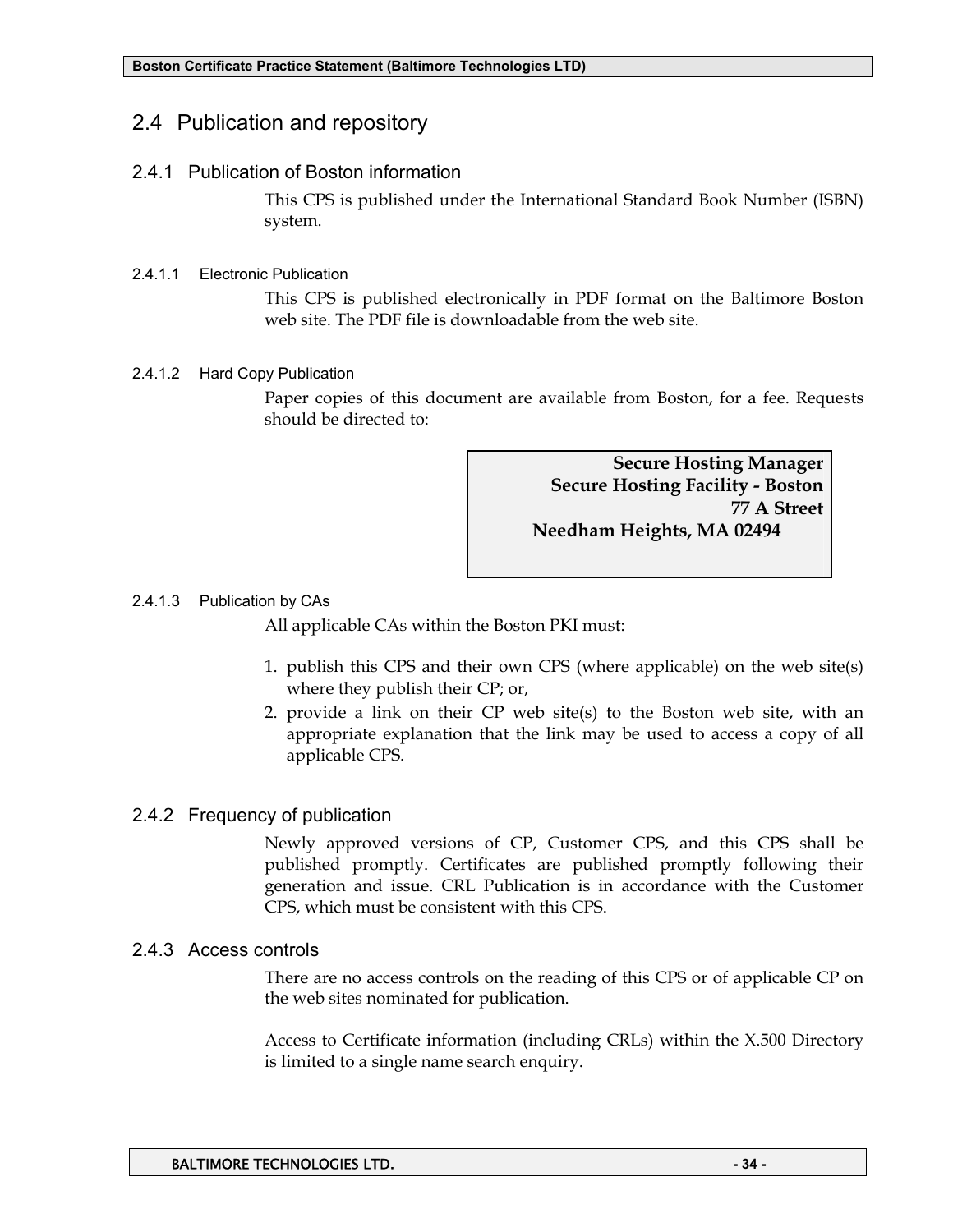## 2.4 Publication and repository

### 2.4.1 Publication of Boston information

This CPS is published under the International Standard Book Number (ISBN) system.

#### 2.4.1.1 Electronic Publication

This CPS is published electronically in PDF format on the Baltimore Boston web site. The PDF file is downloadable from the web site.

#### 2.4.1.2 Hard Copy Publication

Paper copies of this document are available from Boston, for a fee. Requests should be directed to:

**Secure Hosting Manager**
**Secure Hosting Facility - Boston**
**77 A Street**
**Needham Heights, MA 02494**

#### 2.4.1.3 Publication by CAs

All applicable CAs within the Boston PKI must:

1. publish this CPS and their own CPS (where applicable) on the web site(s) where they publish their CP; or,
2. provide a link on their CP web site(s) to the Boston web site, with an appropriate explanation that the link may be used to access a copy of all applicable CPS.

### 2.4.2 Frequency of publication

Newly approved versions of CP, Customer CPS, and this CPS shall be published promptly. Certificates are published promptly following their generation and issue. CRL Publication is in accordance with the Customer CPS, which must be consistent with this CPS.

### 2.4.3 Access controls

There are no access controls on the reading of this CPS or of applicable CP on the web sites nominated for publication.

Access to Certificate information (including CRLs) within the X.500 Directory is limited to a single name search enquiry.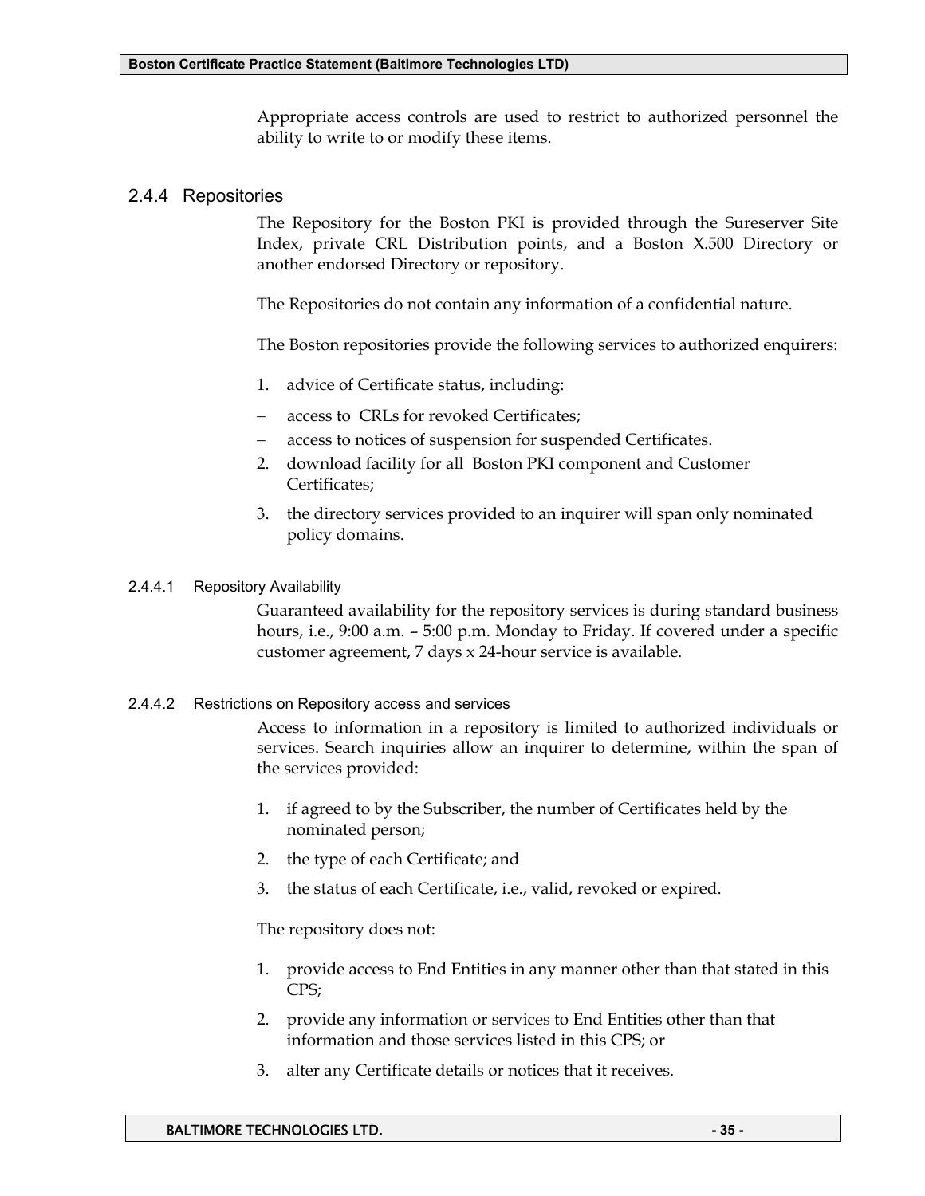Appropriate access controls are used to restrict to authorized personnel the ability to write to or modify these items.

### 2.4.4 Repositories

The Repository for the Boston PKI is provided through the Sureserver Site Index, private CRL Distribution points, and a Boston X.500 Directory or another endorsed Directory or repository.

The Repositories do not contain any information of a confidential nature.

The Boston repositories provide the following services to authorized enquirers:

1. advice of Certificate status, including:
   - access to CRLs for revoked Certificates;
   - access to notices of suspension for suspended Certificates.
2. download facility for all Boston PKI component and Customer Certificates;
3. the directory services provided to an inquirer will span only nominated policy domains.

#### 2.4.4.1 Repository Availability

Guaranteed availability for the repository services is during standard business hours, i.e., 9:00 a.m. – 5:00 p.m. Monday to Friday. If covered under a specific customer agreement, 7 days x 24-hour service is available.

#### 2.4.4.2 Restrictions on Repository access and services

Access to information in a repository is limited to authorized individuals or services. Search inquiries allow an inquirer to determine, within the span of the services provided:

1. if agreed to by the Subscriber, the number of Certificates held by the nominated person;
2. the type of each Certificate; and
3. the status of each Certificate, i.e., valid, revoked or expired.

The repository does not:

1. provide access to End Entities in any manner other than that stated in this CPS;
2. provide any information or services to End Entities other than that information and those services listed in this CPS; or
3. alter any Certificate details or notices that it receives.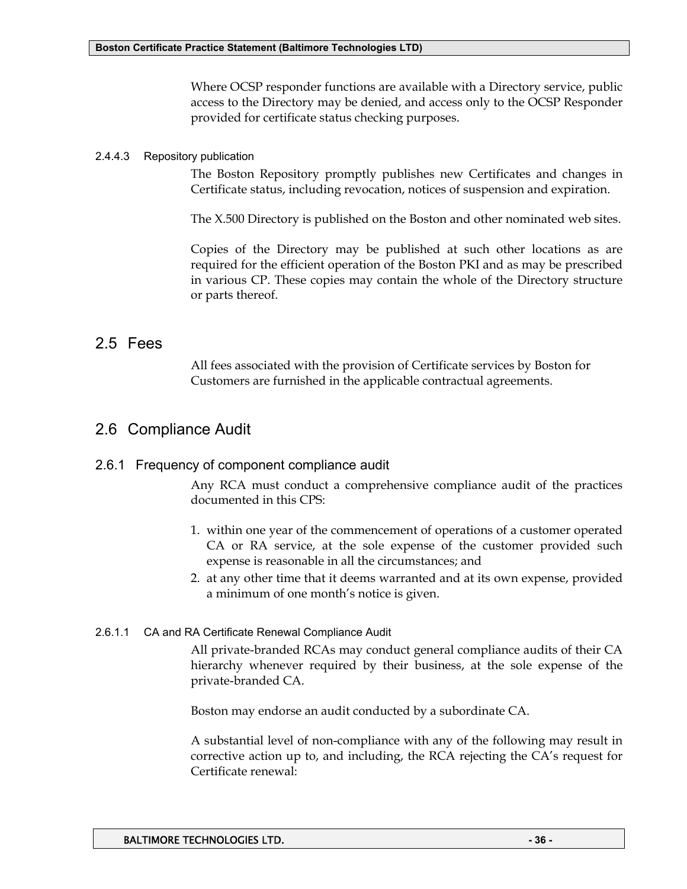Where OCSP responder functions are available with a Directory service, public access to the Directory may be denied, and access only to the OCSP Responder provided for certificate status checking purposes.

#### 2.4.4.3 Repository publication

The Boston Repository promptly publishes new Certificates and changes in Certificate status, including revocation, notices of suspension and expiration.

The X.500 Directory is published on the Boston and other nominated web sites.

Copies of the Directory may be published at such other locations as are required for the efficient operation of the Boston PKI and as may be prescribed in various CP. These copies may contain the whole of the Directory structure or parts thereof.

## 2.5 Fees

All fees associated with the provision of Certificate services by Boston for Customers are furnished in the applicable contractual agreements.

## 2.6 Compliance Audit

### 2.6.1 Frequency of component compliance audit

Any RCA must conduct a comprehensive compliance audit of the practices documented in this CPS:

1. within one year of the commencement of operations of a customer operated CA or RA service, at the sole expense of the customer provided such expense is reasonable in all the circumstances; and
2. at any other time that it deems warranted and at its own expense, provided a minimum of one month's notice is given.

#### 2.6.1.1 CA and RA Certificate Renewal Compliance Audit

All private-branded RCAs may conduct general compliance audits of their CA hierarchy whenever required by their business, at the sole expense of the private-branded CA.

Boston may endorse an audit conducted by a subordinate CA.

A substantial level of non-compliance with any of the following may result in corrective action up to, and including, the RCA rejecting the CA's request for Certificate renewal: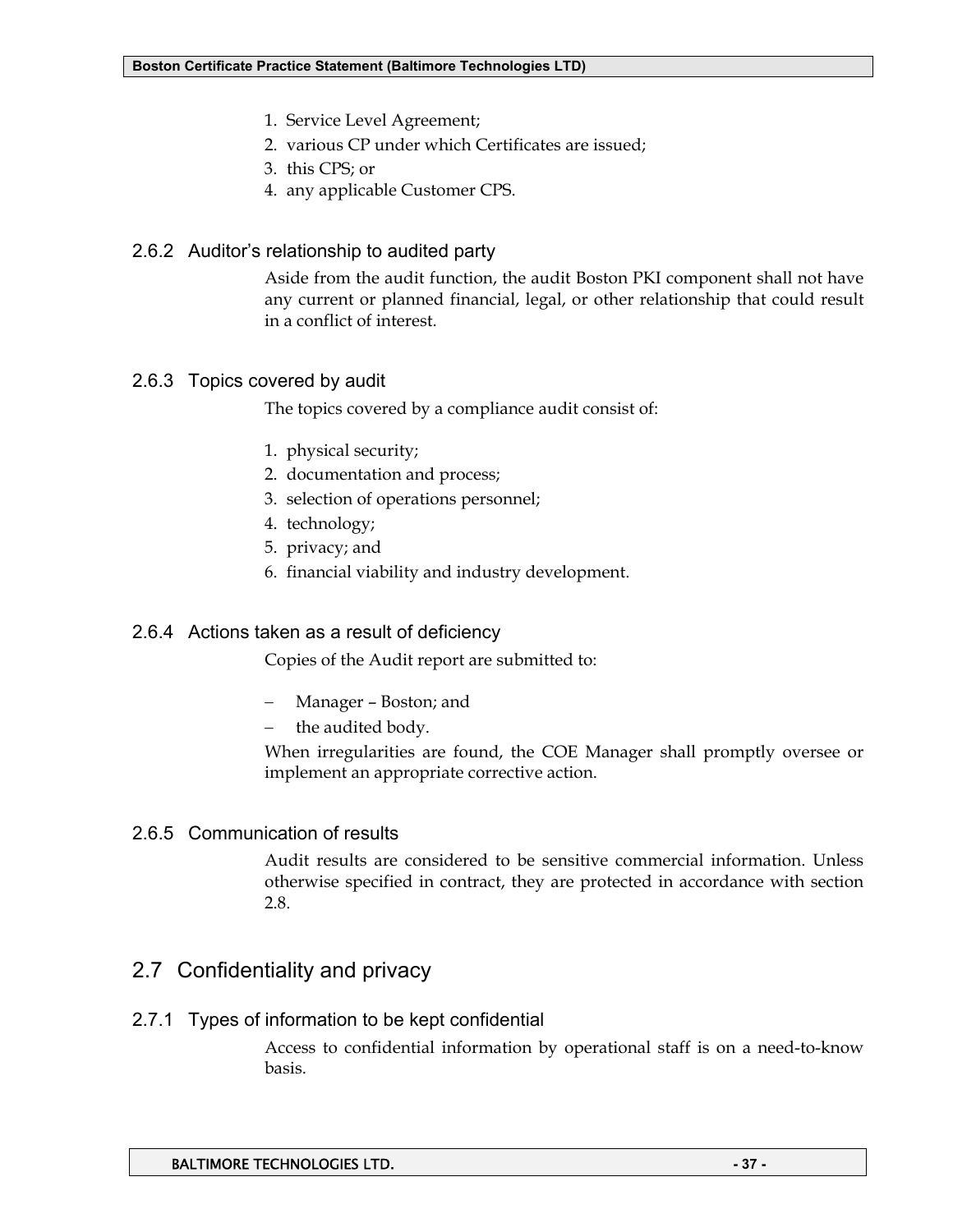1. Service Level Agreement;
2. various CP under which Certificates are issued;
3. this CPS; or
4. any applicable Customer CPS.

### 2.6.2 Auditor's relationship to audited party

Aside from the audit function, the audit Boston PKI component shall not have any current or planned financial, legal, or other relationship that could result in a conflict of interest.

### 2.6.3 Topics covered by audit

The topics covered by a compliance audit consist of:

1. physical security;
2. documentation and process;
3. selection of operations personnel;
4. technology;
5. privacy; and
6. financial viability and industry development.

### 2.6.4 Actions taken as a result of deficiency

Copies of the Audit report are submitted to:

- Manager – Boston; and
- the audited body.

When irregularities are found, the COE Manager shall promptly oversee or implement an appropriate corrective action.

### 2.6.5 Communication of results

Audit results are considered to be sensitive commercial information. Unless otherwise specified in contract, they are protected in accordance with section 2.8.

## 2.7 Confidentiality and privacy

### 2.7.1 Types of information to be kept confidential

Access to confidential information by operational staff is on a need-to-know basis.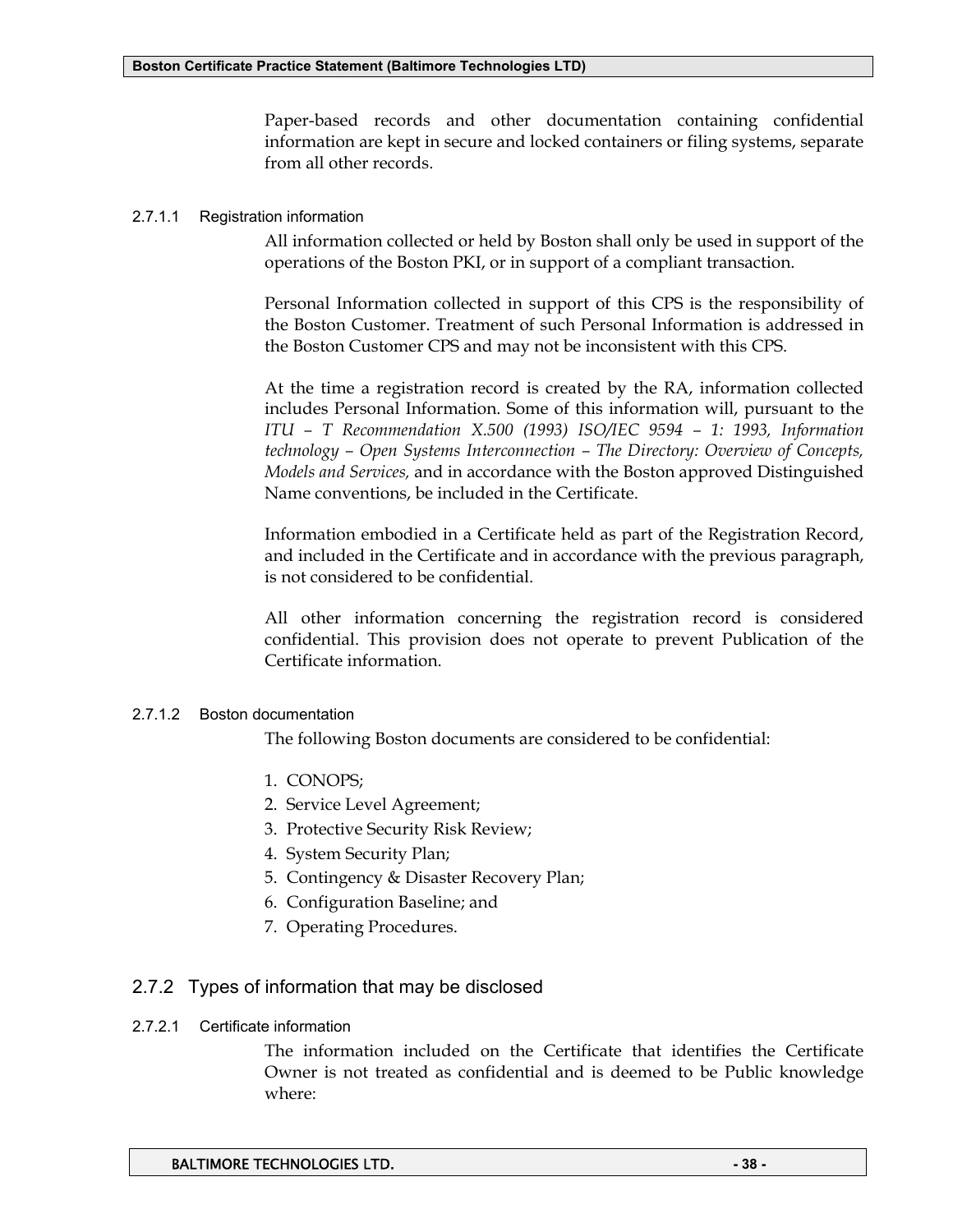Paper-based records and other documentation containing confidential information are kept in secure and locked containers or filing systems, separate from all other records.

#### 2.7.1.1 Registration information

All information collected or held by Boston shall only be used in support of the operations of the Boston PKI, or in support of a compliant transaction.

Personal Information collected in support of this CPS is the responsibility of the Boston Customer. Treatment of such Personal Information is addressed in the Boston Customer CPS and may not be inconsistent with this CPS.

At the time a registration record is created by the RA, information collected includes Personal Information. Some of this information will, pursuant to the *ITU – T Recommendation X.500 (1993) ISO/IEC 9594 – 1: 1993, Information technology – Open Systems Interconnection – The Directory: Overview of Concepts, Models and Services,* and in accordance with the Boston approved Distinguished Name conventions, be included in the Certificate.

Information embodied in a Certificate held as part of the Registration Record, and included in the Certificate and in accordance with the previous paragraph, is not considered to be confidential.

All other information concerning the registration record is considered confidential. This provision does not operate to prevent Publication of the Certificate information.

#### 2.7.1.2 Boston documentation

The following Boston documents are considered to be confidential:

1. CONOPS;
2. Service Level Agreement;
3. Protective Security Risk Review;
4. System Security Plan;
5. Contingency & Disaster Recovery Plan;
6. Configuration Baseline; and
7. Operating Procedures.

### 2.7.2 Types of information that may be disclosed

#### 2.7.2.1 Certificate information

The information included on the Certificate that identifies the Certificate Owner is not treated as confidential and is deemed to be Public knowledge where: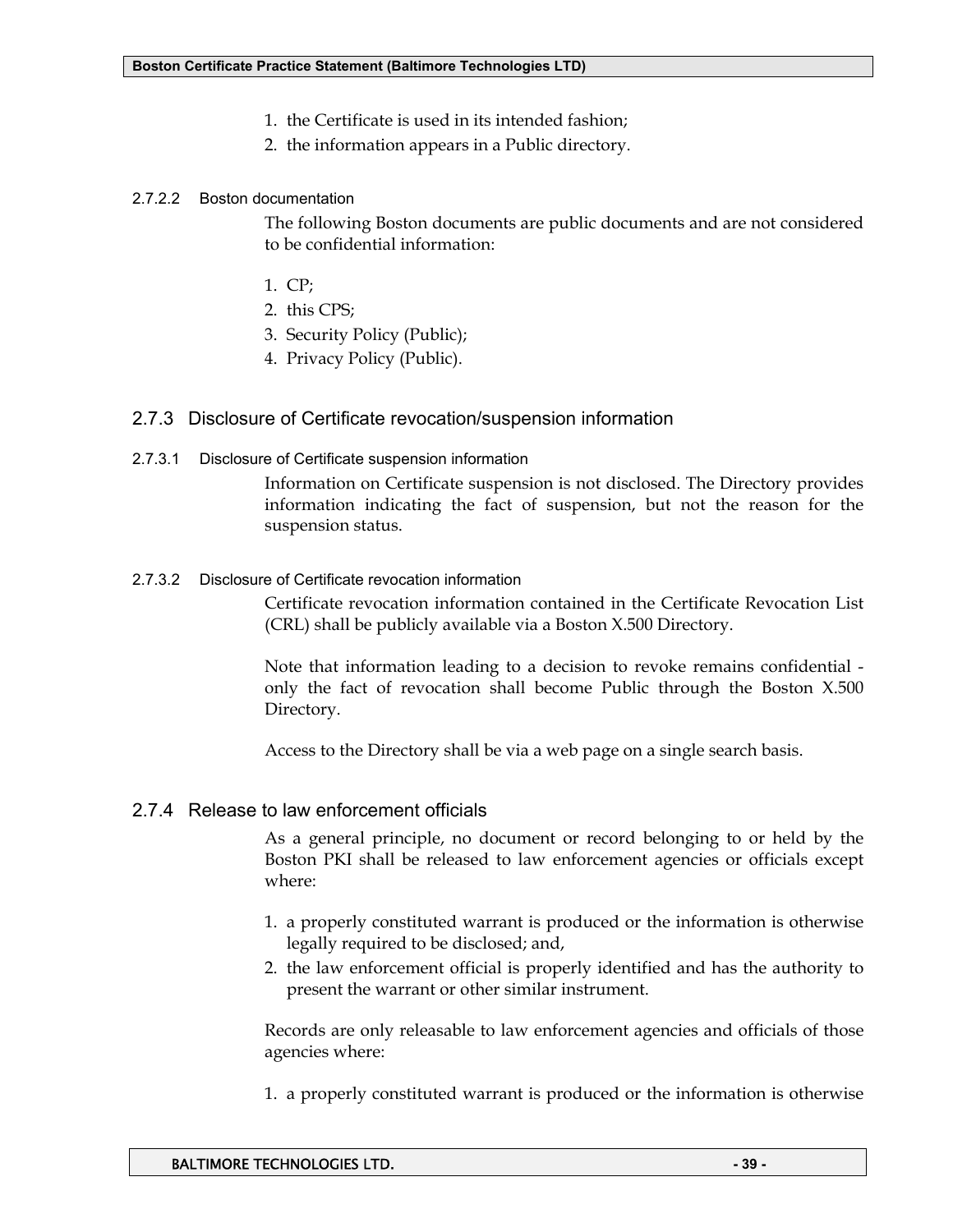1. the Certificate is used in its intended fashion;
2. the information appears in a Public directory.

#### 2.7.2.2 Boston documentation

The following Boston documents are public documents and are not considered to be confidential information:

1. CP;
2. this CPS;
3. Security Policy (Public);
4. Privacy Policy (Public).

### 2.7.3 Disclosure of Certificate revocation/suspension information

#### 2.7.3.1 Disclosure of Certificate suspension information

Information on Certificate suspension is not disclosed. The Directory provides information indicating the fact of suspension, but not the reason for the suspension status.

#### 2.7.3.2 Disclosure of Certificate revocation information

Certificate revocation information contained in the Certificate Revocation List (CRL) shall be publicly available via a Boston X.500 Directory.

Note that information leading to a decision to revoke remains confidential - only the fact of revocation shall become Public through the Boston X.500 Directory.

Access to the Directory shall be via a web page on a single search basis.

### 2.7.4 Release to law enforcement officials

As a general principle, no document or record belonging to or held by the Boston PKI shall be released to law enforcement agencies or officials except where:

1. a properly constituted warrant is produced or the information is otherwise legally required to be disclosed; and,
2. the law enforcement official is properly identified and has the authority to present the warrant or other similar instrument.

Records are only releasable to law enforcement agencies and officials of those agencies where:

1. a properly constituted warrant is produced or the information is otherwise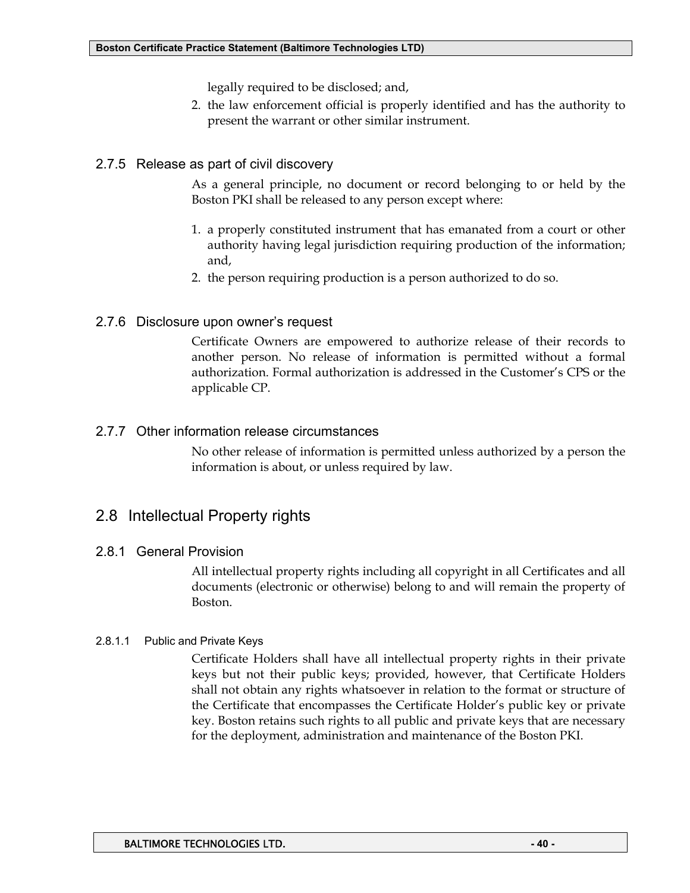legally required to be disclosed; and,

2. the law enforcement official is properly identified and has the authority to present the warrant or other similar instrument.

### 2.7.5 Release as part of civil discovery

As a general principle, no document or record belonging to or held by the Boston PKI shall be released to any person except where:

1. a properly constituted instrument that has emanated from a court or other authority having legal jurisdiction requiring production of the information; and,
2. the person requiring production is a person authorized to do so.

### 2.7.6 Disclosure upon owner's request

Certificate Owners are empowered to authorize release of their records to another person. No release of information is permitted without a formal authorization. Formal authorization is addressed in the Customer's CPS or the applicable CP.

### 2.7.7 Other information release circumstances

No other release of information is permitted unless authorized by a person the information is about, or unless required by law.

## 2.8 Intellectual Property rights

### 2.8.1 General Provision

All intellectual property rights including all copyright in all Certificates and all documents (electronic or otherwise) belong to and will remain the property of Boston.

#### 2.8.1.1 Public and Private Keys

Certificate Holders shall have all intellectual property rights in their private keys but not their public keys; provided, however, that Certificate Holders shall not obtain any rights whatsoever in relation to the format or structure of the Certificate that encompasses the Certificate Holder's public key or private key. Boston retains such rights to all public and private keys that are necessary for the deployment, administration and maintenance of the Boston PKI.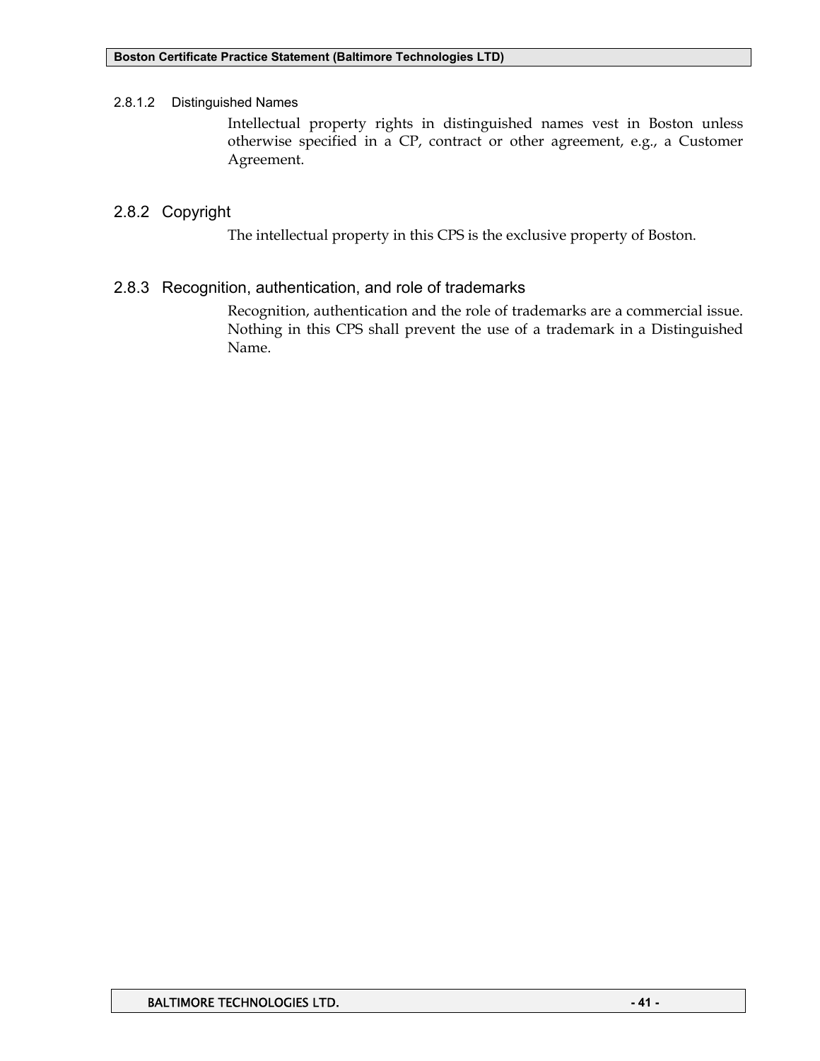#### 2.8.1.2 Distinguished Names

Intellectual property rights in distinguished names vest in Boston unless otherwise specified in a CP, contract or other agreement, e.g., a Customer Agreement.

### 2.8.2 Copyright

The intellectual property in this CPS is the exclusive property of Boston.

### 2.8.3 Recognition, authentication, and role of trademarks

Recognition, authentication and the role of trademarks are a commercial issue. Nothing in this CPS shall prevent the use of a trademark in a Distinguished Name.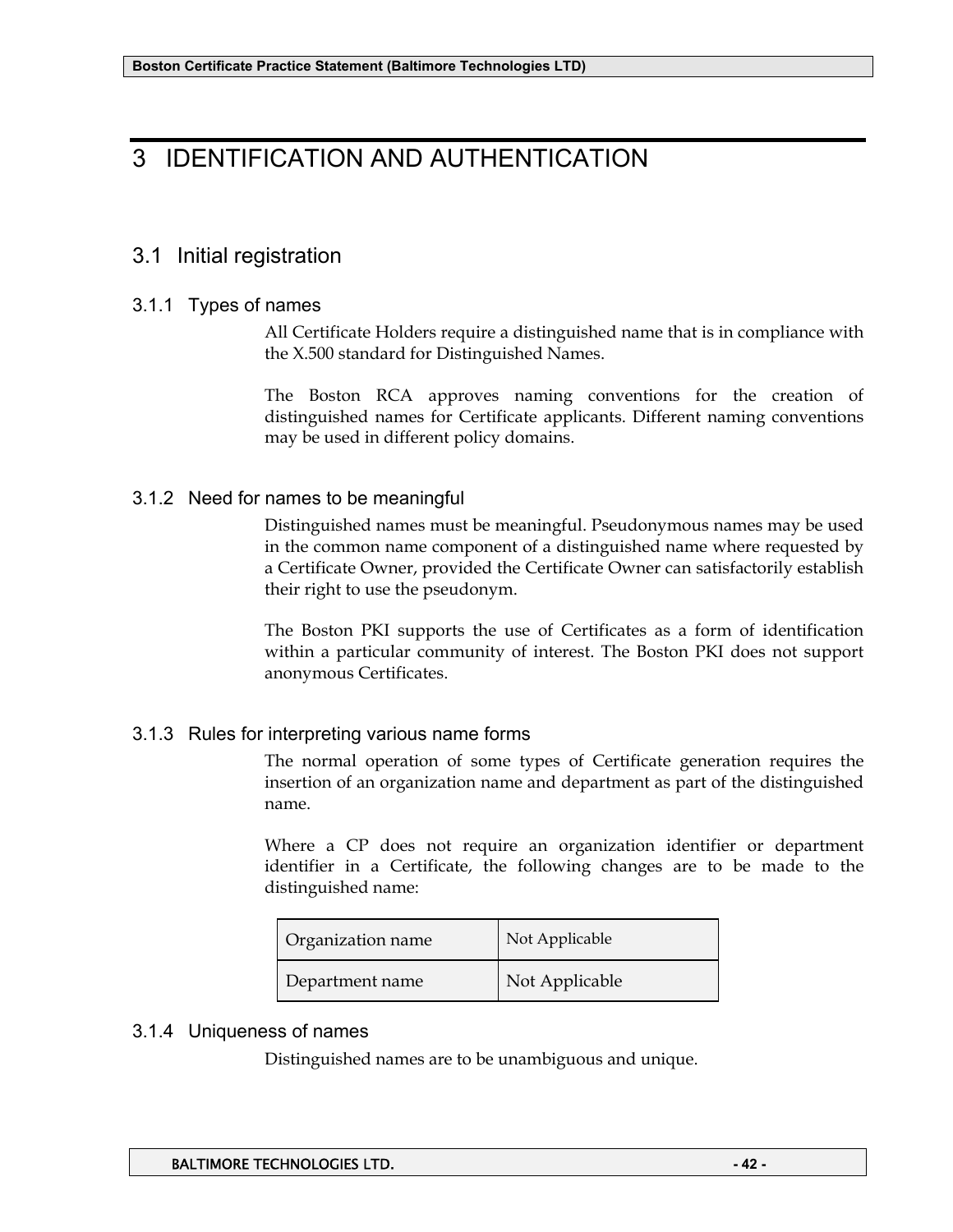# 3 IDENTIFICATION AND AUTHENTICATION

## 3.1 Initial registration

### 3.1.1 Types of names

All Certificate Holders require a distinguished name that is in compliance with the X.500 standard for Distinguished Names.

The Boston RCA approves naming conventions for the creation of distinguished names for Certificate applicants. Different naming conventions may be used in different policy domains.

### 3.1.2 Need for names to be meaningful

Distinguished names must be meaningful. Pseudonymous names may be used in the common name component of a distinguished name where requested by a Certificate Owner, provided the Certificate Owner can satisfactorily establish their right to use the pseudonym.

The Boston PKI supports the use of Certificates as a form of identification within a particular community of interest. The Boston PKI does not support anonymous Certificates.

### 3.1.3 Rules for interpreting various name forms

The normal operation of some types of Certificate generation requires the insertion of an organization name and department as part of the distinguished name.

Where a CP does not require an organization identifier or department identifier in a Certificate, the following changes are to be made to the distinguished name:

| Organization name | Not Applicable |
|---|---|
| Department name | Not Applicable |

### 3.1.4 Uniqueness of names

Distinguished names are to be unambiguous and unique.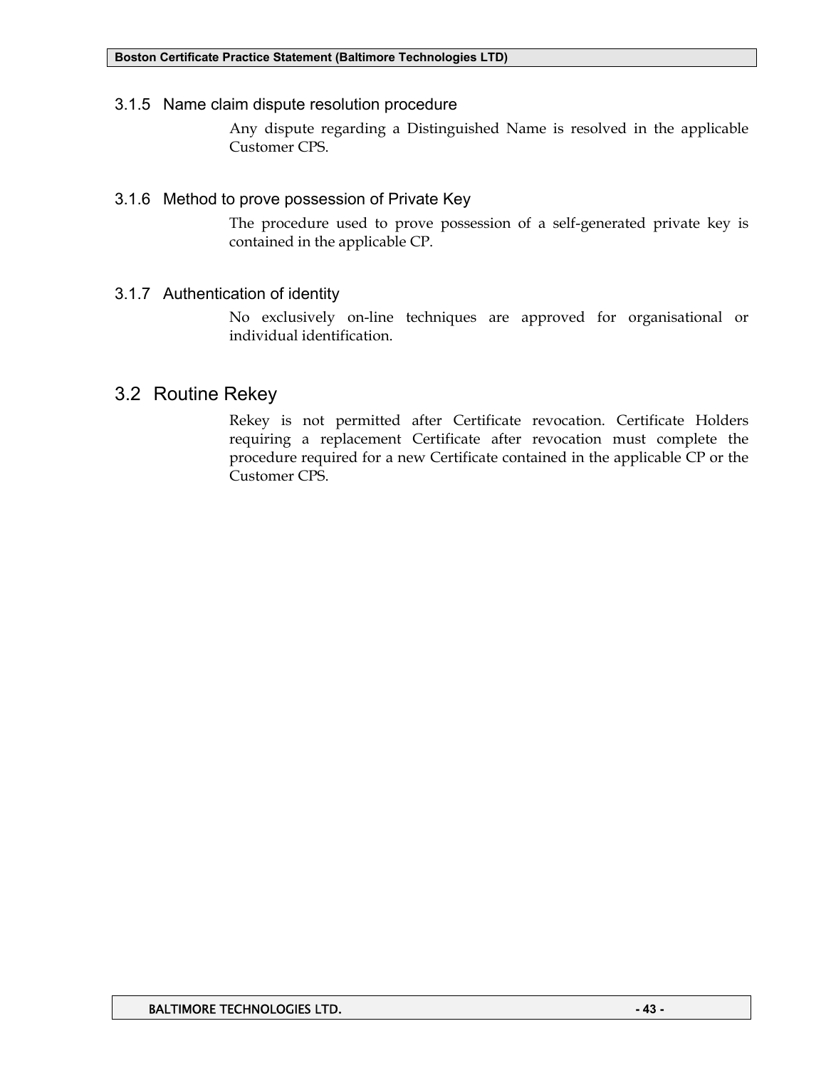### 3.1.5 Name claim dispute resolution procedure

Any dispute regarding a Distinguished Name is resolved in the applicable Customer CPS.

### 3.1.6 Method to prove possession of Private Key

The procedure used to prove possession of a self-generated private key is contained in the applicable CP.

### 3.1.7 Authentication of identity

No exclusively on-line techniques are approved for organisational or individual identification.

## 3.2 Routine Rekey

Rekey is not permitted after Certificate revocation. Certificate Holders requiring a replacement Certificate after revocation must complete the procedure required for a new Certificate contained in the applicable CP or the Customer CPS.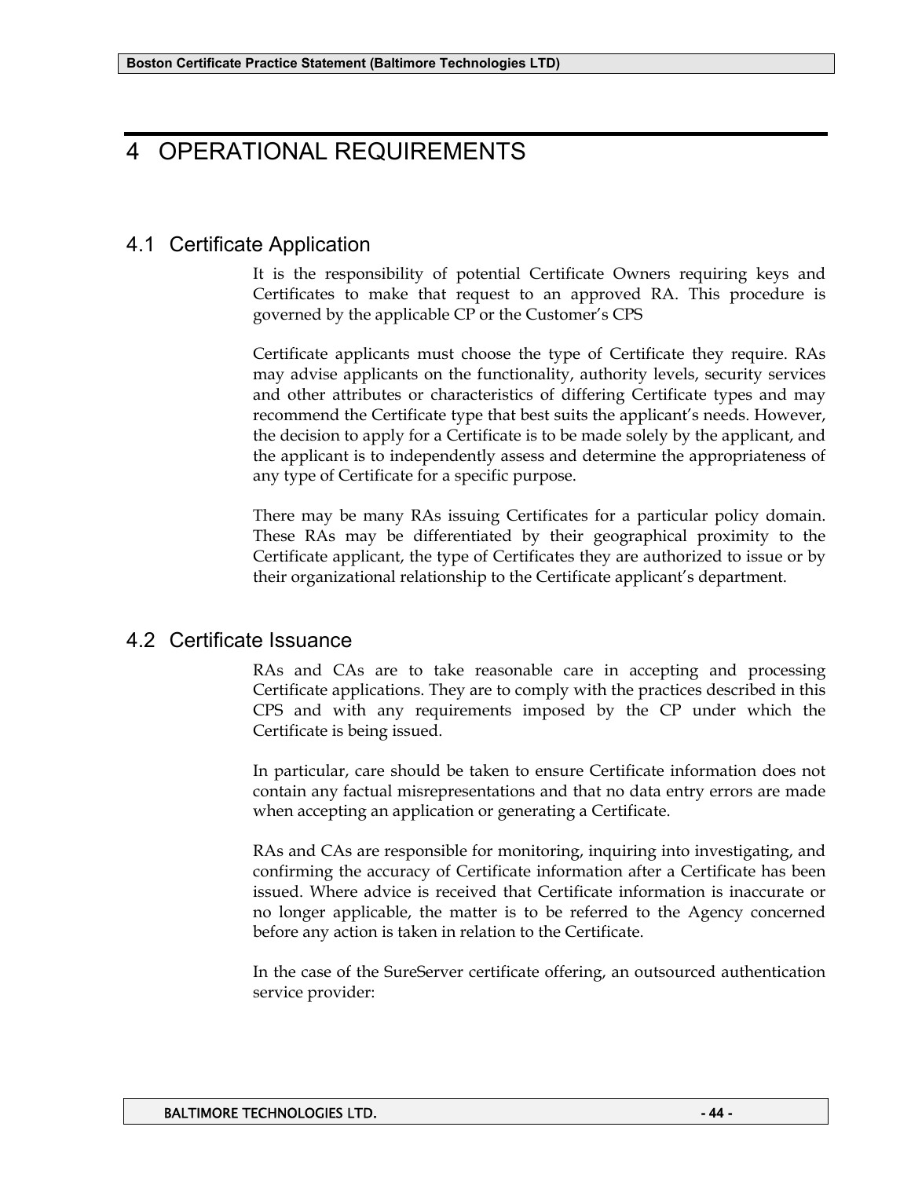# 4 OPERATIONAL REQUIREMENTS

## 4.1 Certificate Application

It is the responsibility of potential Certificate Owners requiring keys and Certificates to make that request to an approved RA. This procedure is governed by the applicable CP or the Customer's CPS

Certificate applicants must choose the type of Certificate they require. RAs may advise applicants on the functionality, authority levels, security services and other attributes or characteristics of differing Certificate types and may recommend the Certificate type that best suits the applicant's needs. However, the decision to apply for a Certificate is to be made solely by the applicant, and the applicant is to independently assess and determine the appropriateness of any type of Certificate for a specific purpose.

There may be many RAs issuing Certificates for a particular policy domain. These RAs may be differentiated by their geographical proximity to the Certificate applicant, the type of Certificates they are authorized to issue or by their organizational relationship to the Certificate applicant's department.

## 4.2 Certificate Issuance

RAs and CAs are to take reasonable care in accepting and processing Certificate applications. They are to comply with the practices described in this CPS and with any requirements imposed by the CP under which the Certificate is being issued.

In particular, care should be taken to ensure Certificate information does not contain any factual misrepresentations and that no data entry errors are made when accepting an application or generating a Certificate.

RAs and CAs are responsible for monitoring, inquiring into investigating, and confirming the accuracy of Certificate information after a Certificate has been issued. Where advice is received that Certificate information is inaccurate or no longer applicable, the matter is to be referred to the Agency concerned before any action is taken in relation to the Certificate.

In the case of the SureServer certificate offering, an outsourced authentication service provider: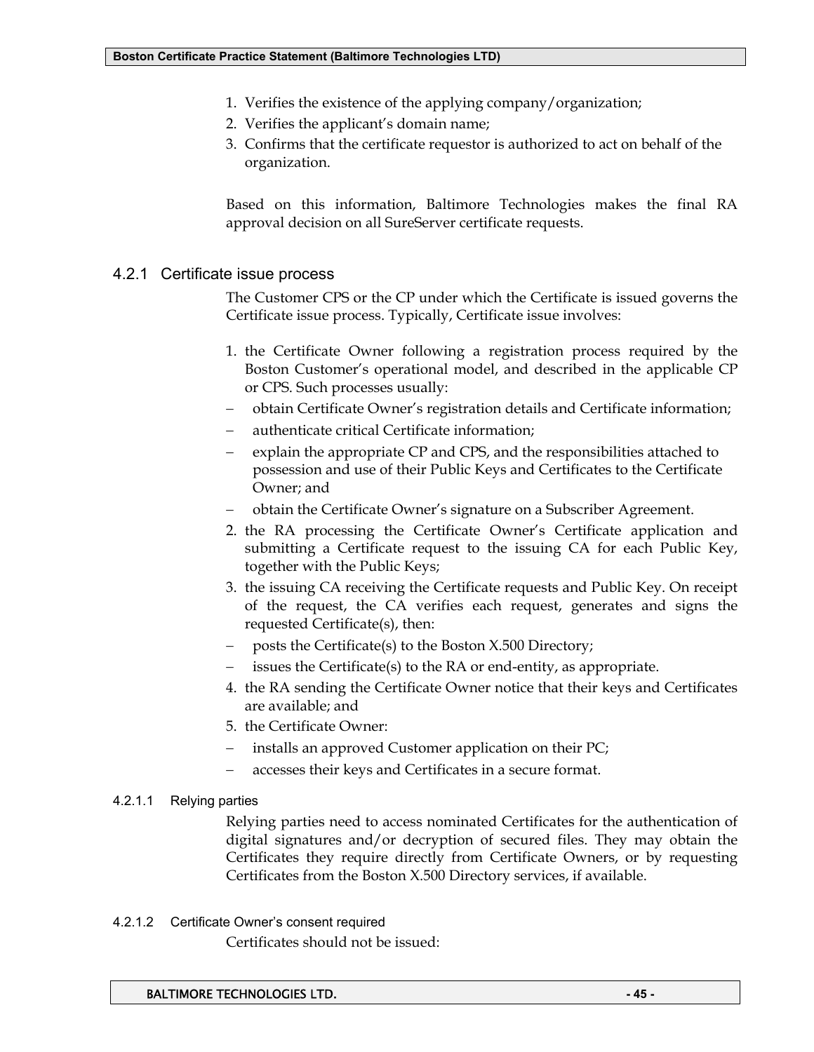1. Verifies the existence of the applying company/organization;
2. Verifies the applicant's domain name;
3. Confirms that the certificate requestor is authorized to act on behalf of the organization.

Based on this information, Baltimore Technologies makes the final RA approval decision on all SureServer certificate requests.

### 4.2.1 Certificate issue process

The Customer CPS or the CP under which the Certificate is issued governs the Certificate issue process. Typically, Certificate issue involves:

1. the Certificate Owner following a registration process required by the Boston Customer's operational model, and described in the applicable CP or CPS. Such processes usually:
   - obtain Certificate Owner's registration details and Certificate information;
   - authenticate critical Certificate information;
   - explain the appropriate CP and CPS, and the responsibilities attached to possession and use of their Public Keys and Certificates to the Certificate Owner; and
   - obtain the Certificate Owner's signature on a Subscriber Agreement.
2. the RA processing the Certificate Owner's Certificate application and submitting a Certificate request to the issuing CA for each Public Key, together with the Public Keys;
3. the issuing CA receiving the Certificate requests and Public Key. On receipt of the request, the CA verifies each request, generates and signs the requested Certificate(s), then:
   - posts the Certificate(s) to the Boston X.500 Directory;
   - issues the Certificate(s) to the RA or end-entity, as appropriate.
4. the RA sending the Certificate Owner notice that their keys and Certificates are available; and
5. the Certificate Owner:
   - installs an approved Customer application on their PC;
   - accesses their keys and Certificates in a secure format.

#### 4.2.1.1 Relying parties

Relying parties need to access nominated Certificates for the authentication of digital signatures and/or decryption of secured files. They may obtain the Certificates they require directly from Certificate Owners, or by requesting Certificates from the Boston X.500 Directory services, if available.

#### 4.2.1.2 Certificate Owner's consent required

Certificates should not be issued: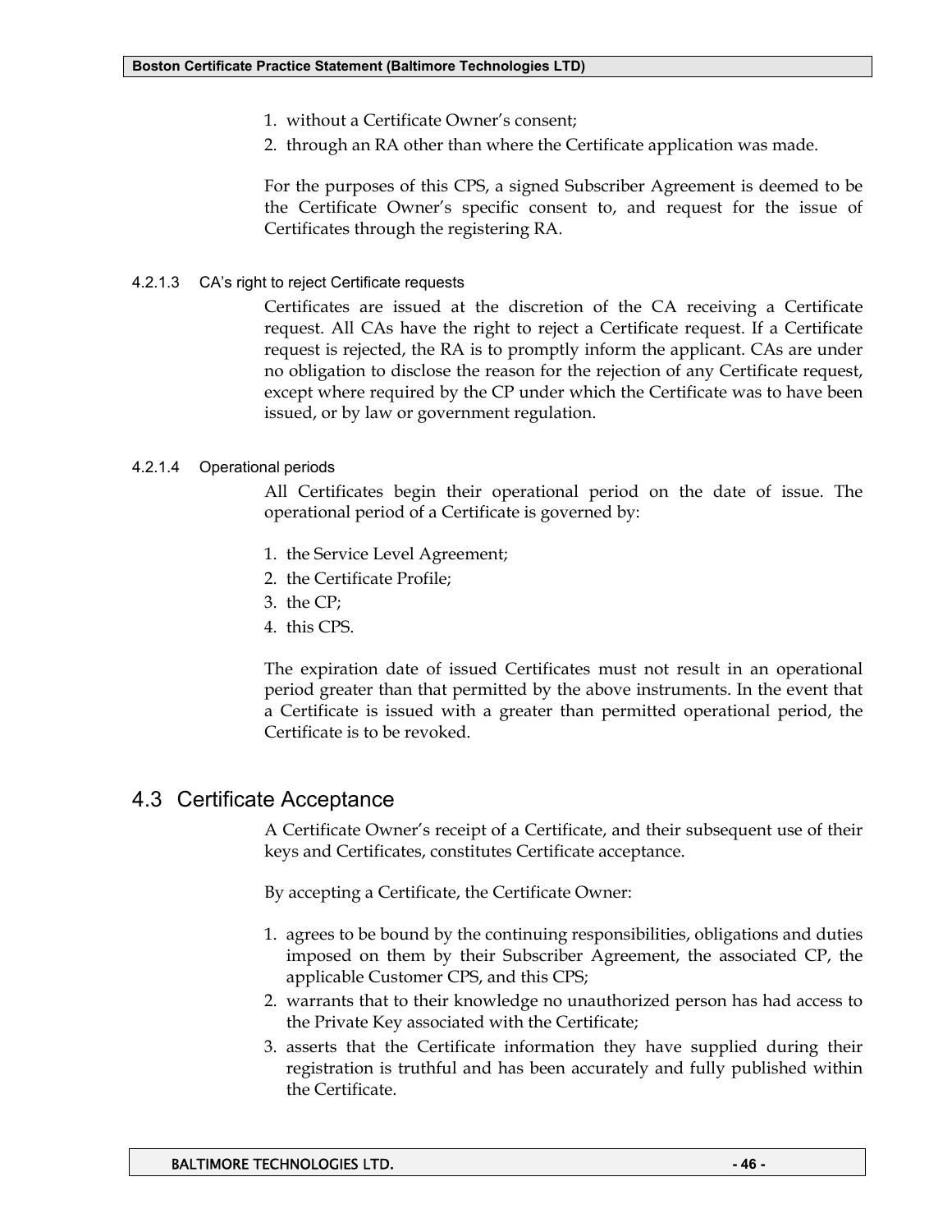1. without a Certificate Owner's consent;
2. through an RA other than where the Certificate application was made.

For the purposes of this CPS, a signed Subscriber Agreement is deemed to be the Certificate Owner's specific consent to, and request for the issue of Certificates through the registering RA.

#### 4.2.1.3 CA's right to reject Certificate requests

Certificates are issued at the discretion of the CA receiving a Certificate request. All CAs have the right to reject a Certificate request. If a Certificate request is rejected, the RA is to promptly inform the applicant. CAs are under no obligation to disclose the reason for the rejection of any Certificate request, except where required by the CP under which the Certificate was to have been issued, or by law or government regulation.

#### 4.2.1.4 Operational periods

All Certificates begin their operational period on the date of issue. The operational period of a Certificate is governed by:

1. the Service Level Agreement;
2. the Certificate Profile;
3. the CP;
4. this CPS.

The expiration date of issued Certificates must not result in an operational period greater than that permitted by the above instruments. In the event that a Certificate is issued with a greater than permitted operational period, the Certificate is to be revoked.

## 4.3 Certificate Acceptance

A Certificate Owner's receipt of a Certificate, and their subsequent use of their keys and Certificates, constitutes Certificate acceptance.

By accepting a Certificate, the Certificate Owner:

1. agrees to be bound by the continuing responsibilities, obligations and duties imposed on them by their Subscriber Agreement, the associated CP, the applicable Customer CPS, and this CPS;
2. warrants that to their knowledge no unauthorized person has had access to the Private Key associated with the Certificate;
3. asserts that the Certificate information they have supplied during their registration is truthful and has been accurately and fully published within the Certificate.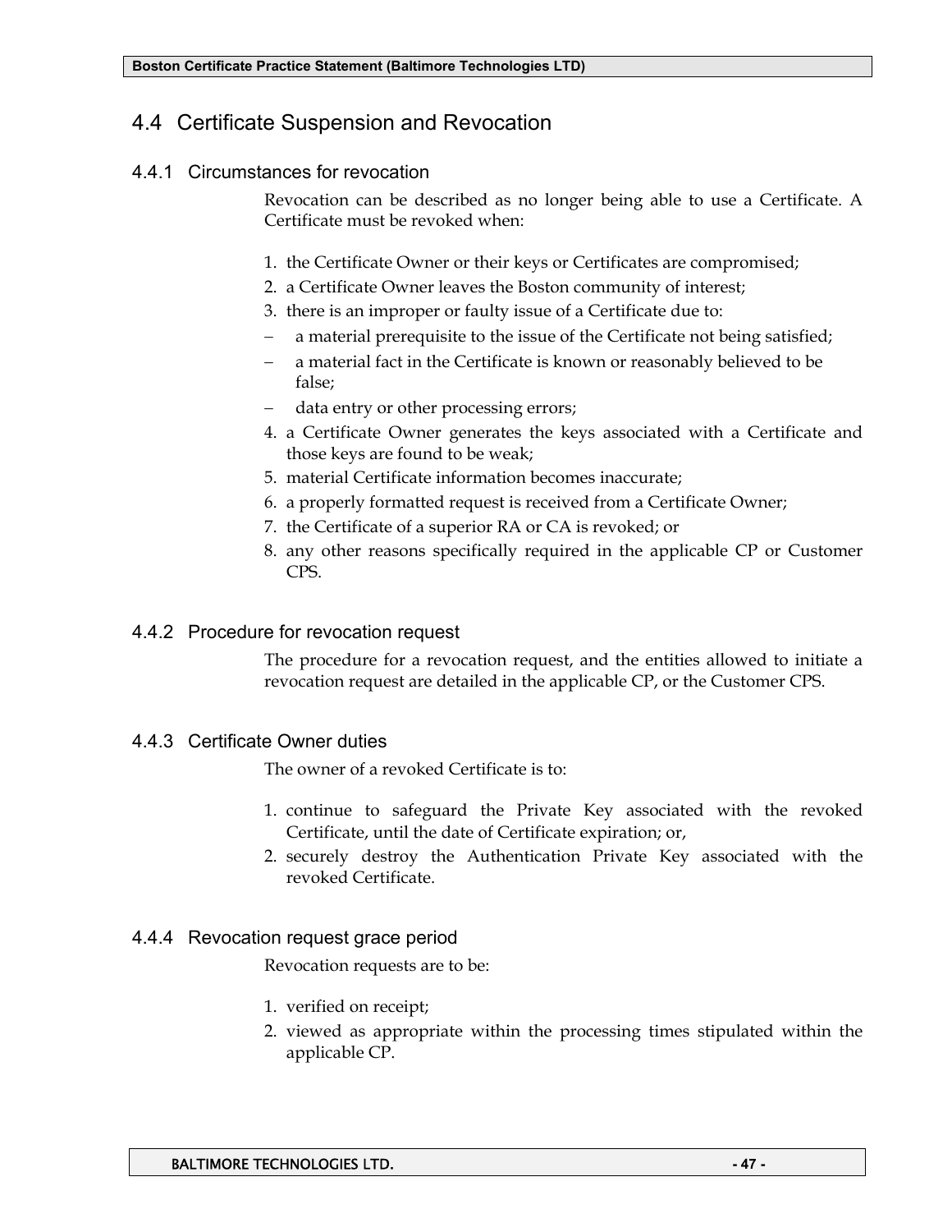## 4.4 Certificate Suspension and Revocation

### 4.4.1 Circumstances for revocation

Revocation can be described as no longer being able to use a Certificate. A Certificate must be revoked when:

1. the Certificate Owner or their keys or Certificates are compromised;
2. a Certificate Owner leaves the Boston community of interest;
3. there is an improper or faulty issue of a Certificate due to:
   - a material prerequisite to the issue of the Certificate not being satisfied;
   - a material fact in the Certificate is known or reasonably believed to be false;
   - data entry or other processing errors;
4. a Certificate Owner generates the keys associated with a Certificate and those keys are found to be weak;
5. material Certificate information becomes inaccurate;
6. a properly formatted request is received from a Certificate Owner;
7. the Certificate of a superior RA or CA is revoked; or
8. any other reasons specifically required in the applicable CP or Customer CPS.

### 4.4.2 Procedure for revocation request

The procedure for a revocation request, and the entities allowed to initiate a revocation request are detailed in the applicable CP, or the Customer CPS.

### 4.4.3 Certificate Owner duties

The owner of a revoked Certificate is to:

1. continue to safeguard the Private Key associated with the revoked Certificate, until the date of Certificate expiration; or,
2. securely destroy the Authentication Private Key associated with the revoked Certificate.

### 4.4.4 Revocation request grace period

Revocation requests are to be:

1. verified on receipt;
2. viewed as appropriate within the processing times stipulated within the applicable CP.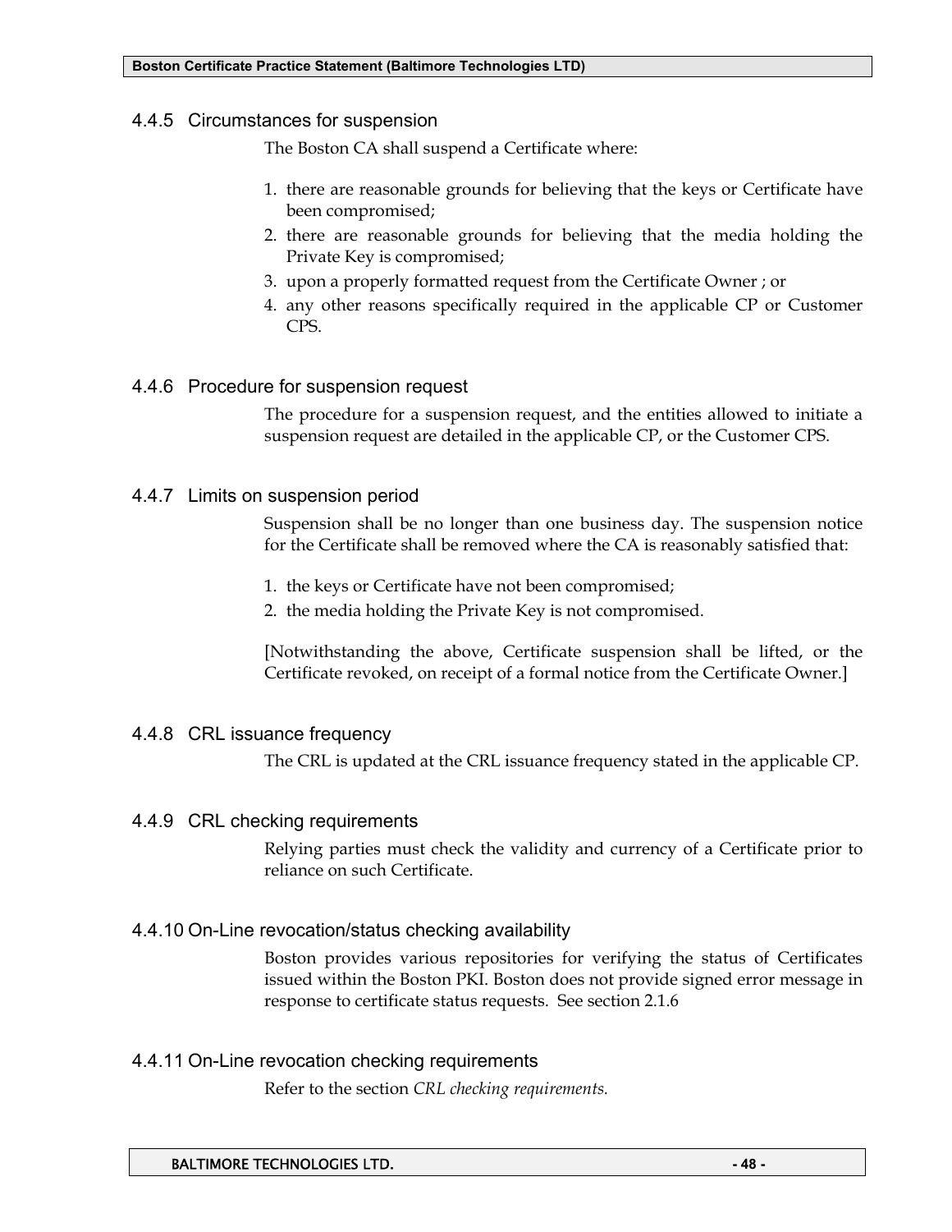### 4.4.5 Circumstances for suspension

The Boston CA shall suspend a Certificate where:

1. there are reasonable grounds for believing that the keys or Certificate have been compromised;
2. there are reasonable grounds for believing that the media holding the Private Key is compromised;
3. upon a properly formatted request from the Certificate Owner ; or
4. any other reasons specifically required in the applicable CP or Customer CPS.

### 4.4.6 Procedure for suspension request

The procedure for a suspension request, and the entities allowed to initiate a suspension request are detailed in the applicable CP, or the Customer CPS.

### 4.4.7 Limits on suspension period

Suspension shall be no longer than one business day. The suspension notice for the Certificate shall be removed where the CA is reasonably satisfied that:

1. the keys or Certificate have not been compromised;
2. the media holding the Private Key is not compromised.

[Notwithstanding the above, Certificate suspension shall be lifted, or the Certificate revoked, on receipt of a formal notice from the Certificate Owner.]

### 4.4.8 CRL issuance frequency

The CRL is updated at the CRL issuance frequency stated in the applicable CP.

### 4.4.9 CRL checking requirements

Relying parties must check the validity and currency of a Certificate prior to reliance on such Certificate.

### 4.4.10 On-Line revocation/status checking availability

Boston provides various repositories for verifying the status of Certificates issued within the Boston PKI. Boston does not provide signed error message in response to certificate status requests. See section 2.1.6

### 4.4.11 On-Line revocation checking requirements

Refer to the section *CRL checking requirements.*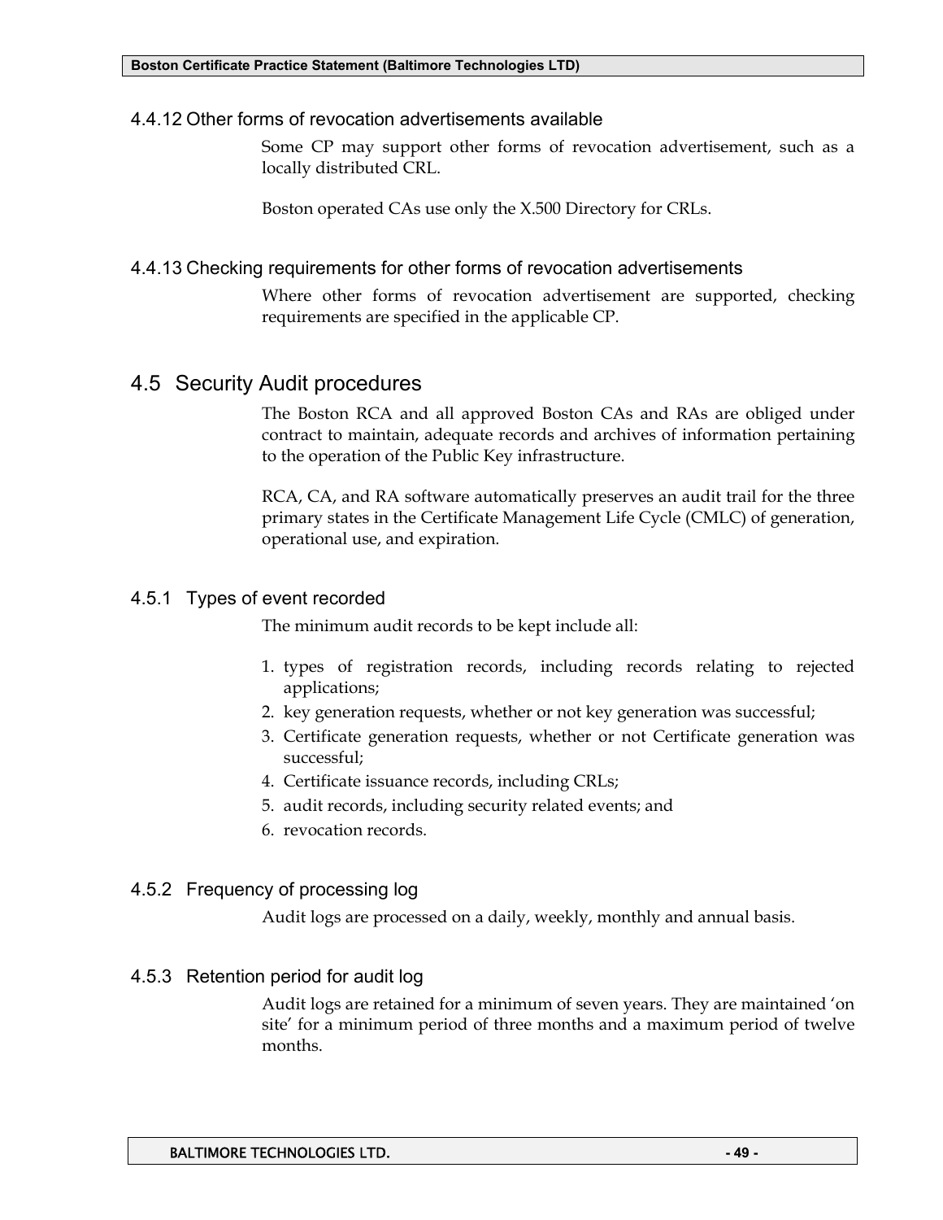#### 4.4.12 Other forms of revocation advertisements available

Some CP may support other forms of revocation advertisement, such as a locally distributed CRL.

Boston operated CAs use only the X.500 Directory for CRLs.

#### 4.4.13 Checking requirements for other forms of revocation advertisements

Where other forms of revocation advertisement are supported, checking requirements are specified in the applicable CP.

## 4.5 Security Audit procedures

The Boston RCA and all approved Boston CAs and RAs are obliged under contract to maintain, adequate records and archives of information pertaining to the operation of the Public Key infrastructure.

RCA, CA, and RA software automatically preserves an audit trail for the three primary states in the Certificate Management Life Cycle (CMLC) of generation, operational use, and expiration.

### 4.5.1 Types of event recorded

The minimum audit records to be kept include all:

1. types of registration records, including records relating to rejected applications;
2. key generation requests, whether or not key generation was successful;
3. Certificate generation requests, whether or not Certificate generation was successful;
4. Certificate issuance records, including CRLs;
5. audit records, including security related events; and
6. revocation records.

### 4.5.2 Frequency of processing log

Audit logs are processed on a daily, weekly, monthly and annual basis.

### 4.5.3 Retention period for audit log

Audit logs are retained for a minimum of seven years. They are maintained 'on site' for a minimum period of three months and a maximum period of twelve months.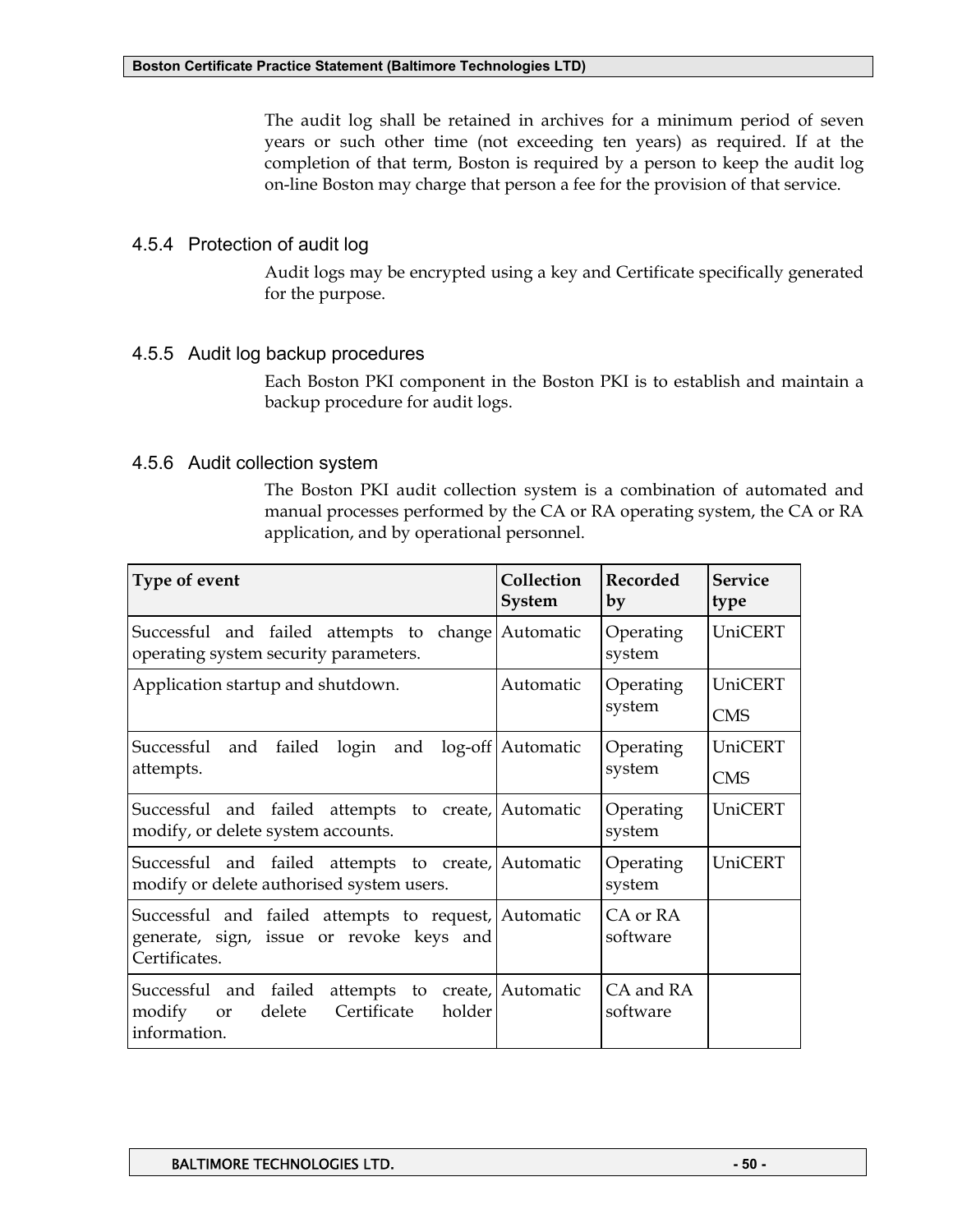The audit log shall be retained in archives for a minimum period of seven years or such other time (not exceeding ten years) as required. If at the completion of that term, Boston is required by a person to keep the audit log on-line Boston may charge that person a fee for the provision of that service.

### 4.5.4 Protection of audit log

Audit logs may be encrypted using a key and Certificate specifically generated for the purpose.

### 4.5.5 Audit log backup procedures

Each Boston PKI component in the Boston PKI is to establish and maintain a backup procedure for audit logs.

### 4.5.6 Audit collection system

The Boston PKI audit collection system is a combination of automated and manual processes performed by the CA or RA operating system, the CA or RA application, and by operational personnel.

| Type of event | Collection System | Recorded by | Service type |
|---|---|---|---|
| Successful and failed attempts to change operating system security parameters. | Automatic | Operating system | UniCERT |
| Application startup and shutdown. | Automatic | Operating system | UniCERT<br>CMS |
| Successful and failed login and log-off attempts. | Automatic | Operating system | UniCERT<br>CMS |
| Successful and failed attempts to create, modify, or delete system accounts. | Automatic | Operating system | UniCERT |
| Successful and failed attempts to create, modify or delete authorised system users. | Automatic | Operating system | UniCERT |
| Successful and failed attempts to request, generate, sign, issue or revoke keys and Certificates. | Automatic | CA or RA software | |
| Successful and failed attempts to create, modify or delete Certificate holder information. | Automatic | CA and RA software | |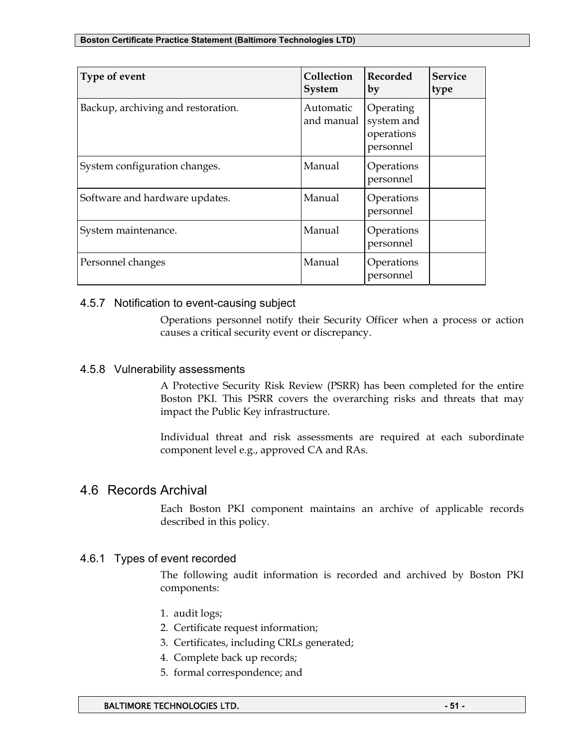| Type of event | Collection System | Recorded by | Service type |
|---|---|---|---|
| Backup, archiving and restoration. | Automatic and manual | Operating system and operations personnel | |
| System configuration changes. | Manual | Operations personnel | |
| Software and hardware updates. | Manual | Operations personnel | |
| System maintenance. | Manual | Operations personnel | |
| Personnel changes | Manual | Operations personnel | |

### 4.5.7 Notification to event-causing subject

Operations personnel notify their Security Officer when a process or action causes a critical security event or discrepancy.

### 4.5.8 Vulnerability assessments

A Protective Security Risk Review (PSRR) has been completed for the entire Boston PKI. This PSRR covers the overarching risks and threats that may impact the Public Key infrastructure.

Individual threat and risk assessments are required at each subordinate component level e.g., approved CA and RAs.

## 4.6 Records Archival

Each Boston PKI component maintains an archive of applicable records described in this policy.

### 4.6.1 Types of event recorded

The following audit information is recorded and archived by Boston PKI components:

1. audit logs;
2. Certificate request information;
3. Certificates, including CRLs generated;
4. Complete back up records;
5. formal correspondence; and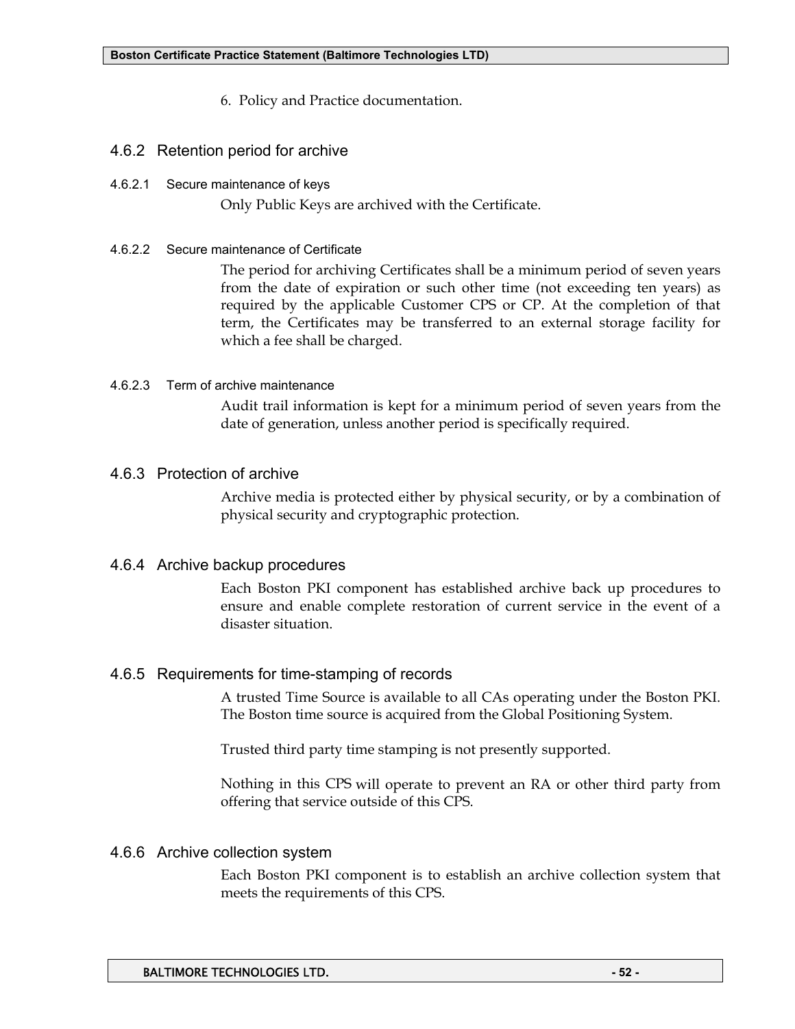6. Policy and Practice documentation.

### 4.6.2 Retention period for archive

#### 4.6.2.1 Secure maintenance of keys

Only Public Keys are archived with the Certificate.

#### 4.6.2.2 Secure maintenance of Certificate

The period for archiving Certificates shall be a minimum period of seven years from the date of expiration or such other time (not exceeding ten years) as required by the applicable Customer CPS or CP. At the completion of that term, the Certificates may be transferred to an external storage facility for which a fee shall be charged.

#### 4.6.2.3 Term of archive maintenance

Audit trail information is kept for a minimum period of seven years from the date of generation, unless another period is specifically required.

### 4.6.3 Protection of archive

Archive media is protected either by physical security, or by a combination of physical security and cryptographic protection.

### 4.6.4 Archive backup procedures

Each Boston PKI component has established archive back up procedures to ensure and enable complete restoration of current service in the event of a disaster situation.

### 4.6.5 Requirements for time-stamping of records

A trusted Time Source is available to all CAs operating under the Boston PKI. The Boston time source is acquired from the Global Positioning System.

Trusted third party time stamping is not presently supported.

Nothing in this CPS will operate to prevent an RA or other third party from offering that service outside of this CPS.

### 4.6.6 Archive collection system

Each Boston PKI component is to establish an archive collection system that meets the requirements of this CPS.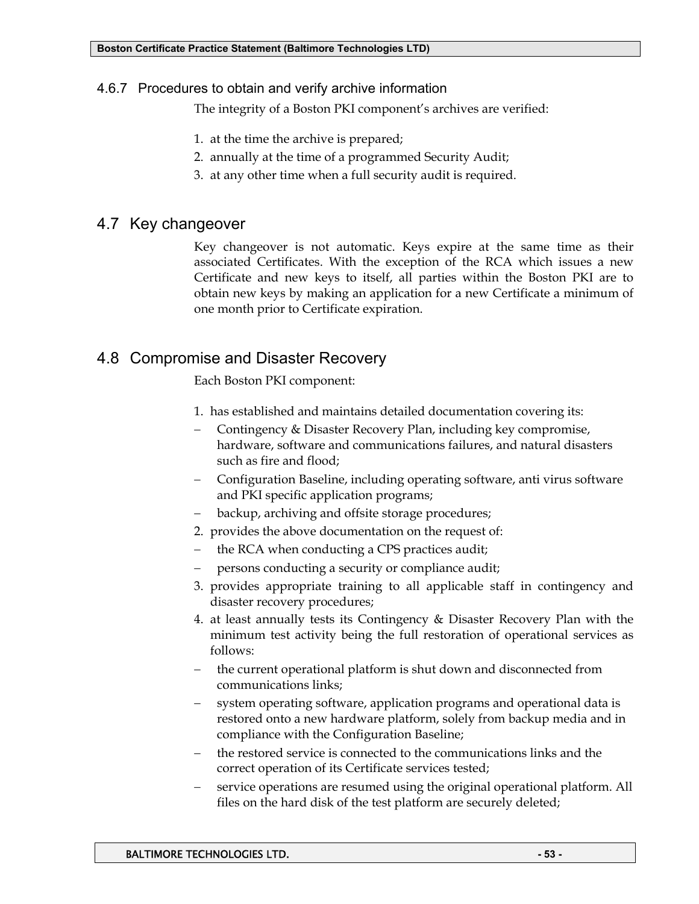### 4.6.7 Procedures to obtain and verify archive information

The integrity of a Boston PKI component's archives are verified:

1. at the time the archive is prepared;
2. annually at the time of a programmed Security Audit;
3. at any other time when a full security audit is required.

## 4.7 Key changeover

Key changeover is not automatic. Keys expire at the same time as their associated Certificates. With the exception of the RCA which issues a new Certificate and new keys to itself, all parties within the Boston PKI are to obtain new keys by making an application for a new Certificate a minimum of one month prior to Certificate expiration.

## 4.8 Compromise and Disaster Recovery

Each Boston PKI component:

1. has established and maintains detailed documentation covering its:
   - Contingency & Disaster Recovery Plan, including key compromise, hardware, software and communications failures, and natural disasters such as fire and flood;
   - Configuration Baseline, including operating software, anti virus software and PKI specific application programs;
   - backup, archiving and offsite storage procedures;
2. provides the above documentation on the request of:
   - the RCA when conducting a CPS practices audit;
   - persons conducting a security or compliance audit;
3. provides appropriate training to all applicable staff in contingency and disaster recovery procedures;
4. at least annually tests its Contingency & Disaster Recovery Plan with the minimum test activity being the full restoration of operational services as follows:
   - the current operational platform is shut down and disconnected from communications links;
   - system operating software, application programs and operational data is restored onto a new hardware platform, solely from backup media and in compliance with the Configuration Baseline;
   - the restored service is connected to the communications links and the correct operation of its Certificate services tested;
   - service operations are resumed using the original operational platform. All files on the hard disk of the test platform are securely deleted;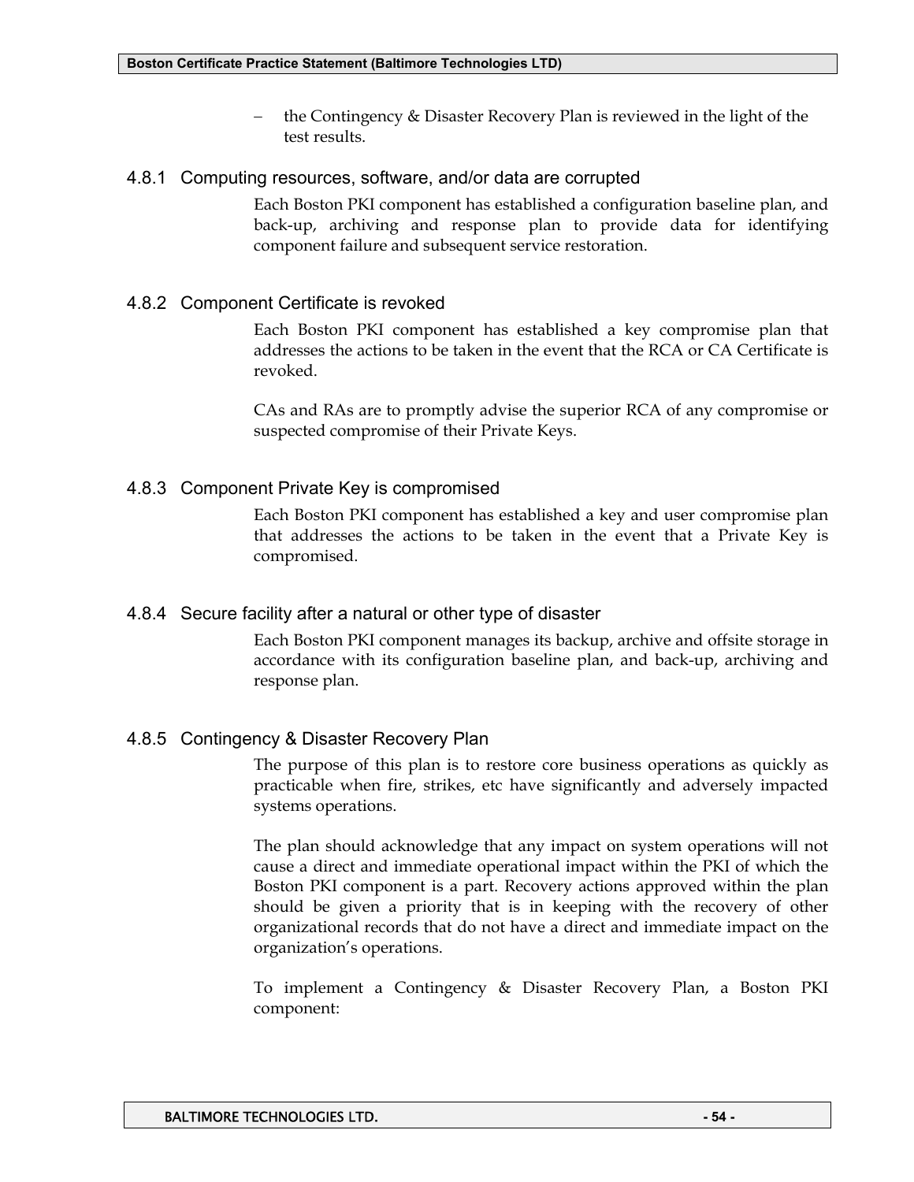- the Contingency & Disaster Recovery Plan is reviewed in the light of the test results.

### 4.8.1 Computing resources, software, and/or data are corrupted

Each Boston PKI component has established a configuration baseline plan, and back-up, archiving and response plan to provide data for identifying component failure and subsequent service restoration.

### 4.8.2 Component Certificate is revoked

Each Boston PKI component has established a key compromise plan that addresses the actions to be taken in the event that the RCA or CA Certificate is revoked.

CAs and RAs are to promptly advise the superior RCA of any compromise or suspected compromise of their Private Keys.

### 4.8.3 Component Private Key is compromised

Each Boston PKI component has established a key and user compromise plan that addresses the actions to be taken in the event that a Private Key is compromised.

### 4.8.4 Secure facility after a natural or other type of disaster

Each Boston PKI component manages its backup, archive and offsite storage in accordance with its configuration baseline plan, and back-up, archiving and response plan.

### 4.8.5 Contingency & Disaster Recovery Plan

The purpose of this plan is to restore core business operations as quickly as practicable when fire, strikes, etc have significantly and adversely impacted systems operations.

The plan should acknowledge that any impact on system operations will not cause a direct and immediate operational impact within the PKI of which the Boston PKI component is a part. Recovery actions approved within the plan should be given a priority that is in keeping with the recovery of other organizational records that do not have a direct and immediate impact on the organization's operations.

To implement a Contingency & Disaster Recovery Plan, a Boston PKI component: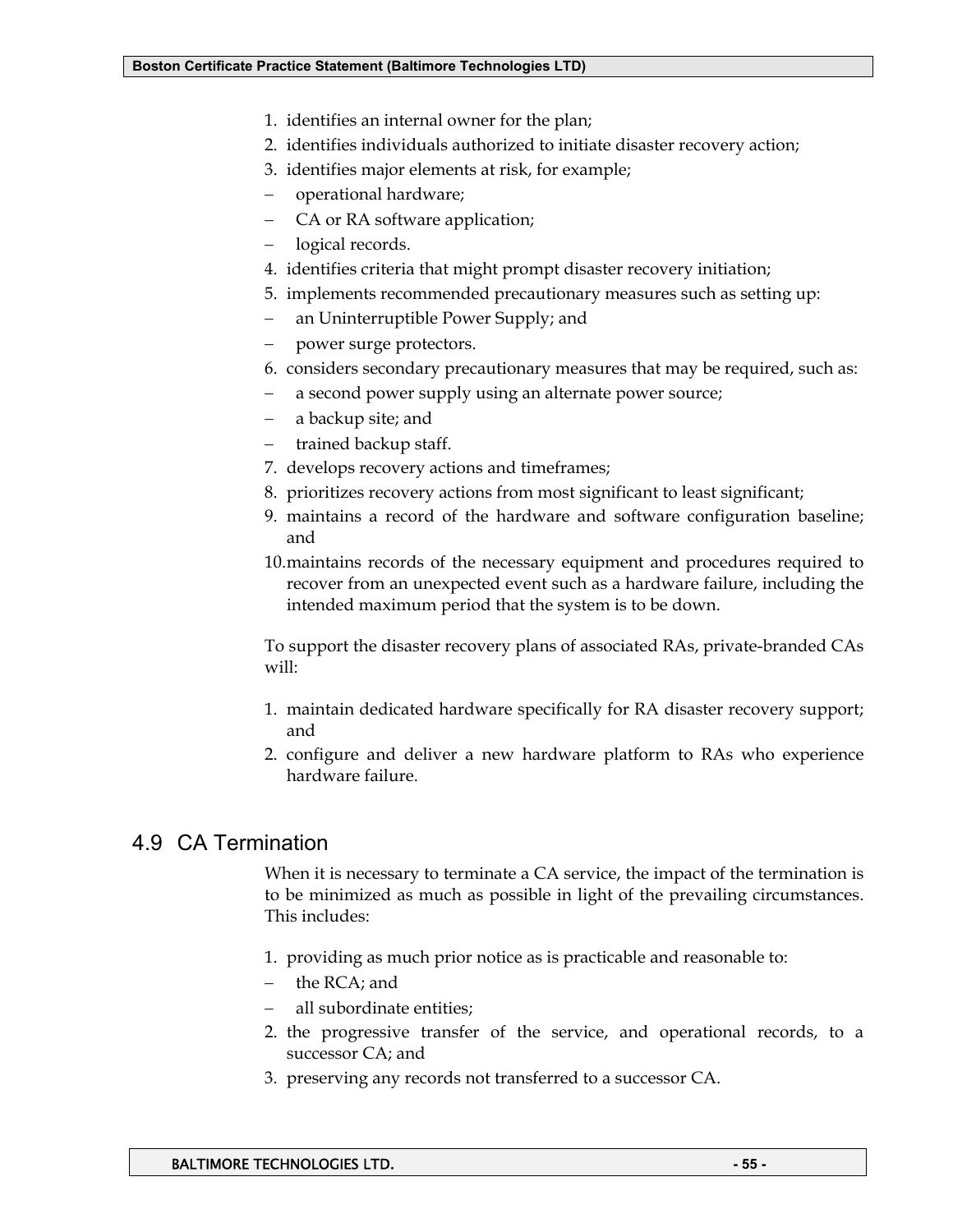1. identifies an internal owner for the plan;
2. identifies individuals authorized to initiate disaster recovery action;
3. identifies major elements at risk, for example;
   - operational hardware;
   - CA or RA software application;
   - logical records.
4. identifies criteria that might prompt disaster recovery initiation;
5. implements recommended precautionary measures such as setting up:
   - an Uninterruptible Power Supply; and
   - power surge protectors.
6. considers secondary precautionary measures that may be required, such as:
   - a second power supply using an alternate power source;
   - a backup site; and
   - trained backup staff.
7. develops recovery actions and timeframes;
8. prioritizes recovery actions from most significant to least significant;
9. maintains a record of the hardware and software configuration baseline; and
10. maintains records of the necessary equipment and procedures required to recover from an unexpected event such as a hardware failure, including the intended maximum period that the system is to be down.

To support the disaster recovery plans of associated RAs, private-branded CAs will:

1. maintain dedicated hardware specifically for RA disaster recovery support; and
2. configure and deliver a new hardware platform to RAs who experience hardware failure.

## 4.9 CA Termination

When it is necessary to terminate a CA service, the impact of the termination is to be minimized as much as possible in light of the prevailing circumstances. This includes:

1. providing as much prior notice as is practicable and reasonable to:
   - the RCA; and
   - all subordinate entities;
2. the progressive transfer of the service, and operational records, to a successor CA; and
3. preserving any records not transferred to a successor CA.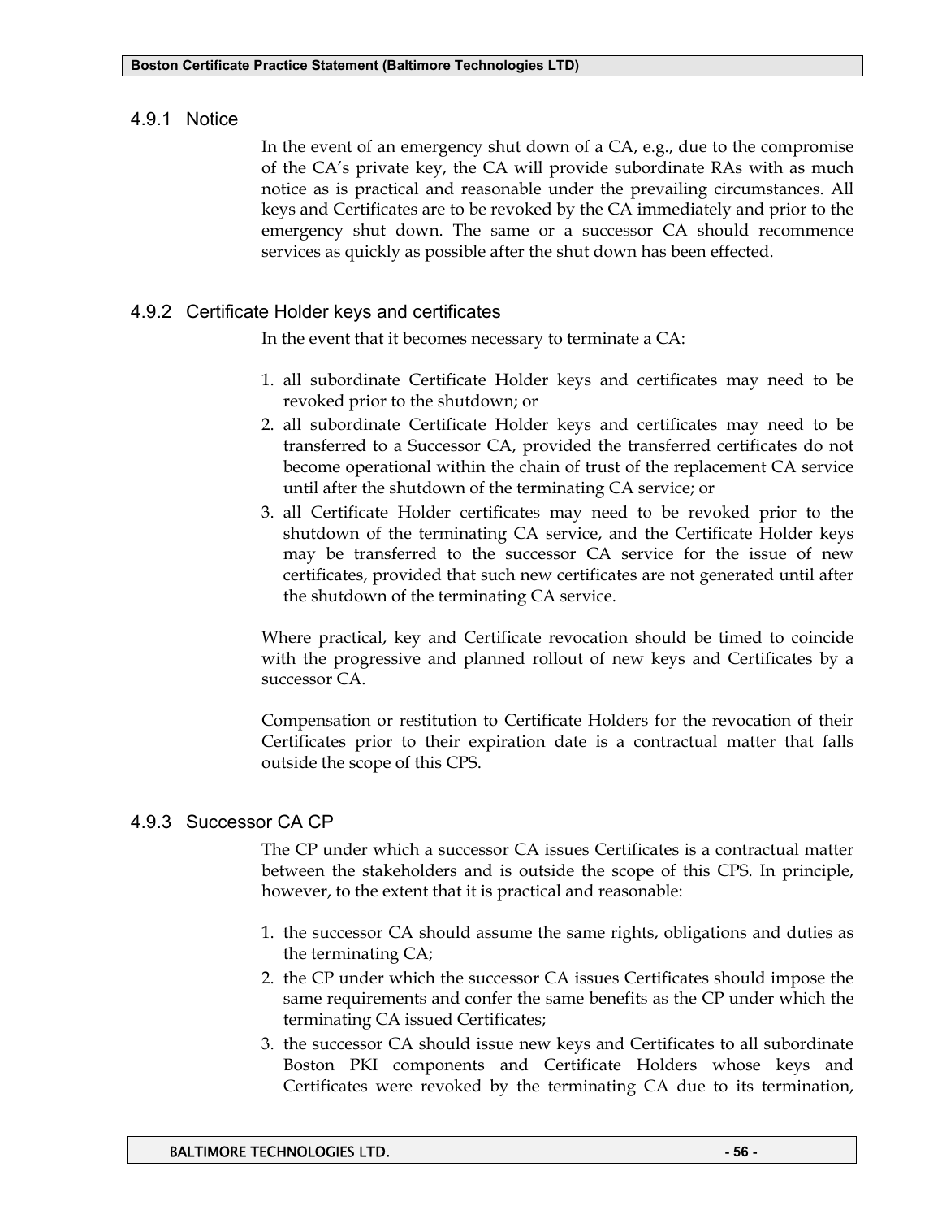### 4.9.1 Notice

In the event of an emergency shut down of a CA, e.g., due to the compromise of the CA's private key, the CA will provide subordinate RAs with as much notice as is practical and reasonable under the prevailing circumstances. All keys and Certificates are to be revoked by the CA immediately and prior to the emergency shut down. The same or a successor CA should recommence services as quickly as possible after the shut down has been effected.

### 4.9.2 Certificate Holder keys and certificates

In the event that it becomes necessary to terminate a CA:

1. all subordinate Certificate Holder keys and certificates may need to be revoked prior to the shutdown; or
2. all subordinate Certificate Holder keys and certificates may need to be transferred to a Successor CA, provided the transferred certificates do not become operational within the chain of trust of the replacement CA service until after the shutdown of the terminating CA service; or
3. all Certificate Holder certificates may need to be revoked prior to the shutdown of the terminating CA service, and the Certificate Holder keys may be transferred to the successor CA service for the issue of new certificates, provided that such new certificates are not generated until after the shutdown of the terminating CA service.

Where practical, key and Certificate revocation should be timed to coincide with the progressive and planned rollout of new keys and Certificates by a successor CA.

Compensation or restitution to Certificate Holders for the revocation of their Certificates prior to their expiration date is a contractual matter that falls outside the scope of this CPS.

### 4.9.3 Successor CA CP

The CP under which a successor CA issues Certificates is a contractual matter between the stakeholders and is outside the scope of this CPS. In principle, however, to the extent that it is practical and reasonable:

1. the successor CA should assume the same rights, obligations and duties as the terminating CA;
2. the CP under which the successor CA issues Certificates should impose the same requirements and confer the same benefits as the CP under which the terminating CA issued Certificates;
3. the successor CA should issue new keys and Certificates to all subordinate Boston PKI components and Certificate Holders whose keys and Certificates were revoked by the terminating CA due to its termination,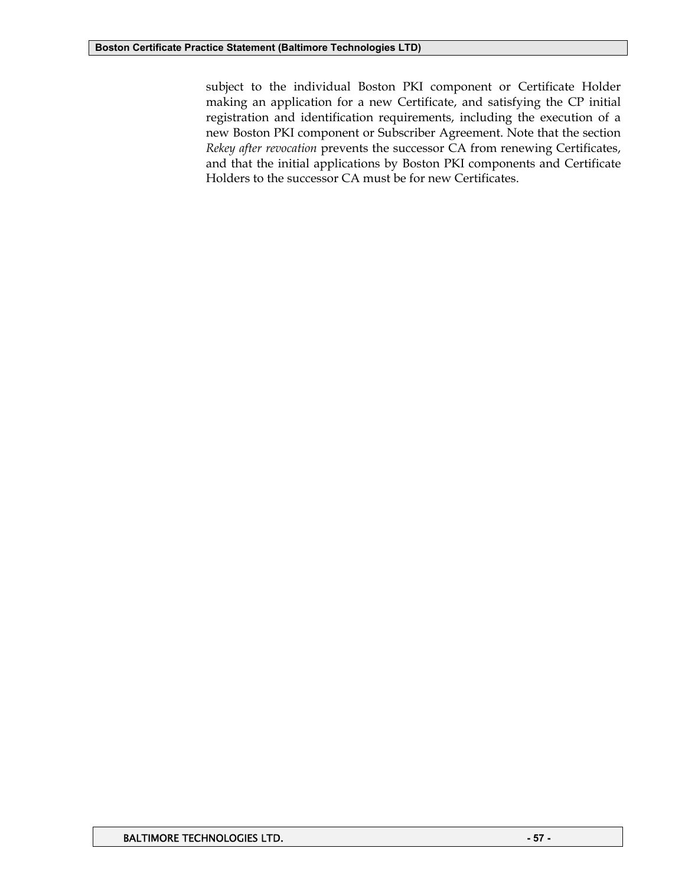subject to the individual Boston PKI component or Certificate Holder making an application for a new Certificate, and satisfying the CP initial registration and identification requirements, including the execution of a new Boston PKI component or Subscriber Agreement. Note that the section *Rekey after revocation* prevents the successor CA from renewing Certificates, and that the initial applications by Boston PKI components and Certificate Holders to the successor CA must be for new Certificates.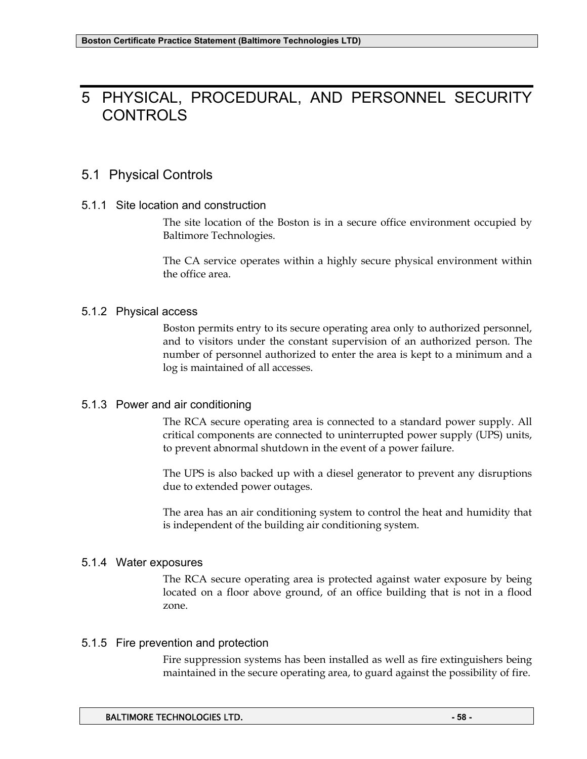# 5 PHYSICAL, PROCEDURAL, AND PERSONNEL SECURITY CONTROLS

## 5.1 Physical Controls

### 5.1.1 Site location and construction

The site location of the Boston is in a secure office environment occupied by Baltimore Technologies.

The CA service operates within a highly secure physical environment within the office area.

### 5.1.2 Physical access

Boston permits entry to its secure operating area only to authorized personnel, and to visitors under the constant supervision of an authorized person. The number of personnel authorized to enter the area is kept to a minimum and a log is maintained of all accesses.

### 5.1.3 Power and air conditioning

The RCA secure operating area is connected to a standard power supply. All critical components are connected to uninterrupted power supply (UPS) units, to prevent abnormal shutdown in the event of a power failure.

The UPS is also backed up with a diesel generator to prevent any disruptions due to extended power outages.

The area has an air conditioning system to control the heat and humidity that is independent of the building air conditioning system.

### 5.1.4 Water exposures

The RCA secure operating area is protected against water exposure by being located on a floor above ground, of an office building that is not in a flood zone.

### 5.1.5 Fire prevention and protection

Fire suppression systems has been installed as well as fire extinguishers being maintained in the secure operating area, to guard against the possibility of fire.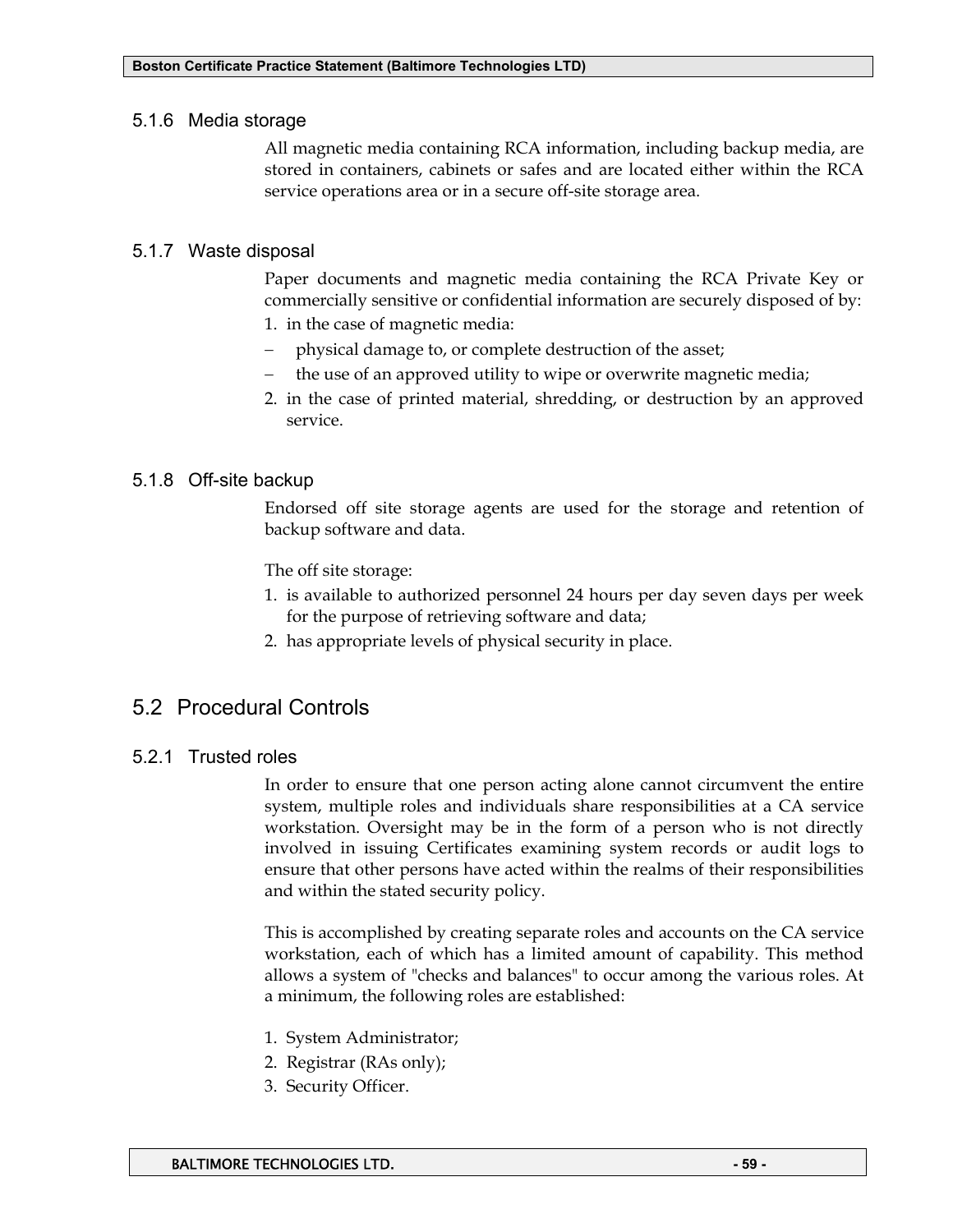### 5.1.6 Media storage

All magnetic media containing RCA information, including backup media, are stored in containers, cabinets or safes and are located either within the RCA service operations area or in a secure off-site storage area.

### 5.1.7 Waste disposal

Paper documents and magnetic media containing the RCA Private Key or commercially sensitive or confidential information are securely disposed of by:

1. in the case of magnetic media:
   - physical damage to, or complete destruction of the asset;
   - the use of an approved utility to wipe or overwrite magnetic media;
2. in the case of printed material, shredding, or destruction by an approved service.

### 5.1.8 Off-site backup

Endorsed off site storage agents are used for the storage and retention of backup software and data.

The off site storage:

1. is available to authorized personnel 24 hours per day seven days per week for the purpose of retrieving software and data;
2. has appropriate levels of physical security in place.

## 5.2 Procedural Controls

### 5.2.1 Trusted roles

In order to ensure that one person acting alone cannot circumvent the entire system, multiple roles and individuals share responsibilities at a CA service workstation. Oversight may be in the form of a person who is not directly involved in issuing Certificates examining system records or audit logs to ensure that other persons have acted within the realms of their responsibilities and within the stated security policy.

This is accomplished by creating separate roles and accounts on the CA service workstation, each of which has a limited amount of capability. This method allows a system of "checks and balances" to occur among the various roles. At a minimum, the following roles are established:

1. System Administrator;
2. Registrar (RAs only);
3. Security Officer.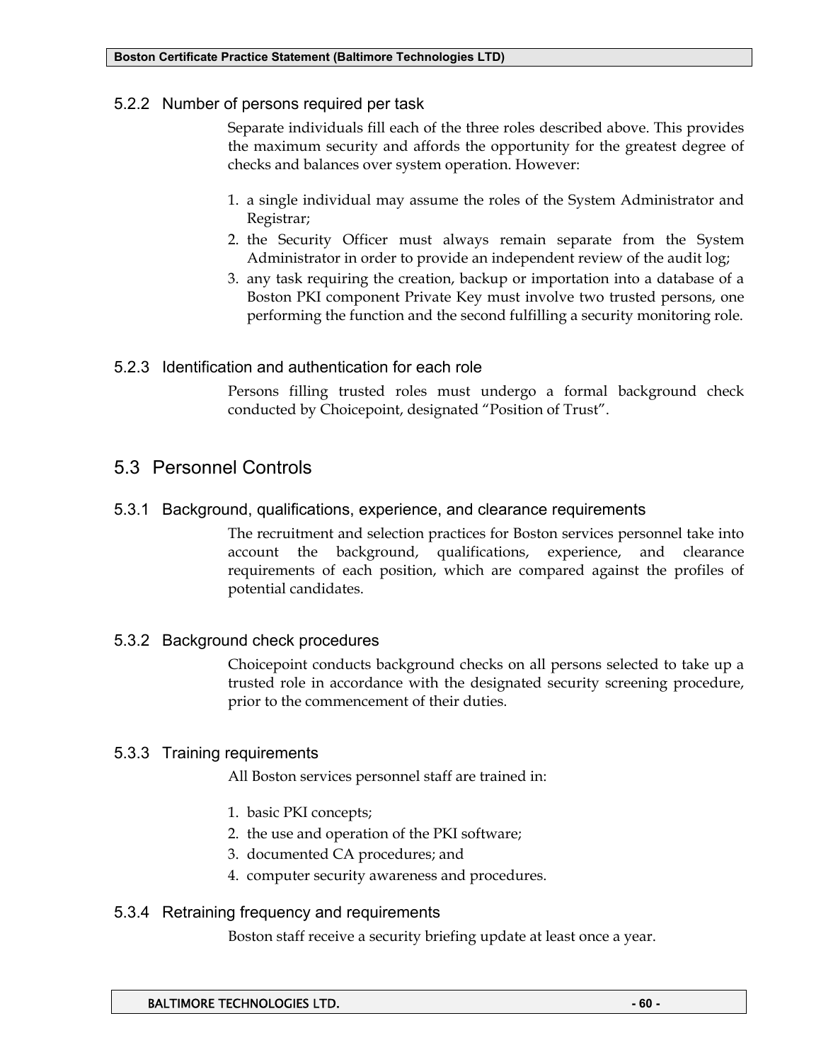### 5.2.2 Number of persons required per task

Separate individuals fill each of the three roles described above. This provides the maximum security and affords the opportunity for the greatest degree of checks and balances over system operation. However:

1. a single individual may assume the roles of the System Administrator and Registrar;
2. the Security Officer must always remain separate from the System Administrator in order to provide an independent review of the audit log;
3. any task requiring the creation, backup or importation into a database of a Boston PKI component Private Key must involve two trusted persons, one performing the function and the second fulfilling a security monitoring role.

### 5.2.3 Identification and authentication for each role

Persons filling trusted roles must undergo a formal background check conducted by Choicepoint, designated "Position of Trust".

## 5.3 Personnel Controls

### 5.3.1 Background, qualifications, experience, and clearance requirements

The recruitment and selection practices for Boston services personnel take into account the background, qualifications, experience, and clearance requirements of each position, which are compared against the profiles of potential candidates.

### 5.3.2 Background check procedures

Choicepoint conducts background checks on all persons selected to take up a trusted role in accordance with the designated security screening procedure, prior to the commencement of their duties.

### 5.3.3 Training requirements

All Boston services personnel staff are trained in:

1. basic PKI concepts;
2. the use and operation of the PKI software;
3. documented CA procedures; and
4. computer security awareness and procedures.

### 5.3.4 Retraining frequency and requirements

Boston staff receive a security briefing update at least once a year.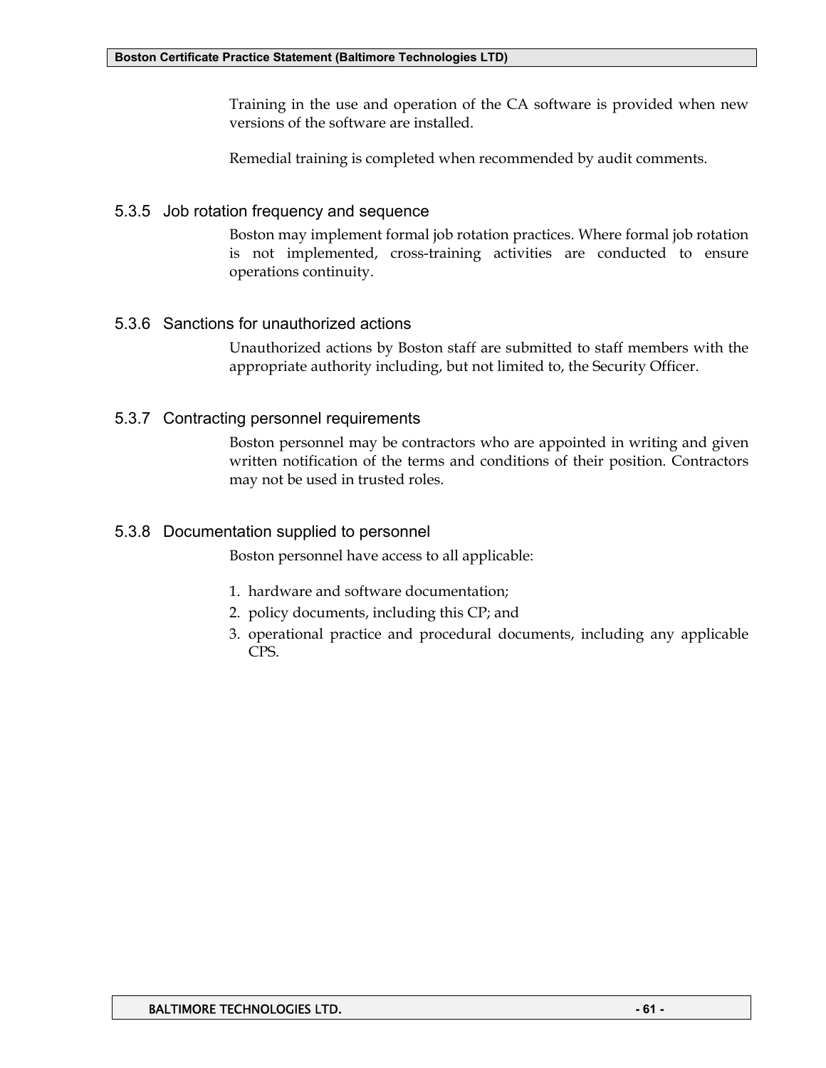Training in the use and operation of the CA software is provided when new versions of the software are installed.

Remedial training is completed when recommended by audit comments.

### 5.3.5 Job rotation frequency and sequence

Boston may implement formal job rotation practices. Where formal job rotation is not implemented, cross-training activities are conducted to ensure operations continuity.

### 5.3.6 Sanctions for unauthorized actions

Unauthorized actions by Boston staff are submitted to staff members with the appropriate authority including, but not limited to, the Security Officer.

### 5.3.7 Contracting personnel requirements

Boston personnel may be contractors who are appointed in writing and given written notification of the terms and conditions of their position. Contractors may not be used in trusted roles.

### 5.3.8 Documentation supplied to personnel

Boston personnel have access to all applicable:

1. hardware and software documentation;
2. policy documents, including this CP; and
3. operational practice and procedural documents, including any applicable CPS.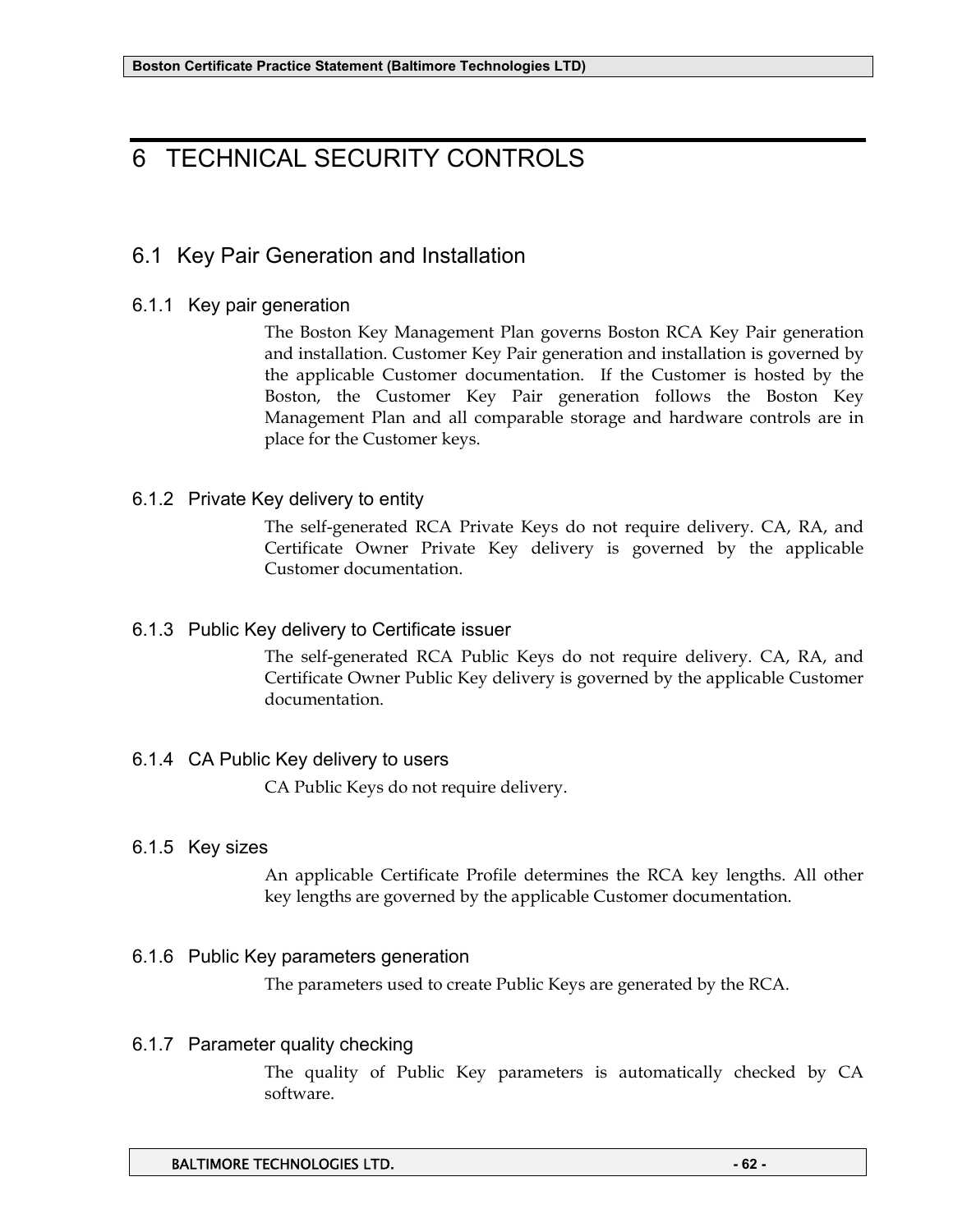# 6 TECHNICAL SECURITY CONTROLS

## 6.1 Key Pair Generation and Installation

### 6.1.1 Key pair generation

The Boston Key Management Plan governs Boston RCA Key Pair generation and installation. Customer Key Pair generation and installation is governed by the applicable Customer documentation. If the Customer is hosted by the Boston, the Customer Key Pair generation follows the Boston Key Management Plan and all comparable storage and hardware controls are in place for the Customer keys.

### 6.1.2 Private Key delivery to entity

The self-generated RCA Private Keys do not require delivery. CA, RA, and Certificate Owner Private Key delivery is governed by the applicable Customer documentation.

### 6.1.3 Public Key delivery to Certificate issuer

The self-generated RCA Public Keys do not require delivery. CA, RA, and Certificate Owner Public Key delivery is governed by the applicable Customer documentation.

### 6.1.4 CA Public Key delivery to users

CA Public Keys do not require delivery.

### 6.1.5 Key sizes

An applicable Certificate Profile determines the RCA key lengths. All other key lengths are governed by the applicable Customer documentation.

### 6.1.6 Public Key parameters generation

The parameters used to create Public Keys are generated by the RCA.

### 6.1.7 Parameter quality checking

The quality of Public Key parameters is automatically checked by CA software.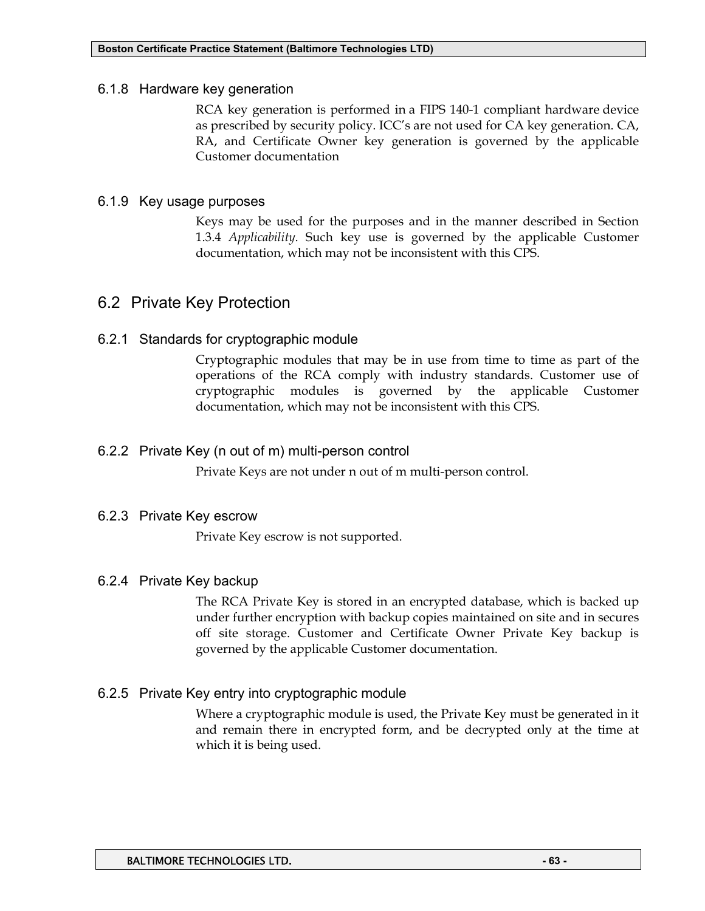### 6.1.8 Hardware key generation

RCA key generation is performed in a FIPS 140-1 compliant hardware device as prescribed by security policy. ICC's are not used for CA key generation. CA, RA, and Certificate Owner key generation is governed by the applicable Customer documentation

### 6.1.9 Key usage purposes

Keys may be used for the purposes and in the manner described in Section 1.3.4 *Applicability*. Such key use is governed by the applicable Customer documentation, which may not be inconsistent with this CPS.

## 6.2 Private Key Protection

### 6.2.1 Standards for cryptographic module

Cryptographic modules that may be in use from time to time as part of the operations of the RCA comply with industry standards. Customer use of cryptographic modules is governed by the applicable Customer documentation, which may not be inconsistent with this CPS.

### 6.2.2 Private Key (n out of m) multi-person control

Private Keys are not under n out of m multi-person control.

### 6.2.3 Private Key escrow

Private Key escrow is not supported.

### 6.2.4 Private Key backup

The RCA Private Key is stored in an encrypted database, which is backed up under further encryption with backup copies maintained on site and in secures off site storage. Customer and Certificate Owner Private Key backup is governed by the applicable Customer documentation.

### 6.2.5 Private Key entry into cryptographic module

Where a cryptographic module is used, the Private Key must be generated in it and remain there in encrypted form, and be decrypted only at the time at which it is being used.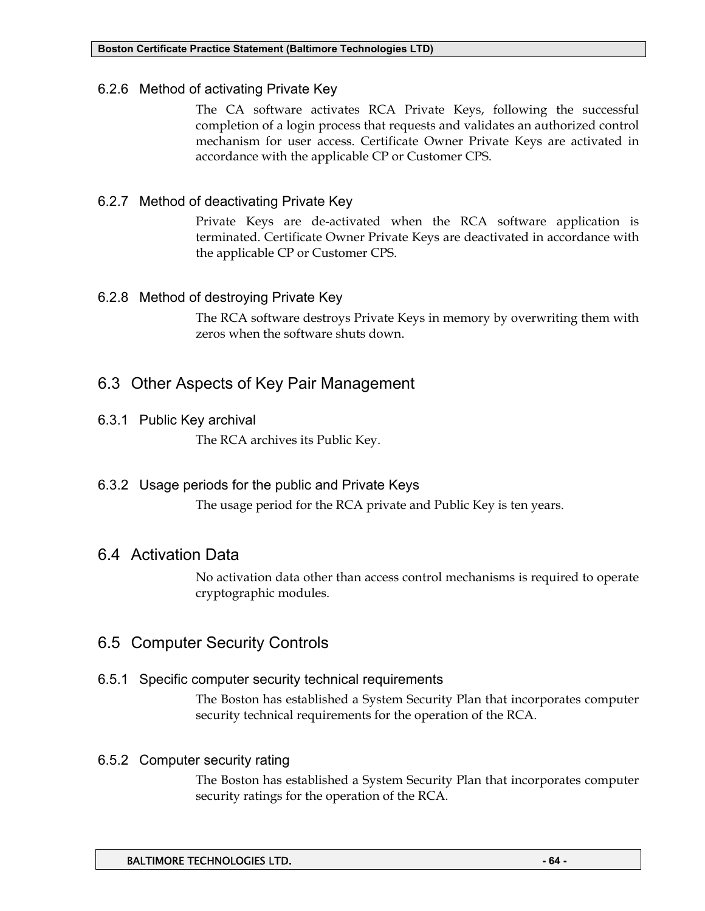### 6.2.6 Method of activating Private Key

The CA software activates RCA Private Keys, following the successful completion of a login process that requests and validates an authorized control mechanism for user access. Certificate Owner Private Keys are activated in accordance with the applicable CP or Customer CPS.

### 6.2.7 Method of deactivating Private Key

Private Keys are de-activated when the RCA software application is terminated. Certificate Owner Private Keys are deactivated in accordance with the applicable CP or Customer CPS.

### 6.2.8 Method of destroying Private Key

The RCA software destroys Private Keys in memory by overwriting them with zeros when the software shuts down.

## 6.3 Other Aspects of Key Pair Management

### 6.3.1 Public Key archival

The RCA archives its Public Key.

### 6.3.2 Usage periods for the public and Private Keys

The usage period for the RCA private and Public Key is ten years.

## 6.4 Activation Data

No activation data other than access control mechanisms is required to operate cryptographic modules.

## 6.5 Computer Security Controls

### 6.5.1 Specific computer security technical requirements

The Boston has established a System Security Plan that incorporates computer security technical requirements for the operation of the RCA.

### 6.5.2 Computer security rating

The Boston has established a System Security Plan that incorporates computer security ratings for the operation of the RCA.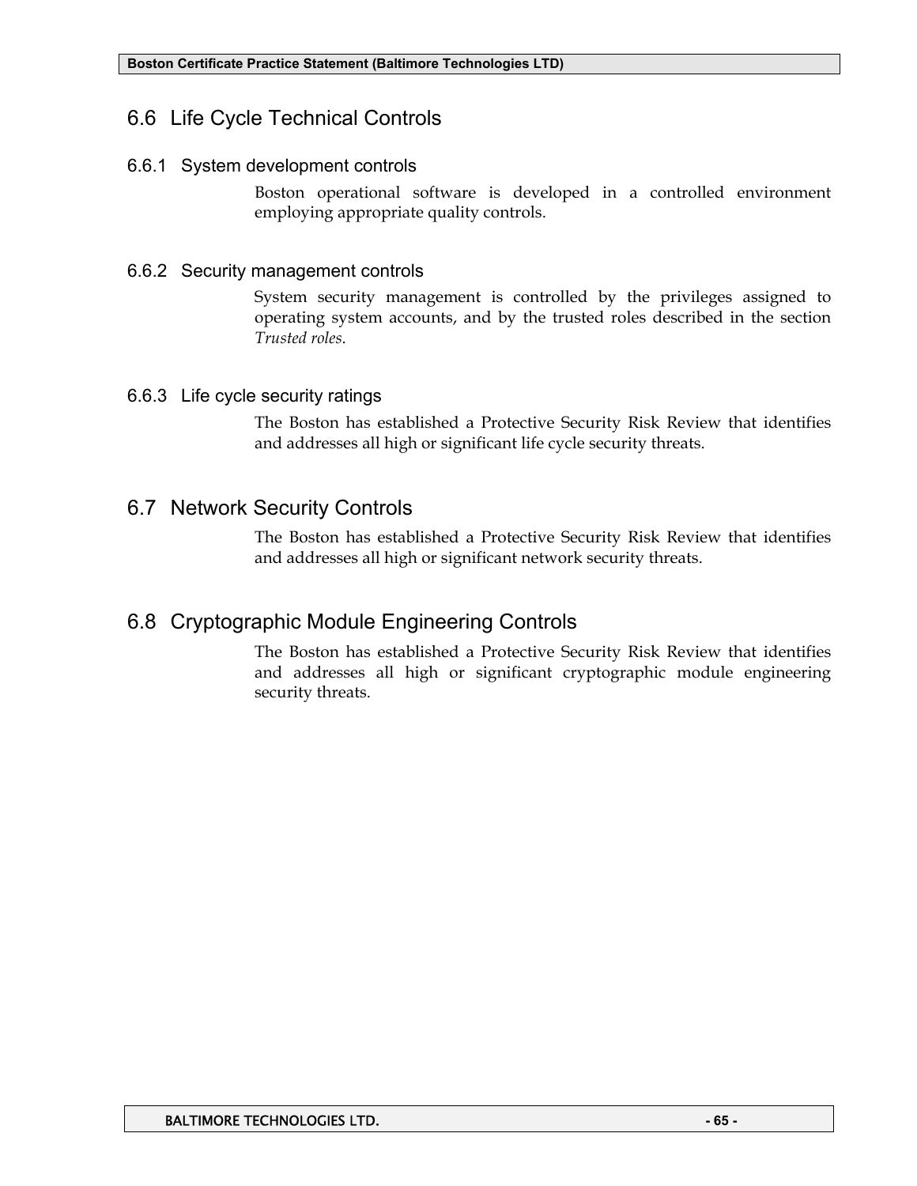## 6.6 Life Cycle Technical Controls

### 6.6.1 System development controls

Boston operational software is developed in a controlled environment employing appropriate quality controls.

### 6.6.2 Security management controls

System security management is controlled by the privileges assigned to operating system accounts, and by the trusted roles described in the section *Trusted roles*.

### 6.6.3 Life cycle security ratings

The Boston has established a Protective Security Risk Review that identifies and addresses all high or significant life cycle security threats.

## 6.7 Network Security Controls

The Boston has established a Protective Security Risk Review that identifies and addresses all high or significant network security threats.

## 6.8 Cryptographic Module Engineering Controls

The Boston has established a Protective Security Risk Review that identifies and addresses all high or significant cryptographic module engineering security threats.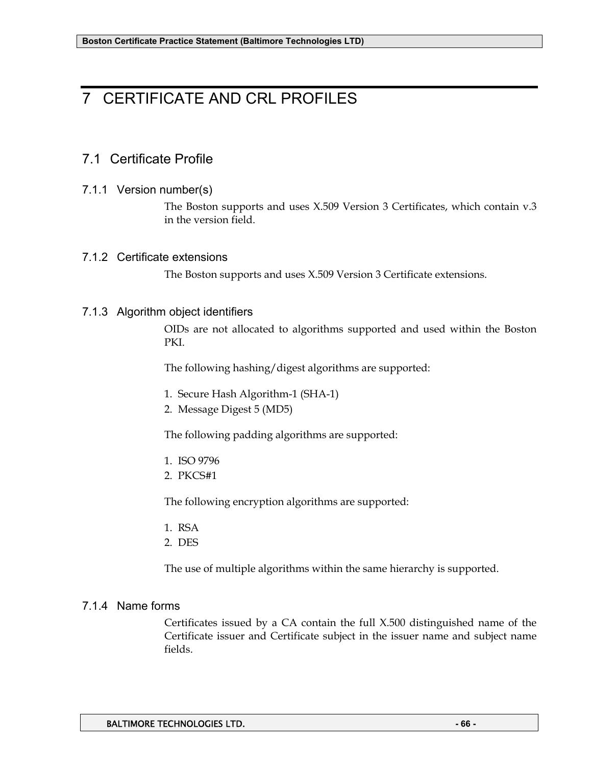# 7 CERTIFICATE AND CRL PROFILES

## 7.1 Certificate Profile

### 7.1.1 Version number(s)

The Boston supports and uses X.509 Version 3 Certificates, which contain v.3 in the version field.

### 7.1.2 Certificate extensions

The Boston supports and uses X.509 Version 3 Certificate extensions.

### 7.1.3 Algorithm object identifiers

OIDs are not allocated to algorithms supported and used within the Boston PKI.

The following hashing/digest algorithms are supported:

1. Secure Hash Algorithm-1 (SHA-1)
2. Message Digest 5 (MD5)

The following padding algorithms are supported:

1. ISO 9796
2. PKCS#1

The following encryption algorithms are supported:

1. RSA
2. DES

The use of multiple algorithms within the same hierarchy is supported.

### 7.1.4 Name forms

Certificates issued by a CA contain the full X.500 distinguished name of the Certificate issuer and Certificate subject in the issuer name and subject name fields.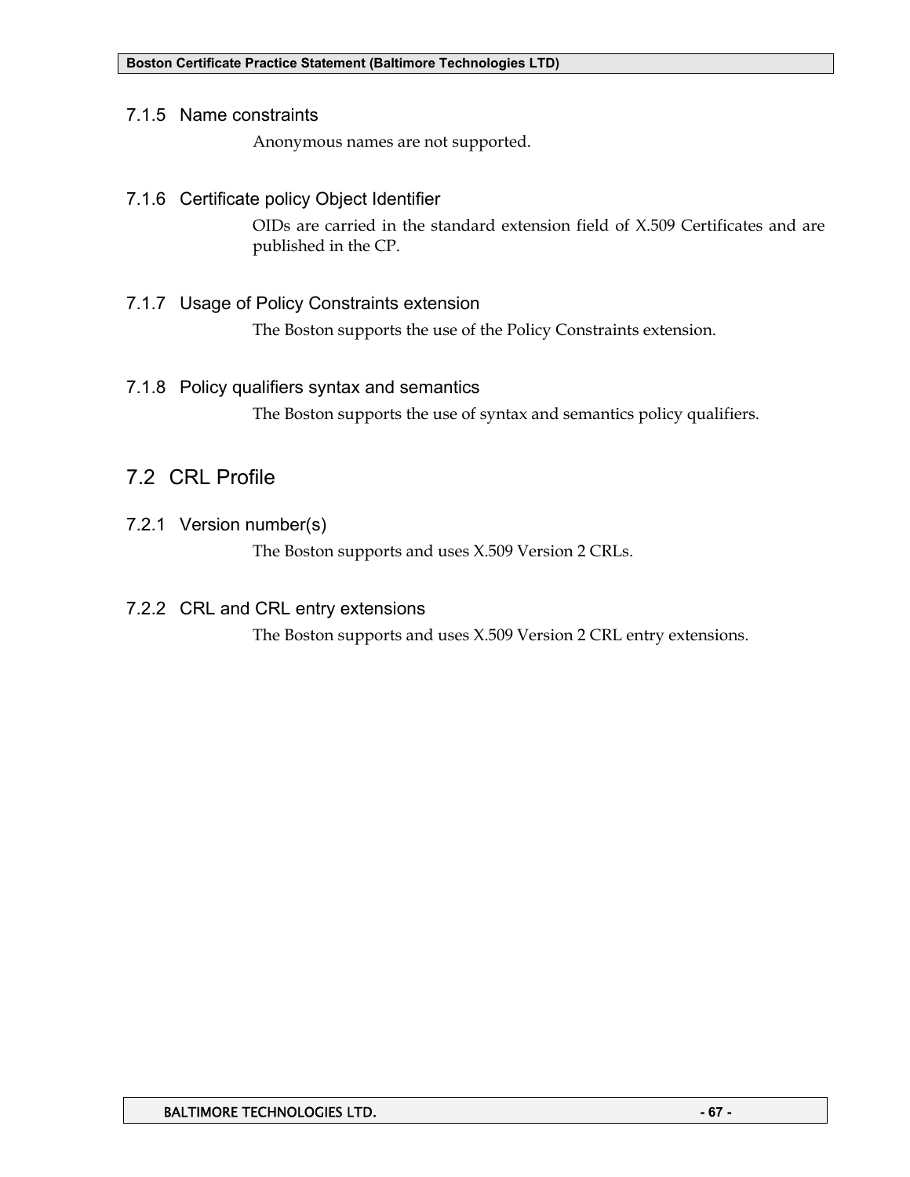### 7.1.5 Name constraints

Anonymous names are not supported.

### 7.1.6 Certificate policy Object Identifier

OIDs are carried in the standard extension field of X.509 Certificates and are published in the CP.

### 7.1.7 Usage of Policy Constraints extension

The Boston supports the use of the Policy Constraints extension.

### 7.1.8 Policy qualifiers syntax and semantics

The Boston supports the use of syntax and semantics policy qualifiers.

## 7.2 CRL Profile

### 7.2.1 Version number(s)

The Boston supports and uses X.509 Version 2 CRLs.

### 7.2.2 CRL and CRL entry extensions

The Boston supports and uses X.509 Version 2 CRL entry extensions.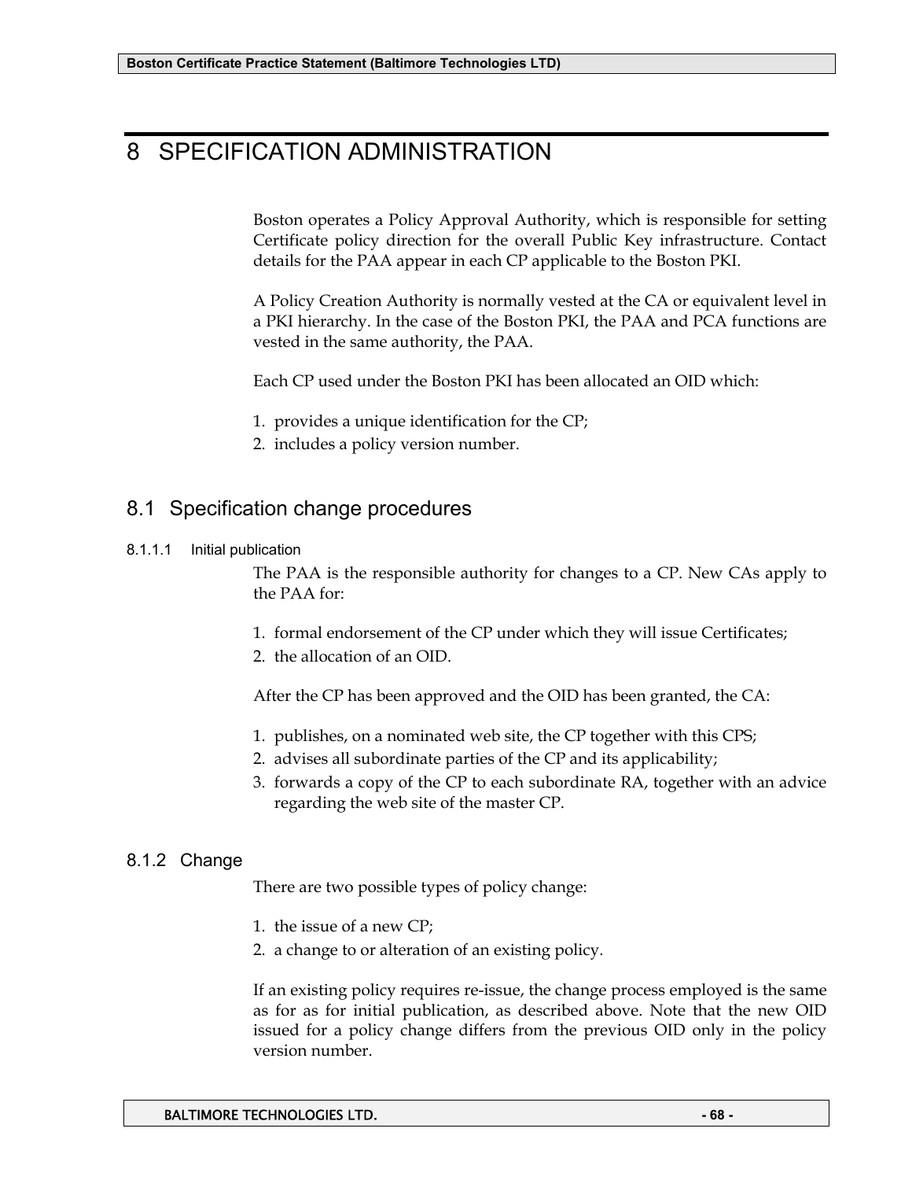# 8 SPECIFICATION ADMINISTRATION

Boston operates a Policy Approval Authority, which is responsible for setting Certificate policy direction for the overall Public Key infrastructure. Contact details for the PAA appear in each CP applicable to the Boston PKI.

A Policy Creation Authority is normally vested at the CA or equivalent level in a PKI hierarchy. In the case of the Boston PKI, the PAA and PCA functions are vested in the same authority, the PAA.

Each CP used under the Boston PKI has been allocated an OID which:

1. provides a unique identification for the CP;
2. includes a policy version number.

## 8.1 Specification change procedures

#### 8.1.1.1 Initial publication

The PAA is the responsible authority for changes to a CP. New CAs apply to the PAA for:

1. formal endorsement of the CP under which they will issue Certificates;
2. the allocation of an OID.

After the CP has been approved and the OID has been granted, the CA:

1. publishes, on a nominated web site, the CP together with this CPS;
2. advises all subordinate parties of the CP and its applicability;
3. forwards a copy of the CP to each subordinate RA, together with an advice regarding the web site of the master CP.

### 8.1.2 Change

There are two possible types of policy change:

1. the issue of a new CP;
2. a change to or alteration of an existing policy.

If an existing policy requires re-issue, the change process employed is the same as for as for initial publication, as described above. Note that the new OID issued for a policy change differs from the previous OID only in the policy version number.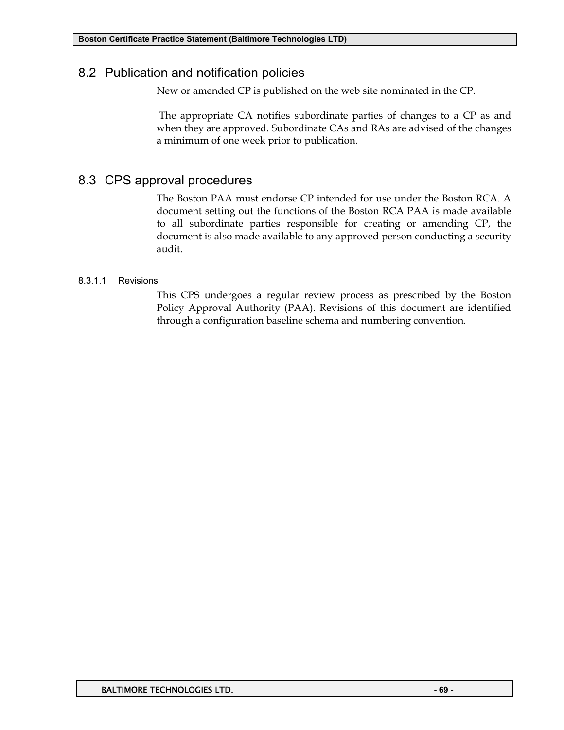## 8.2 Publication and notification policies

New or amended CP is published on the web site nominated in the CP.

The appropriate CA notifies subordinate parties of changes to a CP as and when they are approved. Subordinate CAs and RAs are advised of the changes a minimum of one week prior to publication.

## 8.3 CPS approval procedures

The Boston PAA must endorse CP intended for use under the Boston RCA. A document setting out the functions of the Boston RCA PAA is made available to all subordinate parties responsible for creating or amending CP, the document is also made available to any approved person conducting a security audit.

#### 8.3.1.1 Revisions

This CPS undergoes a regular review process as prescribed by the Boston Policy Approval Authority (PAA). Revisions of this document are identified through a configuration baseline schema and numbering convention.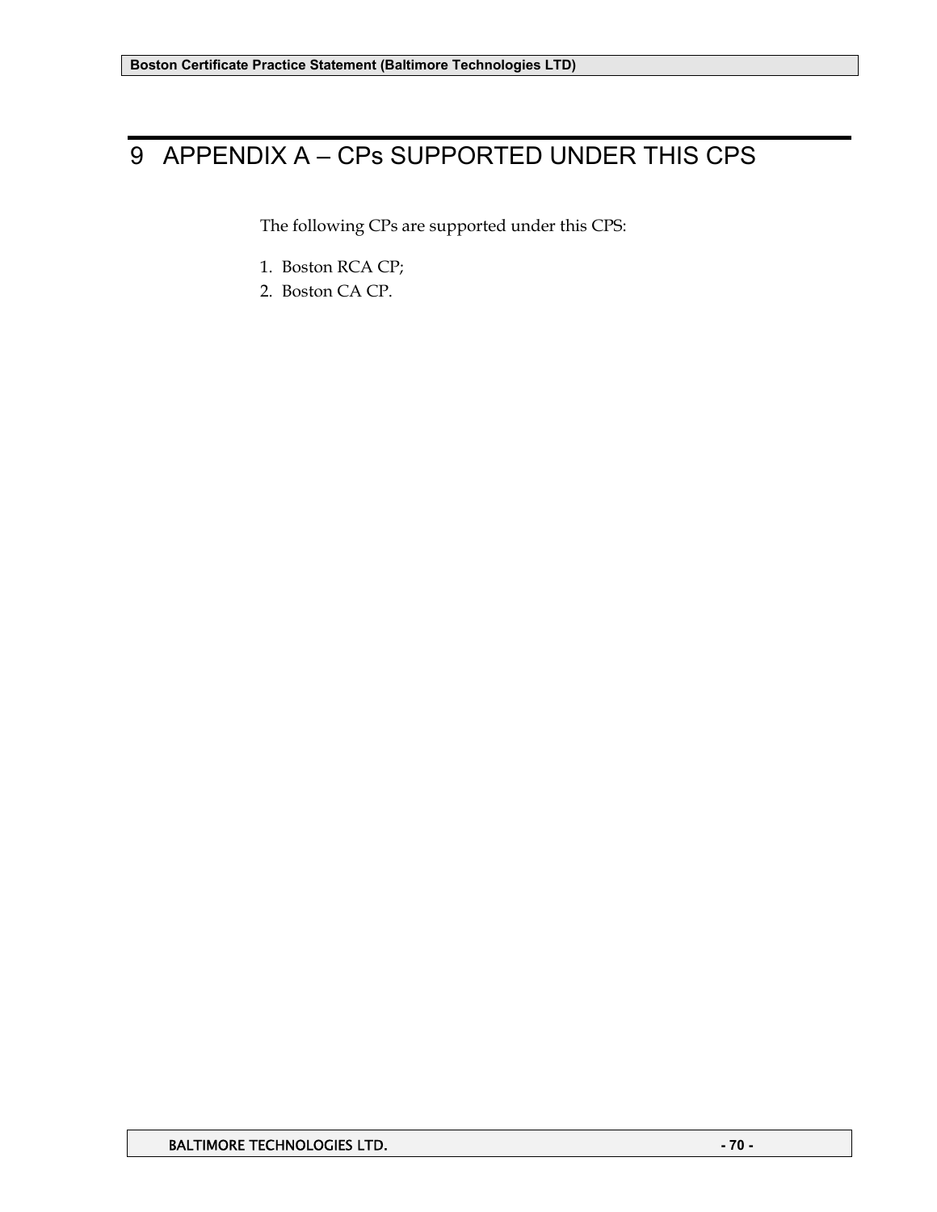# 9 APPENDIX A – CPs SUPPORTED UNDER THIS CPS

The following CPs are supported under this CPS:

1. Boston RCA CP;
2. Boston CA CP.